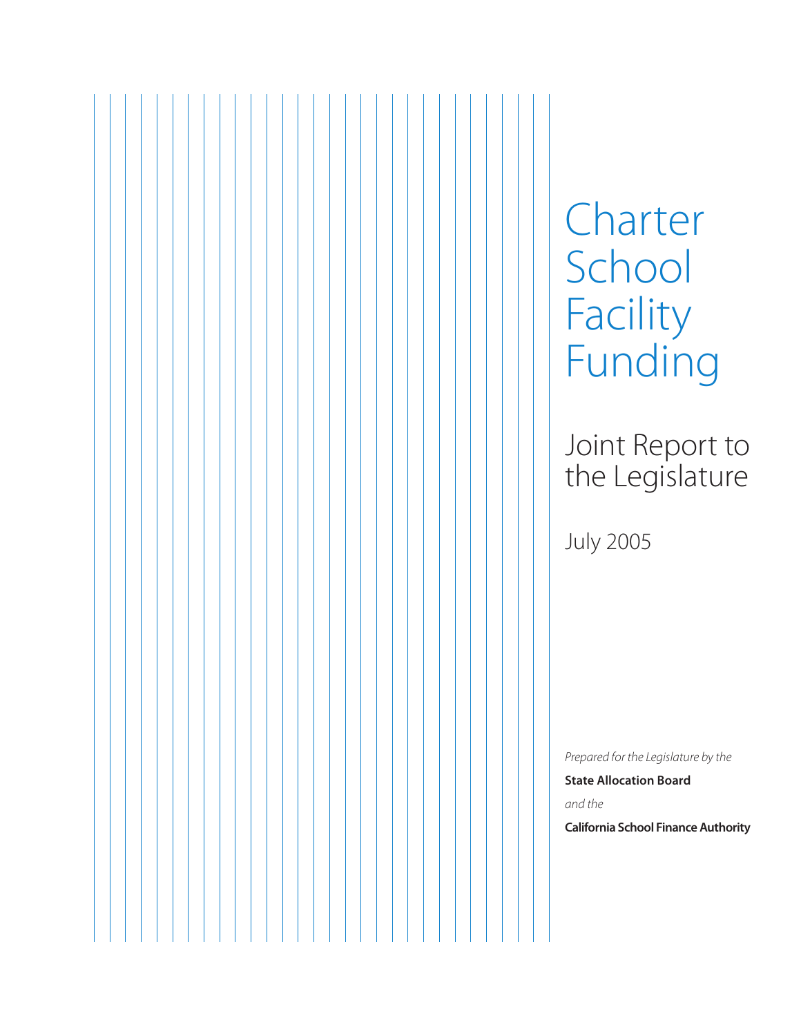# Charter School Facility Funding

## Joint Report to the Legislature

July 2005

*Prepared for the Legislature by the*

**State Allocation Board**

*and the*

**California School Finance Authority**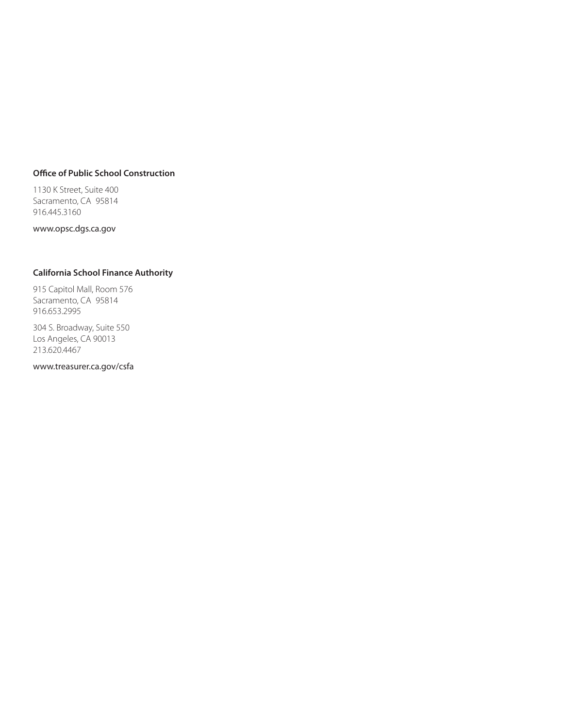**Office of Public School Construction**

1130 K Street, Suite 400
Sacramento, CA 95814
916.445.3160

www.opsc.dgs.ca.gov

**California School Finance Authority**

915 Capitol Mall, Room 576
Sacramento, CA 95814
916.653.2995

304 S. Broadway, Suite 550
Los Angeles, CA 90013
213.620.4467

www.treasurer.ca.gov/csfa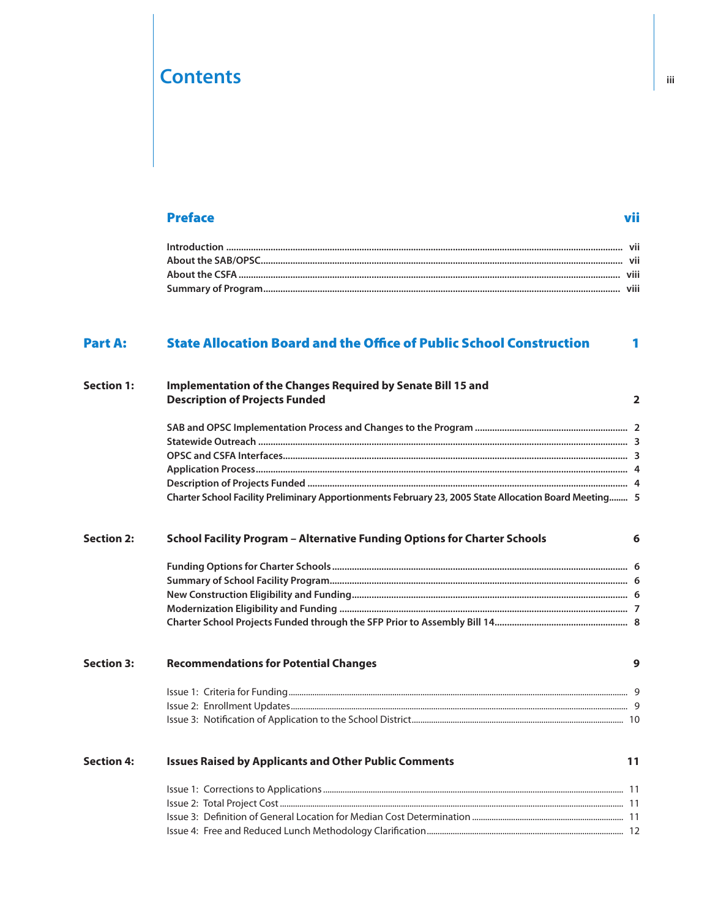# Contents

## Preface — vii

- Introduction ... vii
- About the SAB/OPSC ... vii
- About the CSFA ... viii
- Summary of Program ... viii

## Part A: State Allocation Board and the Office of Public School Construction — 1

### Section 1: Implementation of the Changes Required by Senate Bill 15 and Description of Projects Funded — 2

- SAB and OPSC Implementation Process and Changes to the Program ... 2
- Statewide Outreach ... 3
- OPSC and CSFA Interfaces ... 3
- Application Process ... 4
- Description of Projects Funded ... 4
- Charter School Facility Preliminary Apportionments February 23, 2005 State Allocation Board Meeting ... 5

### Section 2: School Facility Program – Alternative Funding Options for Charter Schools — 6

- Funding Options for Charter Schools ... 6
- Summary of School Facility Program ... 6
- New Construction Eligibility and Funding ... 6
- Modernization Eligibility and Funding ... 7
- Charter School Projects Funded through the SFP Prior to Assembly Bill 14 ... 8

### Section 3: Recommendations for Potential Changes — 9

- Issue 1: Criteria for Funding ... 9
- Issue 2: Enrollment Updates ... 9
- Issue 3: Notification of Application to the School District ... 10

### Section 4: Issues Raised by Applicants and Other Public Comments — 11

- Issue 1: Corrections to Applications ... 11
- Issue 2: Total Project Cost ... 11
- Issue 3: Definition of General Location for Median Cost Determination ... 11
- Issue 4: Free and Reduced Lunch Methodology Clarification ... 12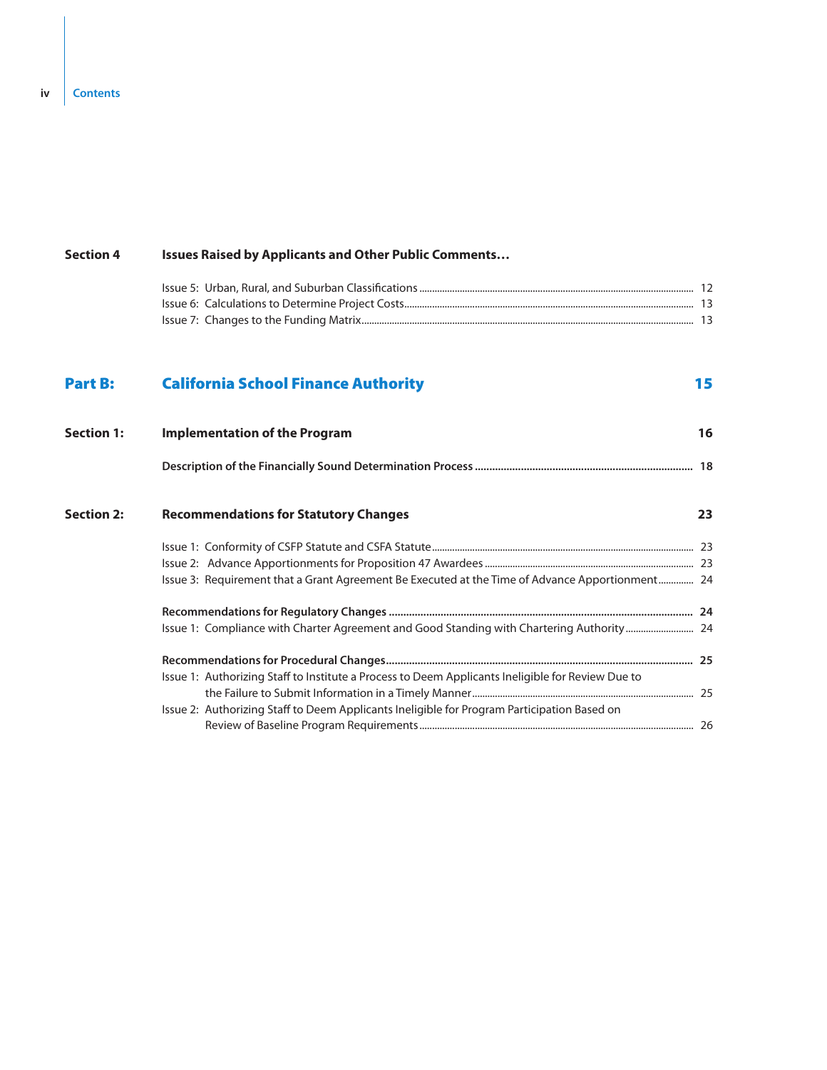**Section 4 Issues Raised by Applicants and Other Public Comments…**

Issue 5: Urban, Rural, and Suburban Classifications ..... 12
Issue 6: Calculations to Determine Project Costs ..... 13
Issue 7: Changes to the Funding Matrix ..... 13

## Part B: California School Finance Authority 15

**Section 1: Implementation of the Program 16**

**Description of the Financially Sound Determination Process ..... 18**

**Section 2: Recommendations for Statutory Changes 23**

Issue 1: Conformity of CSFP Statute and CSFA Statute ..... 23
Issue 2: Advance Apportionments for Proposition 47 Awardees ..... 23
Issue 3: Requirement that a Grant Agreement Be Executed at the Time of Advance Apportionment ..... 24

**Recommendations for Regulatory Changes ..... 24**
Issue 1: Compliance with Charter Agreement and Good Standing with Chartering Authority ..... 24

**Recommendations for Procedural Changes ..... 25**
Issue 1: Authorizing Staff to Institute a Process to Deem Applicants Ineligible for Review Due to the Failure to Submit Information in a Timely Manner ..... 25
Issue 2: Authorizing Staff to Deem Applicants Ineligible for Program Participation Based on Review of Baseline Program Requirements ..... 26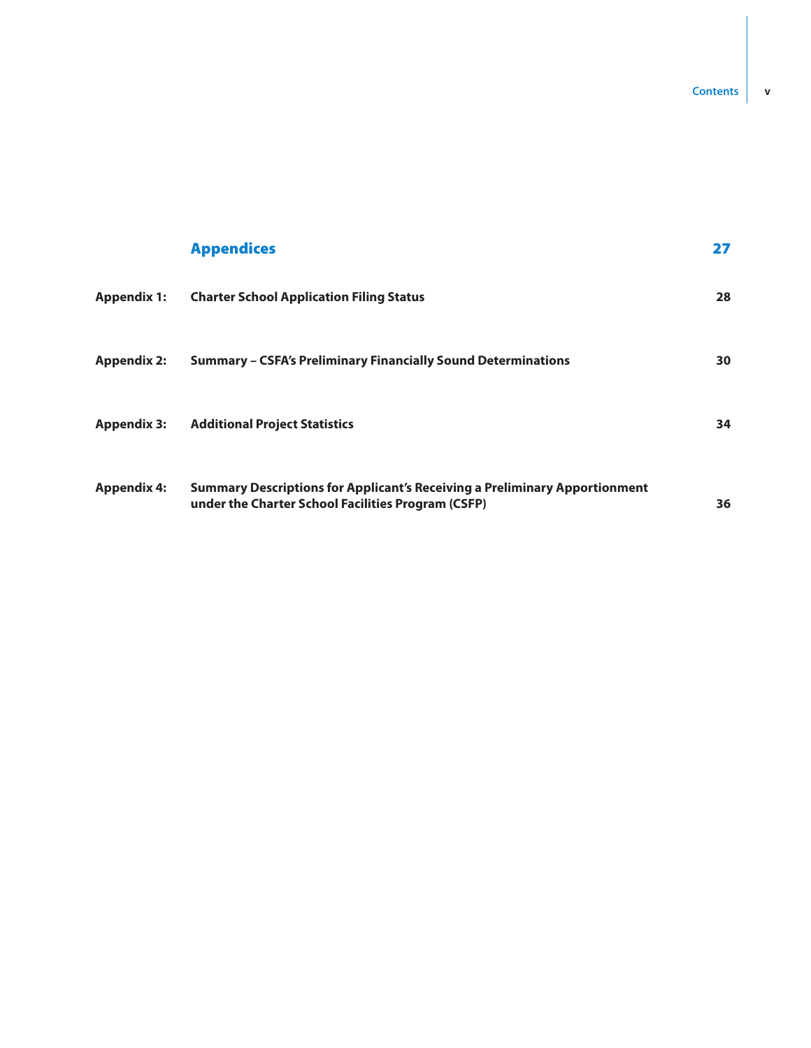| | **Appendices** | **27** |
|---|---|---|
| **Appendix 1:** | **Charter School Application Filing Status** | **28** |
| **Appendix 2:** | **Summary – CSFA's Preliminary Financially Sound Determinations** | **30** |
| **Appendix 3:** | **Additional Project Statistics** | **34** |
| **Appendix 4:** | **Summary Descriptions for Applicant's Receiving a Preliminary Apportionment under the Charter School Facilities Program (CSFP)** | **36** |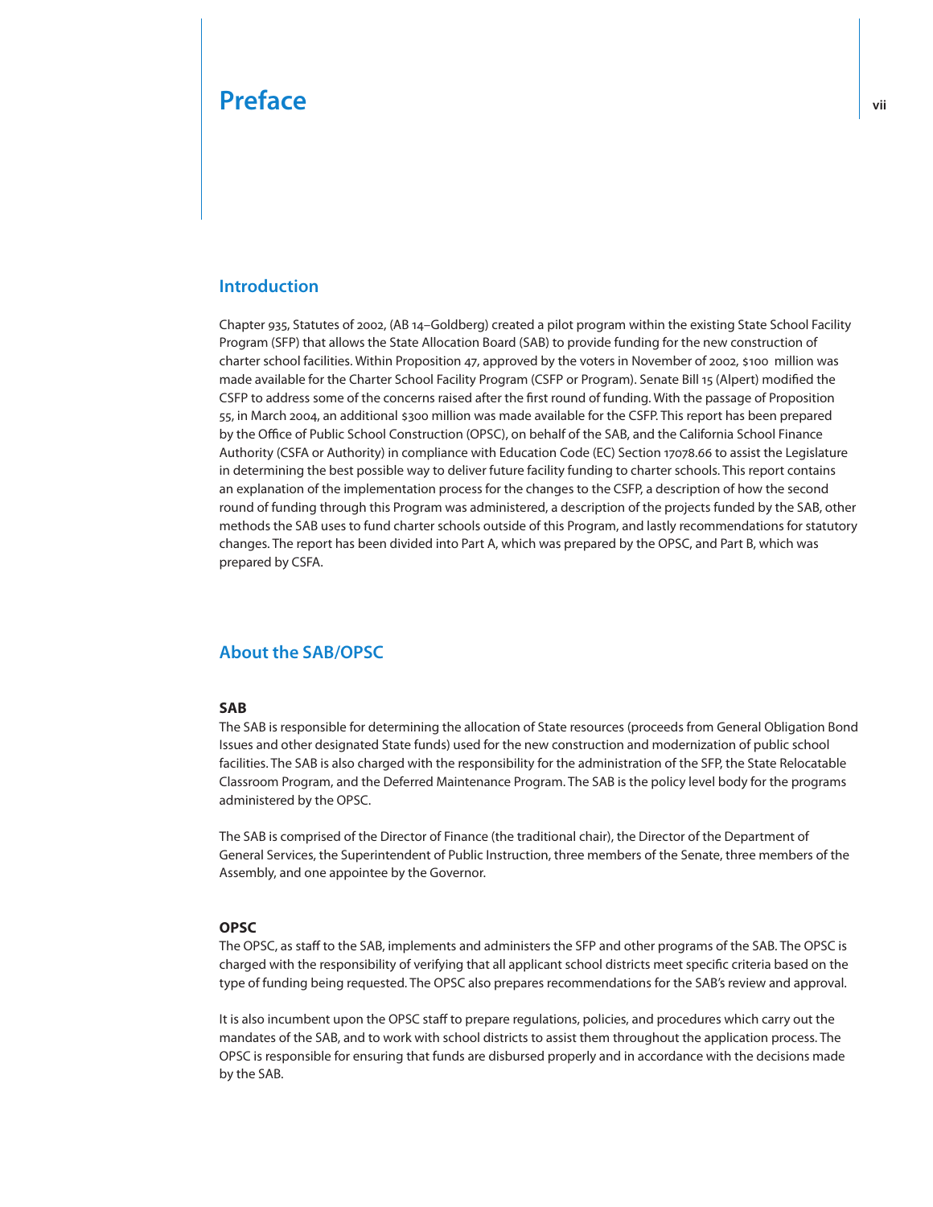# Preface

## Introduction

Chapter 935, Statutes of 2002, (AB 14–Goldberg) created a pilot program within the existing State School Facility Program (SFP) that allows the State Allocation Board (SAB) to provide funding for the new construction of charter school facilities. Within Proposition 47, approved by the voters in November of 2002, $100 million was made available for the Charter School Facility Program (CSFP or Program). Senate Bill 15 (Alpert) modified the CSFP to address some of the concerns raised after the first round of funding. With the passage of Proposition 55, in March 2004, an additional $300 million was made available for the CSFP. This report has been prepared by the Office of Public School Construction (OPSC), on behalf of the SAB, and the California School Finance Authority (CSFA or Authority) in compliance with Education Code (EC) Section 17078.66 to assist the Legislature in determining the best possible way to deliver future facility funding to charter schools. This report contains an explanation of the implementation process for the changes to the CSFP, a description of how the second round of funding through this Program was administered, a description of the projects funded by the SAB, other methods the SAB uses to fund charter schools outside of this Program, and lastly recommendations for statutory changes. The report has been divided into Part A, which was prepared by the OPSC, and Part B, which was prepared by CSFA.

## About the SAB/OPSC

### SAB

The SAB is responsible for determining the allocation of State resources (proceeds from General Obligation Bond Issues and other designated State funds) used for the new construction and modernization of public school facilities. The SAB is also charged with the responsibility for the administration of the SFP, the State Relocatable Classroom Program, and the Deferred Maintenance Program. The SAB is the policy level body for the programs administered by the OPSC.

The SAB is comprised of the Director of Finance (the traditional chair), the Director of the Department of General Services, the Superintendent of Public Instruction, three members of the Senate, three members of the Assembly, and one appointee by the Governor.

### OPSC

The OPSC, as staff to the SAB, implements and administers the SFP and other programs of the SAB. The OPSC is charged with the responsibility of verifying that all applicant school districts meet specific criteria based on the type of funding being requested. The OPSC also prepares recommendations for the SAB's review and approval.

It is also incumbent upon the OPSC staff to prepare regulations, policies, and procedures which carry out the mandates of the SAB, and to work with school districts to assist them throughout the application process. The OPSC is responsible for ensuring that funds are disbursed properly and in accordance with the decisions made by the SAB.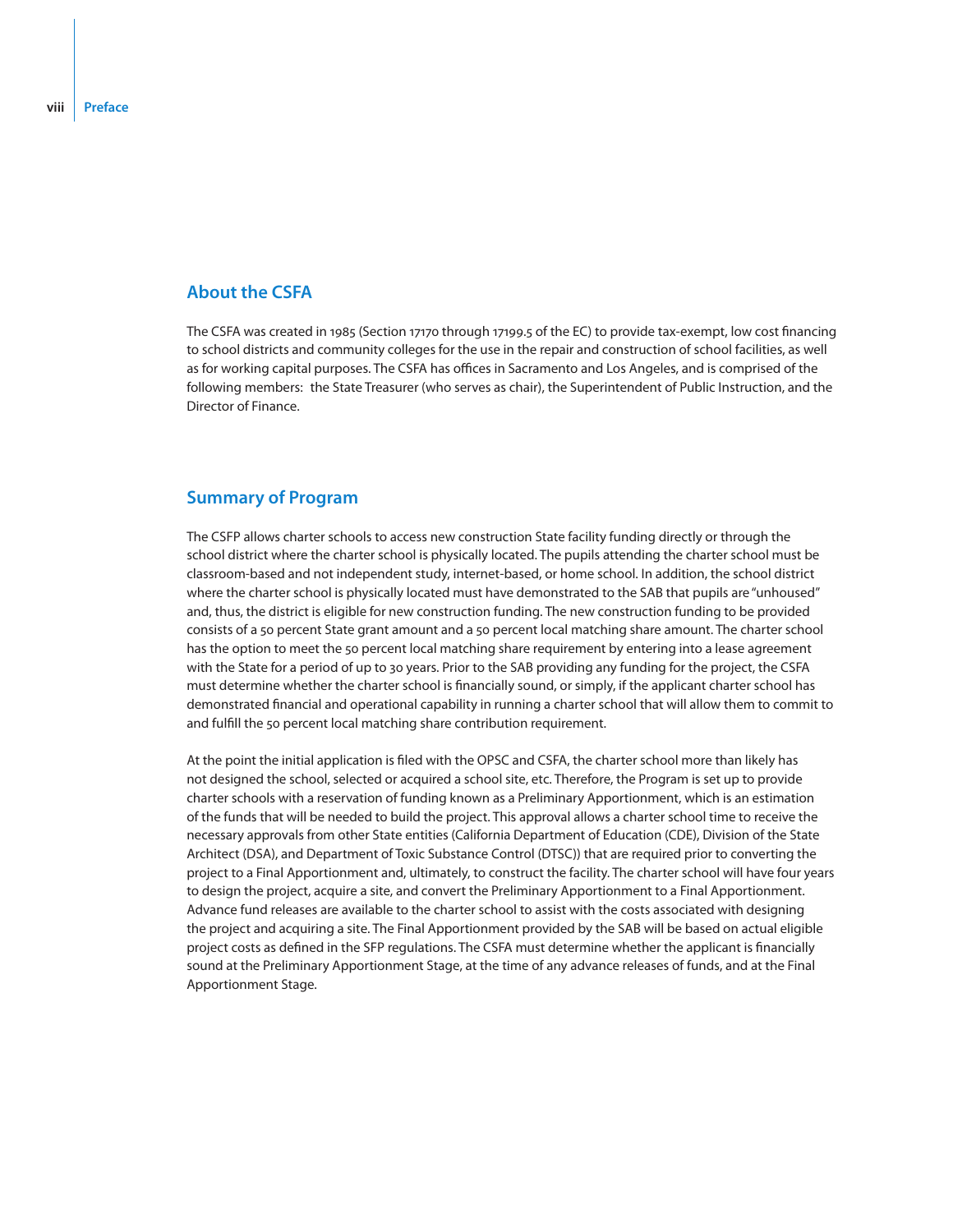## About the CSFA

The CSFA was created in 1985 (Section 17170 through 17199.5 of the EC) to provide tax-exempt, low cost financing to school districts and community colleges for the use in the repair and construction of school facilities, as well as for working capital purposes. The CSFA has offices in Sacramento and Los Angeles, and is comprised of the following members: the State Treasurer (who serves as chair), the Superintendent of Public Instruction, and the Director of Finance.

## Summary of Program

The CSFP allows charter schools to access new construction State facility funding directly or through the school district where the charter school is physically located. The pupils attending the charter school must be classroom-based and not independent study, internet-based, or home school. In addition, the school district where the charter school is physically located must have demonstrated to the SAB that pupils are "unhoused" and, thus, the district is eligible for new construction funding. The new construction funding to be provided consists of a 50 percent State grant amount and a 50 percent local matching share amount. The charter school has the option to meet the 50 percent local matching share requirement by entering into a lease agreement with the State for a period of up to 30 years. Prior to the SAB providing any funding for the project, the CSFA must determine whether the charter school is financially sound, or simply, if the applicant charter school has demonstrated financial and operational capability in running a charter school that will allow them to commit to and fulfill the 50 percent local matching share contribution requirement.

At the point the initial application is filed with the OPSC and CSFA, the charter school more than likely has not designed the school, selected or acquired a school site, etc. Therefore, the Program is set up to provide charter schools with a reservation of funding known as a Preliminary Apportionment, which is an estimation of the funds that will be needed to build the project. This approval allows a charter school time to receive the necessary approvals from other State entities (California Department of Education (CDE), Division of the State Architect (DSA), and Department of Toxic Substance Control (DTSC)) that are required prior to converting the project to a Final Apportionment and, ultimately, to construct the facility. The charter school will have four years to design the project, acquire a site, and convert the Preliminary Apportionment to a Final Apportionment. Advance fund releases are available to the charter school to assist with the costs associated with designing the project and acquiring a site. The Final Apportionment provided by the SAB will be based on actual eligible project costs as defined in the SFP regulations. The CSFA must determine whether the applicant is financially sound at the Preliminary Apportionment Stage, at the time of any advance releases of funds, and at the Final Apportionment Stage.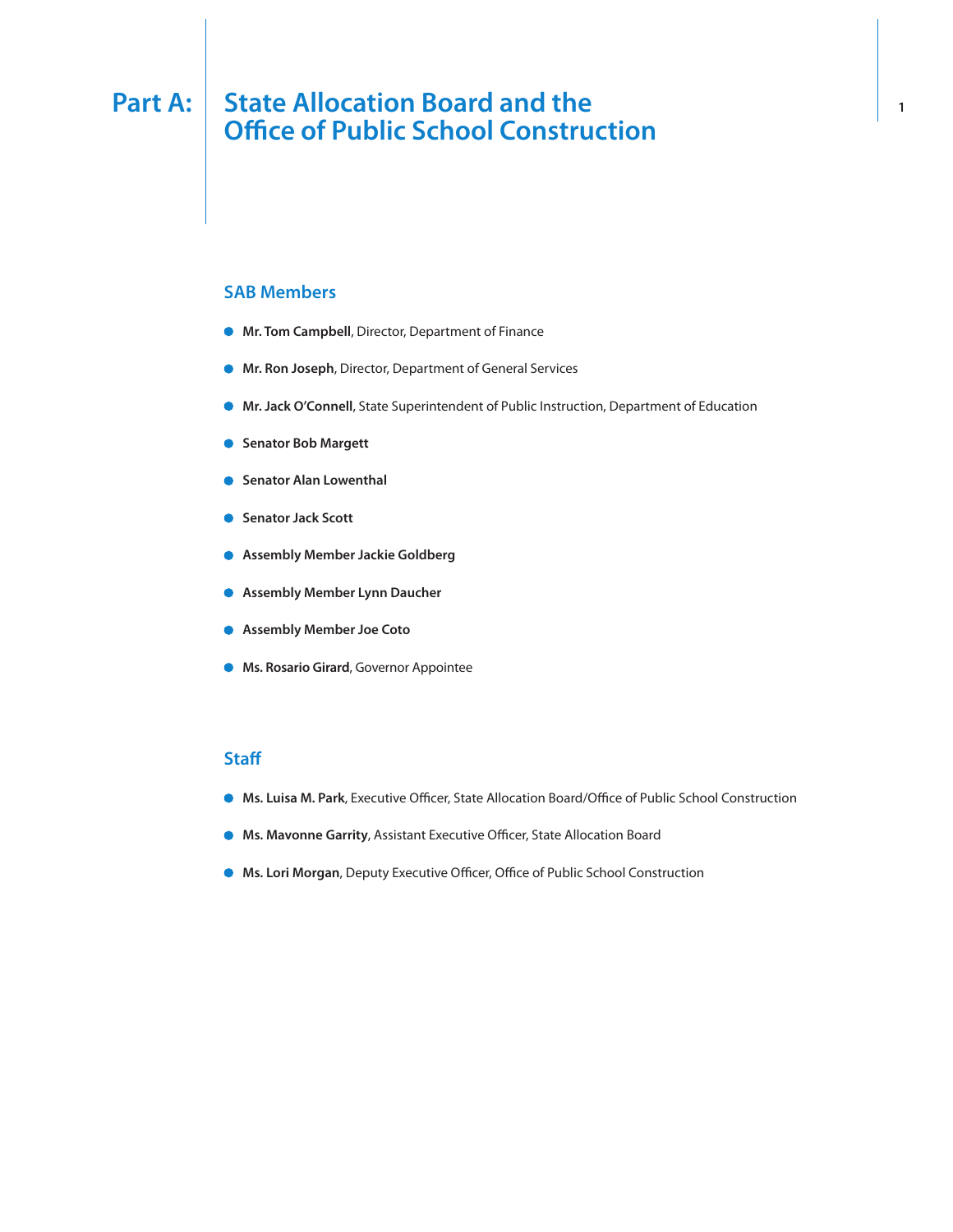# Part A: State Allocation Board and the Office of Public School Construction

## SAB Members

- **Mr. Tom Campbell**, Director, Department of Finance
- **Mr. Ron Joseph**, Director, Department of General Services
- **Mr. Jack O'Connell**, State Superintendent of Public Instruction, Department of Education
- **Senator Bob Margett**
- **Senator Alan Lowenthal**
- **Senator Jack Scott**
- **Assembly Member Jackie Goldberg**
- **Assembly Member Lynn Daucher**
- **Assembly Member Joe Coto**
- **Ms. Rosario Girard**, Governor Appointee

## Staff

- **Ms. Luisa M. Park**, Executive Officer, State Allocation Board/Office of Public School Construction
- **Ms. Mavonne Garrity**, Assistant Executive Officer, State Allocation Board
- **Ms. Lori Morgan**, Deputy Executive Officer, Office of Public School Construction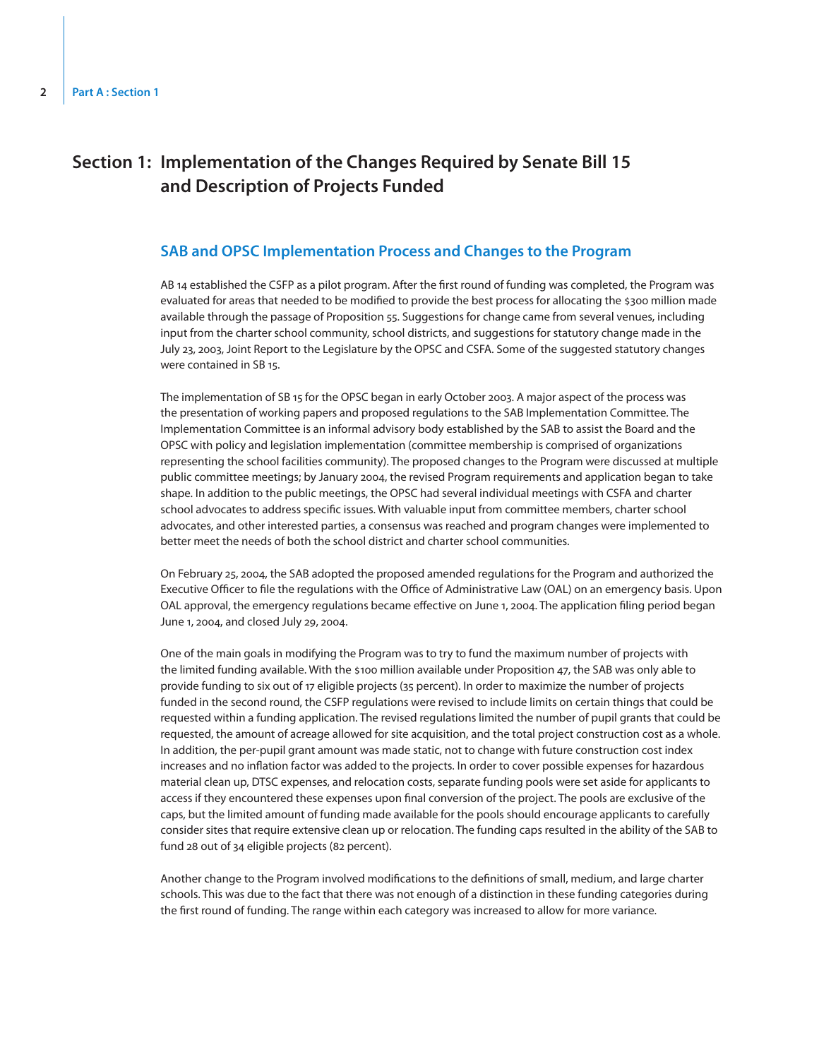# Section 1: Implementation of the Changes Required by Senate Bill 15 and Description of Projects Funded

## SAB and OPSC Implementation Process and Changes to the Program

AB 14 established the CSFP as a pilot program. After the first round of funding was completed, the Program was evaluated for areas that needed to be modified to provide the best process for allocating the $300 million made available through the passage of Proposition 55. Suggestions for change came from several venues, including input from the charter school community, school districts, and suggestions for statutory change made in the July 23, 2003, Joint Report to the Legislature by the OPSC and CSFA. Some of the suggested statutory changes were contained in SB 15.

The implementation of SB 15 for the OPSC began in early October 2003. A major aspect of the process was the presentation of working papers and proposed regulations to the SAB Implementation Committee. The Implementation Committee is an informal advisory body established by the SAB to assist the Board and the OPSC with policy and legislation implementation (committee membership is comprised of organizations representing the school facilities community). The proposed changes to the Program were discussed at multiple public committee meetings; by January 2004, the revised Program requirements and application began to take shape. In addition to the public meetings, the OPSC had several individual meetings with CSFA and charter school advocates to address specific issues. With valuable input from committee members, charter school advocates, and other interested parties, a consensus was reached and program changes were implemented to better meet the needs of both the school district and charter school communities.

On February 25, 2004, the SAB adopted the proposed amended regulations for the Program and authorized the Executive Officer to file the regulations with the Office of Administrative Law (OAL) on an emergency basis. Upon OAL approval, the emergency regulations became effective on June 1, 2004. The application filing period began June 1, 2004, and closed July 29, 2004.

One of the main goals in modifying the Program was to try to fund the maximum number of projects with the limited funding available. With the $100 million available under Proposition 47, the SAB was only able to provide funding to six out of 17 eligible projects (35 percent). In order to maximize the number of projects funded in the second round, the CSFP regulations were revised to include limits on certain things that could be requested within a funding application. The revised regulations limited the number of pupil grants that could be requested, the amount of acreage allowed for site acquisition, and the total project construction cost as a whole. In addition, the per-pupil grant amount was made static, not to change with future construction cost index increases and no inflation factor was added to the projects. In order to cover possible expenses for hazardous material clean up, DTSC expenses, and relocation costs, separate funding pools were set aside for applicants to access if they encountered these expenses upon final conversion of the project. The pools are exclusive of the caps, but the limited amount of funding made available for the pools should encourage applicants to carefully consider sites that require extensive clean up or relocation. The funding caps resulted in the ability of the SAB to fund 28 out of 34 eligible projects (82 percent).

Another change to the Program involved modifications to the definitions of small, medium, and large charter schools. This was due to the fact that there was not enough of a distinction in these funding categories during the first round of funding. The range within each category was increased to allow for more variance.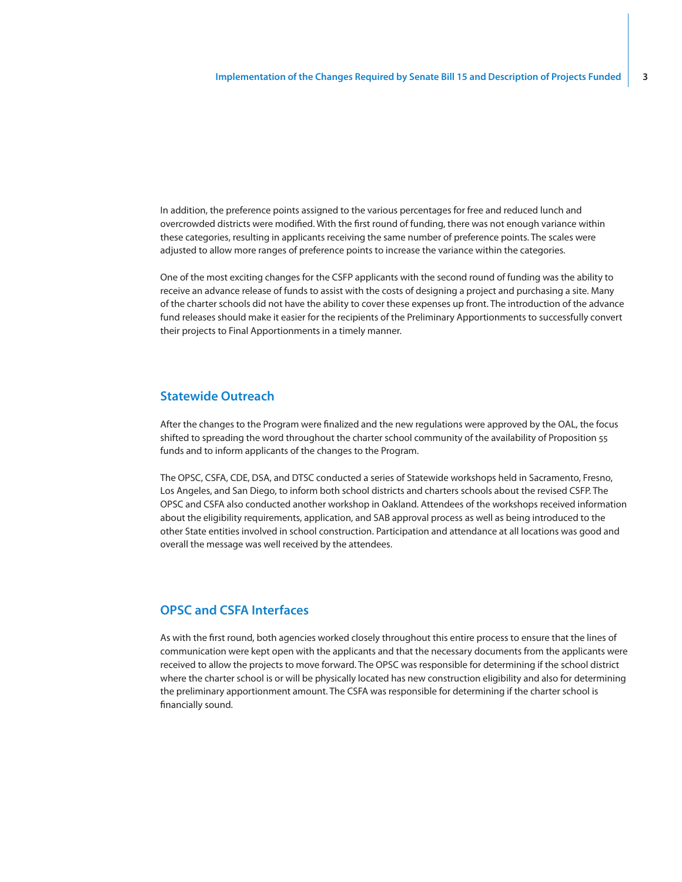In addition, the preference points assigned to the various percentages for free and reduced lunch and overcrowded districts were modified. With the first round of funding, there was not enough variance within these categories, resulting in applicants receiving the same number of preference points. The scales were adjusted to allow more ranges of preference points to increase the variance within the categories.

One of the most exciting changes for the CSFP applicants with the second round of funding was the ability to receive an advance release of funds to assist with the costs of designing a project and purchasing a site. Many of the charter schools did not have the ability to cover these expenses up front. The introduction of the advance fund releases should make it easier for the recipients of the Preliminary Apportionments to successfully convert their projects to Final Apportionments in a timely manner.

## Statewide Outreach

After the changes to the Program were finalized and the new regulations were approved by the OAL, the focus shifted to spreading the word throughout the charter school community of the availability of Proposition 55 funds and to inform applicants of the changes to the Program.

The OPSC, CSFA, CDE, DSA, and DTSC conducted a series of Statewide workshops held in Sacramento, Fresno, Los Angeles, and San Diego, to inform both school districts and charters schools about the revised CSFP. The OPSC and CSFA also conducted another workshop in Oakland. Attendees of the workshops received information about the eligibility requirements, application, and SAB approval process as well as being introduced to the other State entities involved in school construction. Participation and attendance at all locations was good and overall the message was well received by the attendees.

## OPSC and CSFA Interfaces

As with the first round, both agencies worked closely throughout this entire process to ensure that the lines of communication were kept open with the applicants and that the necessary documents from the applicants were received to allow the projects to move forward. The OPSC was responsible for determining if the school district where the charter school is or will be physically located has new construction eligibility and also for determining the preliminary apportionment amount. The CSFA was responsible for determining if the charter school is financially sound.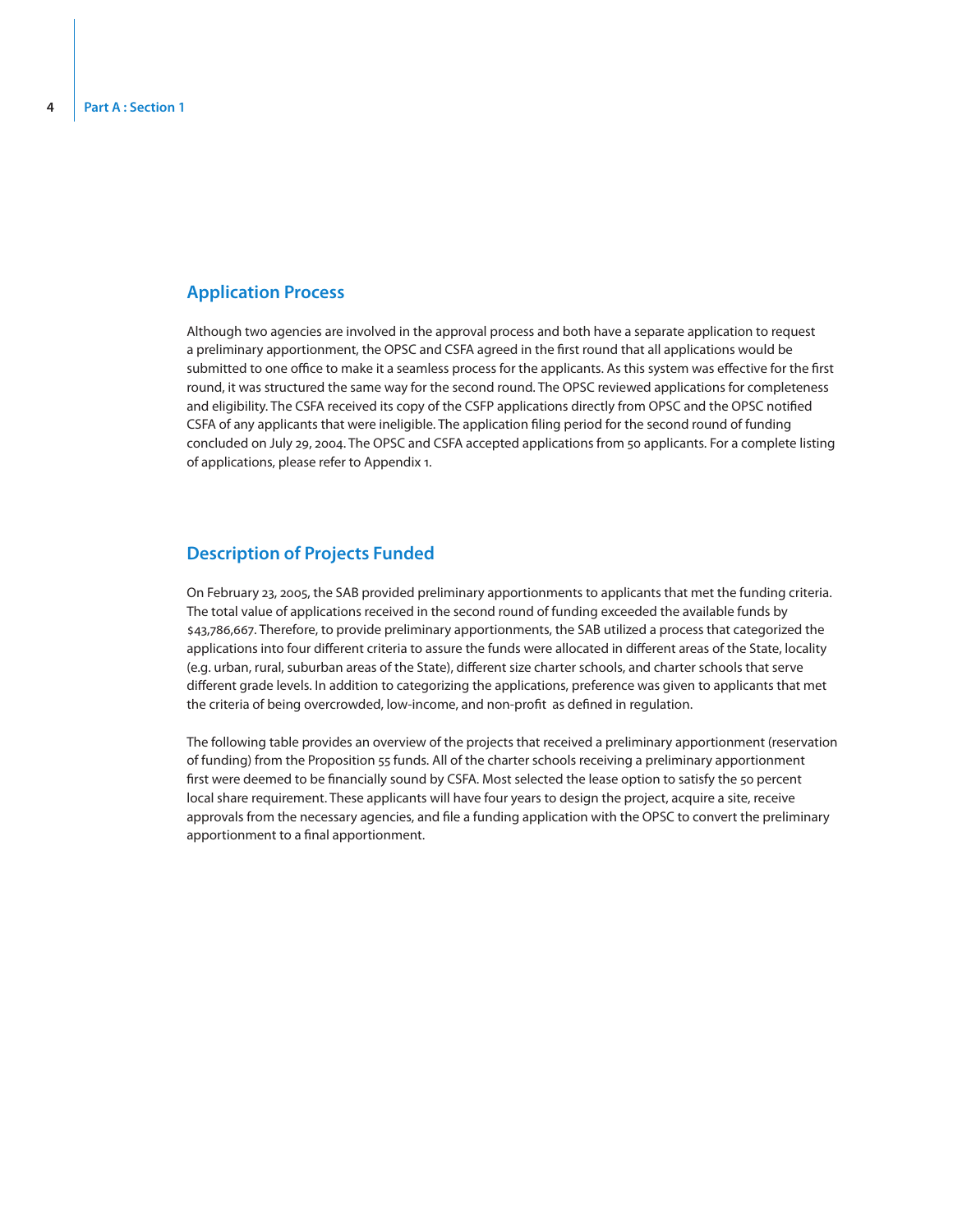## Application Process

Although two agencies are involved in the approval process and both have a separate application to request a preliminary apportionment, the OPSC and CSFA agreed in the first round that all applications would be submitted to one office to make it a seamless process for the applicants. As this system was effective for the first round, it was structured the same way for the second round. The OPSC reviewed applications for completeness and eligibility. The CSFA received its copy of the CSFP applications directly from OPSC and the OPSC notified CSFA of any applicants that were ineligible. The application filing period for the second round of funding concluded on July 29, 2004. The OPSC and CSFA accepted applications from 50 applicants. For a complete listing of applications, please refer to Appendix 1.

## Description of Projects Funded

On February 23, 2005, the SAB provided preliminary apportionments to applicants that met the funding criteria. The total value of applications received in the second round of funding exceeded the available funds by $43,786,667. Therefore, to provide preliminary apportionments, the SAB utilized a process that categorized the applications into four different criteria to assure the funds were allocated in different areas of the State, locality (e.g. urban, rural, suburban areas of the State), different size charter schools, and charter schools that serve different grade levels. In addition to categorizing the applications, preference was given to applicants that met the criteria of being overcrowded, low-income, and non-profit as defined in regulation.

The following table provides an overview of the projects that received a preliminary apportionment (reservation of funding) from the Proposition 55 funds. All of the charter schools receiving a preliminary apportionment first were deemed to be financially sound by CSFA. Most selected the lease option to satisfy the 50 percent local share requirement. These applicants will have four years to design the project, acquire a site, receive approvals from the necessary agencies, and file a funding application with the OPSC to convert the preliminary apportionment to a final apportionment.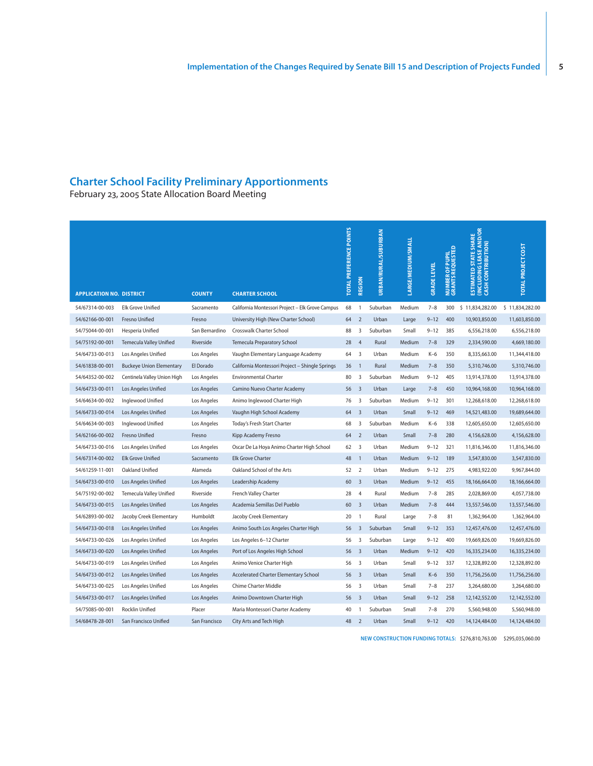## Charter School Facility Preliminary Apportionments

February 23, 2005 State Allocation Board Meeting

| APPLICATION NO. | DISTRICT | COUNTY | CHARTER SCHOOL | TOTAL PREFERENCE POINTS | REGION | URBAN/RURAL/SUBURBAN | LARGE/MEDIUM/SMALL | GRADE LEVEL | NUMBER OF PUPIL GRANTS REQUESTED | ESTIMATED STATE SHARE (INCLUDING LEASE AND/OR CASH CONTRIBUTION) | TOTAL PROJECT COST |
|---|---|---|---|---|---|---|---|---|---|---|---|
| 54/67314-00-003 | Elk Grove Unified | Sacramento | California Montessori Project – Elk Grove Campus | 68 | 1 | Suburban | Medium | 7–8 | 300 | $ 11,834,282.00 | $ 11,834,282.00 |
| 54/62166-00-001 | Fresno Unified | Fresno | University High (New Charter School) | 64 | 2 | Urban | Large | 9–12 | 400 | 10,903,850.00 | 11,603,850.00 |
| 54/75044-00-001 | Hesperia Unified | San Bernardino | Crosswalk Charter School | 88 | 3 | Suburban | Small | 9–12 | 385 | 6,556,218.00 | 6,556,218.00 |
| 54/75192-00-001 | Temecula Valley Unified | Riverside | Temecula Preparatory School | 28 | 4 | Rural | Medium | 7–8 | 329 | 2,334,590.00 | 4,669,180.00 |
| 54/64733-00-013 | Los Angeles Unified | Los Angeles | Vaughn Elementary Language Academy | 64 | 3 | Urban | Medium | K–6 | 350 | 8,335,663.00 | 11,344,418.00 |
| 54/61838-00-001 | Buckeye Union Elementary | El Dorado | California Montessori Project – Shingle Springs | 36 | 1 | Rural | Medium | 7–8 | 350 | 5,310,746.00 | 5,310,746.00 |
| 54/64352-00-002 | Centinela Valley Union High | Los Angeles | Environmental Charter | 80 | 3 | Suburban | Medium | 9–12 | 405 | 13,914,378.00 | 13,914,378.00 |
| 54/64733-00-011 | Los Angeles Unified | Los Angeles | Camino Nuevo Charter Academy | 56 | 3 | Urban | Large | 7–8 | 450 | 10,964,168.00 | 10,964,168.00 |
| 54/64634-00-002 | Inglewood Unified | Los Angeles | Animo Inglewood Charter High | 76 | 3 | Suburban | Medium | 9–12 | 301 | 12,268,618.00 | 12,268,618.00 |
| 54/64733-00-014 | Los Angeles Unified | Los Angeles | Vaughn High School Academy | 64 | 3 | Urban | Small | 9–12 | 469 | 14,521,483.00 | 19,689,644.00 |
| 54/64634-00-003 | Inglewood Unified | Los Angeles | Today's Fresh Start Charter | 68 | 3 | Suburban | Medium | K–6 | 338 | 12,605,650.00 | 12,605,650.00 |
| 54/62166-00-002 | Fresno Unified | Fresno | Kipp Academy Fresno | 64 | 2 | Urban | Small | 7–8 | 280 | 4,156,628.00 | 4,156,628.00 |
| 54/64733-00-016 | Los Angeles Unified | Los Angeles | Oscar De La Hoya Animo Charter High School | 62 | 3 | Urban | Medium | 9–12 | 321 | 11,816,346.00 | 11,816,346.00 |
| 54/67314-00-002 | Elk Grove Unified | Sacramento | Elk Grove Charter | 48 | 1 | Urban | Medium | 9–12 | 189 | 3,547,830.00 | 3,547,830.00 |
| 54/61259-11-001 | Oakland Unified | Alameda | Oakland School of the Arts | 52 | 2 | Urban | Medium | 9–12 | 275 | 4,983,922.00 | 9,967,844.00 |
| 54/64733-00-010 | Los Angeles Unified | Los Angeles | Leadership Academy | 60 | 3 | Urban | Medium | 9–12 | 455 | 18,166,664.00 | 18,166,664.00 |
| 54/75192-00-002 | Temecula Valley Unified | Riverside | French Valley Charter | 28 | 4 | Rural | Medium | 7–8 | 285 | 2,028,869.00 | 4,057,738.00 |
| 54/64733-00-015 | Los Angeles Unified | Los Angeles | Academia Semillas Del Pueblo | 60 | 3 | Urban | Medium | 7–8 | 444 | 13,557,546.00 | 13,557,546.00 |
| 54/62893-00-002 | Jacoby Creek Elementary | Humboldt | Jacoby Creek Elementary | 20 | 1 | Rural | Large | 7–8 | 81 | 1,362,964.00 | 1,362,964.00 |
| 54/64733-00-018 | Los Angeles Unified | Los Angeles | Animo South Los Angeles Charter High | 56 | 3 | Suburban | Small | 9–12 | 353 | 12,457,476.00 | 12,457,476.00 |
| 54/64733-00-026 | Los Angeles Unified | Los Angeles | Los Angeles 6–12 Charter | 56 | 3 | Suburban | Large | 9–12 | 400 | 19,669,826.00 | 19,669,826.00 |
| 54/64733-00-020 | Los Angeles Unified | Los Angeles | Port of Los Angeles High School | 56 | 3 | Urban | Medium | 9–12 | 420 | 16,335,234.00 | 16,335,234.00 |
| 54/64733-00-019 | Los Angeles Unified | Los Angeles | Animo Venice Charter High | 56 | 3 | Urban | Small | 9–12 | 337 | 12,328,892.00 | 12,328,892.00 |
| 54/64733-00-012 | Los Angeles Unified | Los Angeles | Accelerated Charter Elementary School | 56 | 3 | Urban | Small | K–6 | 350 | 11,756,256.00 | 11,756,256.00 |
| 54/64733-00-025 | Los Angeles Unified | Los Angeles | Chime Charter Middle | 56 | 3 | Urban | Small | 7–8 | 237 | 3,264,680.00 | 3,264,680.00 |
| 54/64733-00-017 | Los Angeles Unified | Los Angeles | Animo Downtown Charter High | 56 | 3 | Urban | Small | 9–12 | 258 | 12,142,552.00 | 12,142,552.00 |
| 54/75085-00-001 | Rocklin Unified | Placer | Maria Montessori Charter Academy | 40 | 1 | Suburban | Small | 7–8 | 270 | 5,560,948.00 | 5,560,948.00 |
| 54/68478-28-001 | San Francisco Unified | San Francisco | City Arts and Tech High | 48 | 2 | Urban | Small | 9–12 | 420 | 14,124,484.00 | 14,124,484.00 |
| | | | | | | | | | NEW CONSTRUCTION FUNDING TOTALS: | $276,810,763.00 | $295,035,060.00 |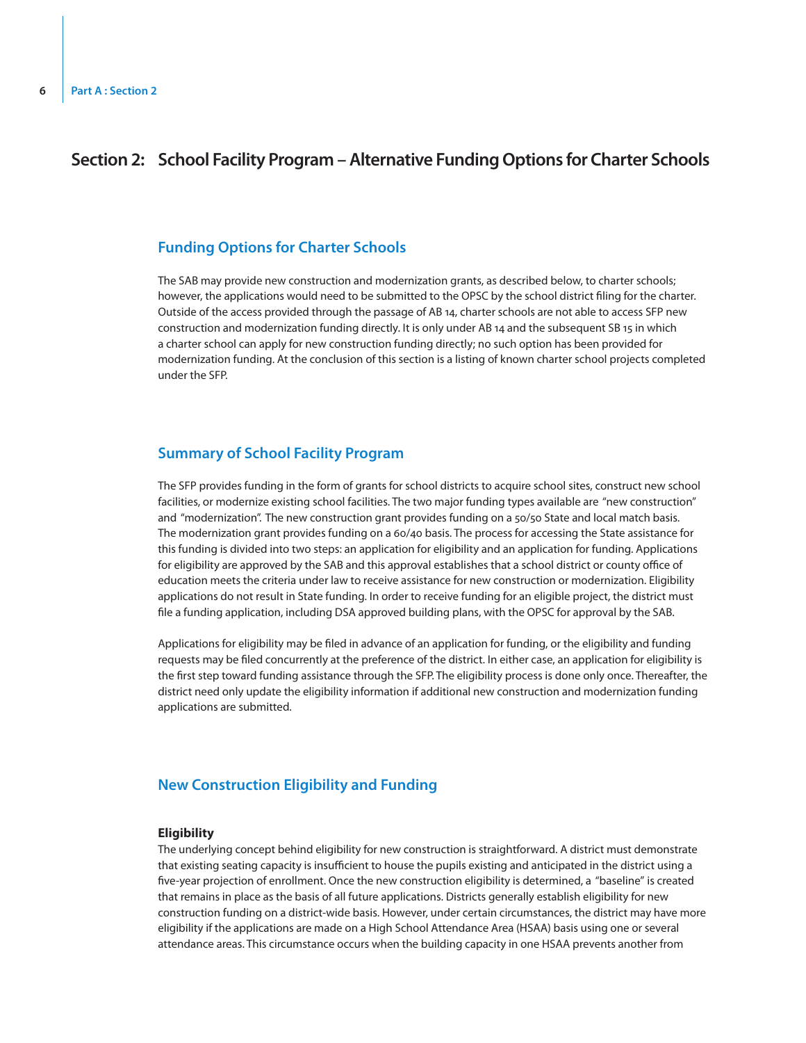# Section 2: School Facility Program – Alternative Funding Options for Charter Schools

## Funding Options for Charter Schools

The SAB may provide new construction and modernization grants, as described below, to charter schools; however, the applications would need to be submitted to the OPSC by the school district filing for the charter. Outside of the access provided through the passage of AB 14, charter schools are not able to access SFP new construction and modernization funding directly. It is only under AB 14 and the subsequent SB 15 in which a charter school can apply for new construction funding directly; no such option has been provided for modernization funding. At the conclusion of this section is a listing of known charter school projects completed under the SFP.

## Summary of School Facility Program

The SFP provides funding in the form of grants for school districts to acquire school sites, construct new school facilities, or modernize existing school facilities. The two major funding types available are "new construction" and "modernization". The new construction grant provides funding on a 50/50 State and local match basis. The modernization grant provides funding on a 60/40 basis. The process for accessing the State assistance for this funding is divided into two steps: an application for eligibility and an application for funding. Applications for eligibility are approved by the SAB and this approval establishes that a school district or county office of education meets the criteria under law to receive assistance for new construction or modernization. Eligibility applications do not result in State funding. In order to receive funding for an eligible project, the district must file a funding application, including DSA approved building plans, with the OPSC for approval by the SAB.

Applications for eligibility may be filed in advance of an application for funding, or the eligibility and funding requests may be filed concurrently at the preference of the district. In either case, an application for eligibility is the first step toward funding assistance through the SFP. The eligibility process is done only once. Thereafter, the district need only update the eligibility information if additional new construction and modernization funding applications are submitted.

## New Construction Eligibility and Funding

### Eligibility

The underlying concept behind eligibility for new construction is straightforward. A district must demonstrate that existing seating capacity is insufficient to house the pupils existing and anticipated in the district using a five-year projection of enrollment. Once the new construction eligibility is determined, a "baseline" is created that remains in place as the basis of all future applications. Districts generally establish eligibility for new construction funding on a district-wide basis. However, under certain circumstances, the district may have more eligibility if the applications are made on a High School Attendance Area (HSAA) basis using one or several attendance areas. This circumstance occurs when the building capacity in one HSAA prevents another from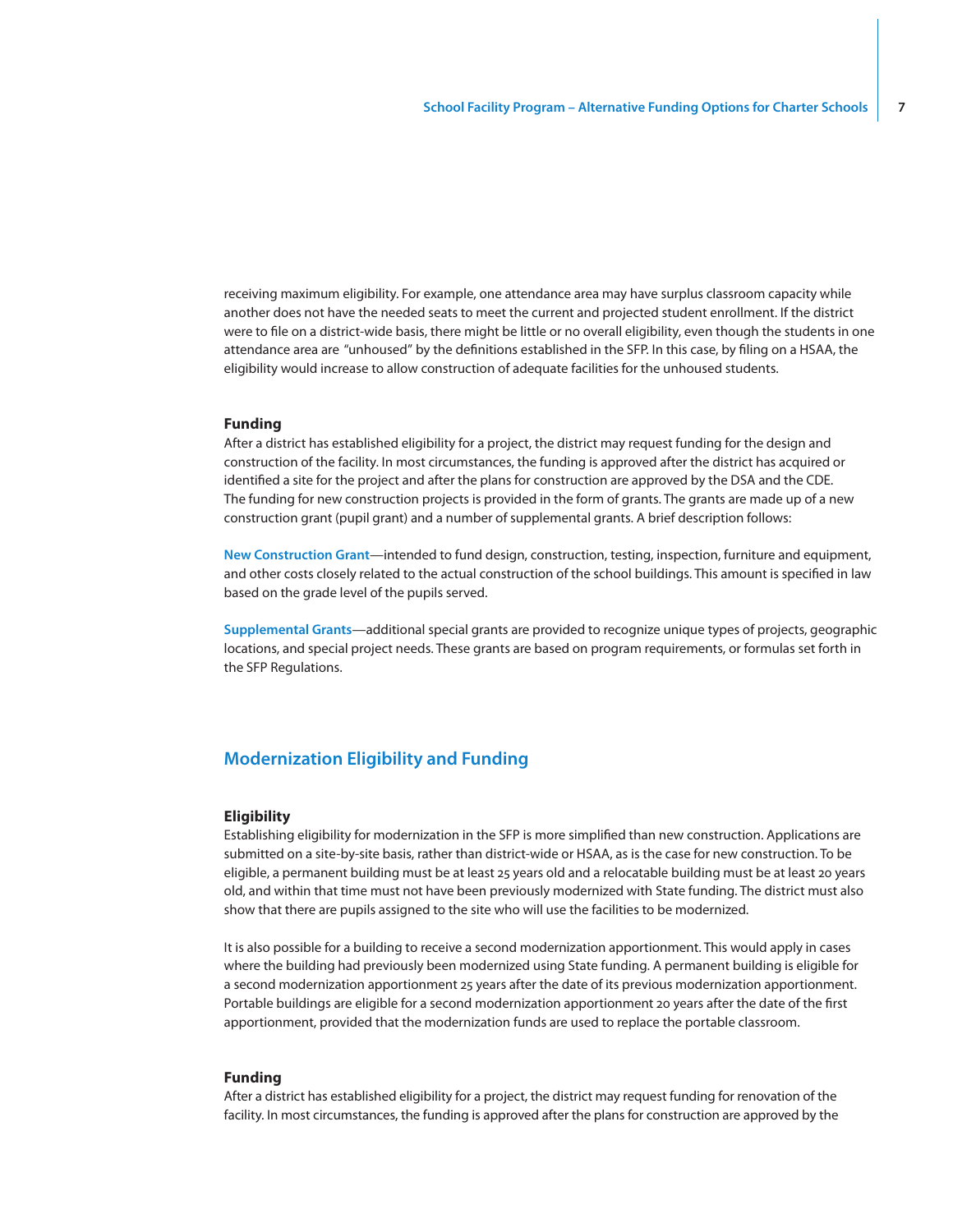receiving maximum eligibility. For example, one attendance area may have surplus classroom capacity while another does not have the needed seats to meet the current and projected student enrollment. If the district were to file on a district-wide basis, there might be little or no overall eligibility, even though the students in one attendance area are "unhoused" by the definitions established in the SFP. In this case, by filing on a HSAA, the eligibility would increase to allow construction of adequate facilities for the unhoused students.

### Funding

After a district has established eligibility for a project, the district may request funding for the design and construction of the facility. In most circumstances, the funding is approved after the district has acquired or identified a site for the project and after the plans for construction are approved by the DSA and the CDE. The funding for new construction projects is provided in the form of grants. The grants are made up of a new construction grant (pupil grant) and a number of supplemental grants. A brief description follows:

**New Construction Grant**—intended to fund design, construction, testing, inspection, furniture and equipment, and other costs closely related to the actual construction of the school buildings. This amount is specified in law based on the grade level of the pupils served.

**Supplemental Grants**—additional special grants are provided to recognize unique types of projects, geographic locations, and special project needs. These grants are based on program requirements, or formulas set forth in the SFP Regulations.

## Modernization Eligibility and Funding

### Eligibility

Establishing eligibility for modernization in the SFP is more simplified than new construction. Applications are submitted on a site-by-site basis, rather than district-wide or HSAA, as is the case for new construction. To be eligible, a permanent building must be at least 25 years old and a relocatable building must be at least 20 years old, and within that time must not have been previously modernized with State funding. The district must also show that there are pupils assigned to the site who will use the facilities to be modernized.

It is also possible for a building to receive a second modernization apportionment. This would apply in cases where the building had previously been modernized using State funding. A permanent building is eligible for a second modernization apportionment 25 years after the date of its previous modernization apportionment. Portable buildings are eligible for a second modernization apportionment 20 years after the date of the first apportionment, provided that the modernization funds are used to replace the portable classroom.

### Funding

After a district has established eligibility for a project, the district may request funding for renovation of the facility. In most circumstances, the funding is approved after the plans for construction are approved by the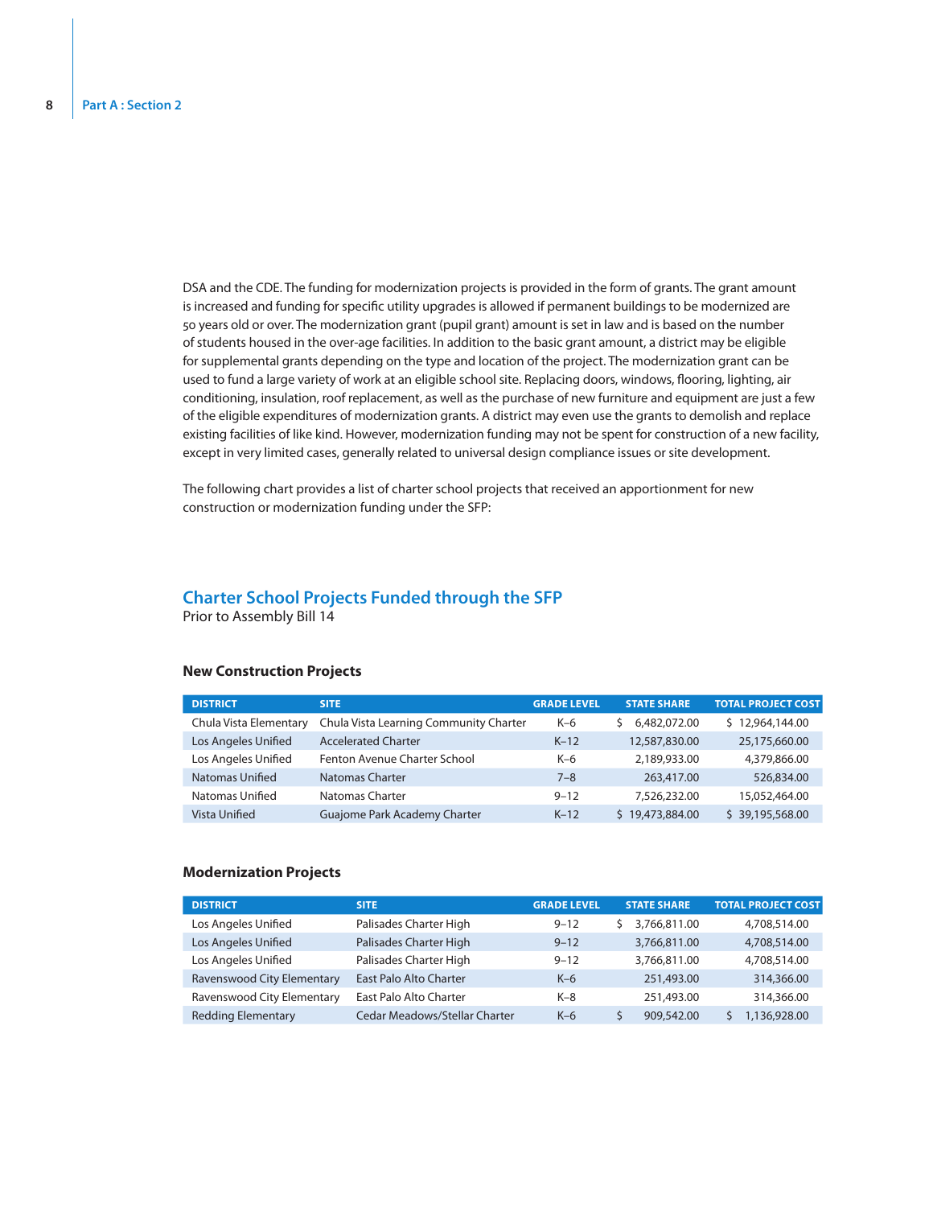DSA and the CDE. The funding for modernization projects is provided in the form of grants. The grant amount is increased and funding for specific utility upgrades is allowed if permanent buildings to be modernized are 50 years old or over. The modernization grant (pupil grant) amount is set in law and is based on the number of students housed in the over-age facilities. In addition to the basic grant amount, a district may be eligible for supplemental grants depending on the type and location of the project. The modernization grant can be used to fund a large variety of work at an eligible school site. Replacing doors, windows, flooring, lighting, air conditioning, insulation, roof replacement, as well as the purchase of new furniture and equipment are just a few of the eligible expenditures of modernization grants. A district may even use the grants to demolish and replace existing facilities of like kind. However, modernization funding may not be spent for construction of a new facility, except in very limited cases, generally related to universal design compliance issues or site development.

The following chart provides a list of charter school projects that received an apportionment for new construction or modernization funding under the SFP:

## Charter School Projects Funded through the SFP

Prior to Assembly Bill 14

### New Construction Projects

| DISTRICT | SITE | GRADE LEVEL | STATE SHARE | TOTAL PROJECT COST |
|---|---|---|---|---|
| Chula Vista Elementary | Chula Vista Learning Community Charter | K–6 | $ 6,482,072.00 | $ 12,964,144.00 |
| Los Angeles Unified | Accelerated Charter | K–12 | 12,587,830.00 | 25,175,660.00 |
| Los Angeles Unified | Fenton Avenue Charter School | K–6 | 2,189,933.00 | 4,379,866.00 |
| Natomas Unified | Natomas Charter | 7–8 | 263,417.00 | 526,834.00 |
| Natomas Unified | Natomas Charter | 9–12 | 7,526,232.00 | 15,052,464.00 |
| Vista Unified | Guajome Park Academy Charter | K–12 | $ 19,473,884.00 | $ 39,195,568.00 |

### Modernization Projects

| DISTRICT | SITE | GRADE LEVEL | STATE SHARE | TOTAL PROJECT COST |
|---|---|---|---|---|
| Los Angeles Unified | Palisades Charter High | 9–12 | $ 3,766,811.00 | 4,708,514.00 |
| Los Angeles Unified | Palisades Charter High | 9–12 | 3,766,811.00 | 4,708,514.00 |
| Los Angeles Unified | Palisades Charter High | 9–12 | 3,766,811.00 | 4,708,514.00 |
| Ravenswood City Elementary | East Palo Alto Charter | K–6 | 251,493.00 | 314,366.00 |
| Ravenswood City Elementary | East Palo Alto Charter | K–8 | 251,493.00 | 314,366.00 |
| Redding Elementary | Cedar Meadows/Stellar Charter | K–6 | $ 909,542.00 | $ 1,136,928.00 |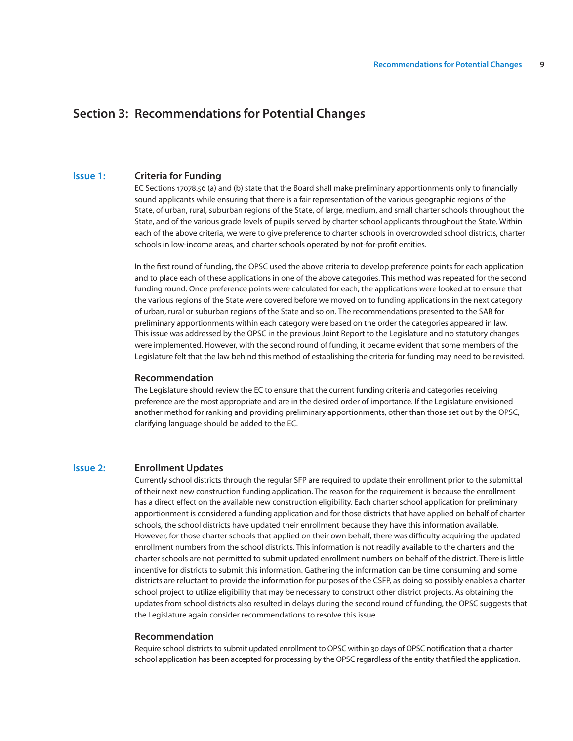# Section 3: Recommendations for Potential Changes

## Issue 1: Criteria for Funding

EC Sections 17078.56 (a) and (b) state that the Board shall make preliminary apportionments only to financially sound applicants while ensuring that there is a fair representation of the various geographic regions of the State, of urban, rural, suburban regions of the State, of large, medium, and small charter schools throughout the State, and of the various grade levels of pupils served by charter school applicants throughout the State. Within each of the above criteria, we were to give preference to charter schools in overcrowded school districts, charter schools in low-income areas, and charter schools operated by not-for-profit entities.

In the first round of funding, the OPSC used the above criteria to develop preference points for each application and to place each of these applications in one of the above categories. This method was repeated for the second funding round. Once preference points were calculated for each, the applications were looked at to ensure that the various regions of the State were covered before we moved on to funding applications in the next category of urban, rural or suburban regions of the State and so on. The recommendations presented to the SAB for preliminary apportionments within each category were based on the order the categories appeared in law. This issue was addressed by the OPSC in the previous Joint Report to the Legislature and no statutory changes were implemented. However, with the second round of funding, it became evident that some members of the Legislature felt that the law behind this method of establishing the criteria for funding may need to be revisited.

### Recommendation

The Legislature should review the EC to ensure that the current funding criteria and categories receiving preference are the most appropriate and are in the desired order of importance. If the Legislature envisioned another method for ranking and providing preliminary apportionments, other than those set out by the OPSC, clarifying language should be added to the EC.

## Issue 2: Enrollment Updates

Currently school districts through the regular SFP are required to update their enrollment prior to the submittal of their next new construction funding application. The reason for the requirement is because the enrollment has a direct effect on the available new construction eligibility. Each charter school application for preliminary apportionment is considered a funding application and for those districts that have applied on behalf of charter schools, the school districts have updated their enrollment because they have this information available. However, for those charter schools that applied on their own behalf, there was difficulty acquiring the updated enrollment numbers from the school districts. This information is not readily available to the charters and the charter schools are not permitted to submit updated enrollment numbers on behalf of the district. There is little incentive for districts to submit this information. Gathering the information can be time consuming and some districts are reluctant to provide the information for purposes of the CSFP, as doing so possibly enables a charter school project to utilize eligibility that may be necessary to construct other district projects. As obtaining the updates from school districts also resulted in delays during the second round of funding, the OPSC suggests that the Legislature again consider recommendations to resolve this issue.

### Recommendation

Require school districts to submit updated enrollment to OPSC within 30 days of OPSC notification that a charter school application has been accepted for processing by the OPSC regardless of the entity that filed the application.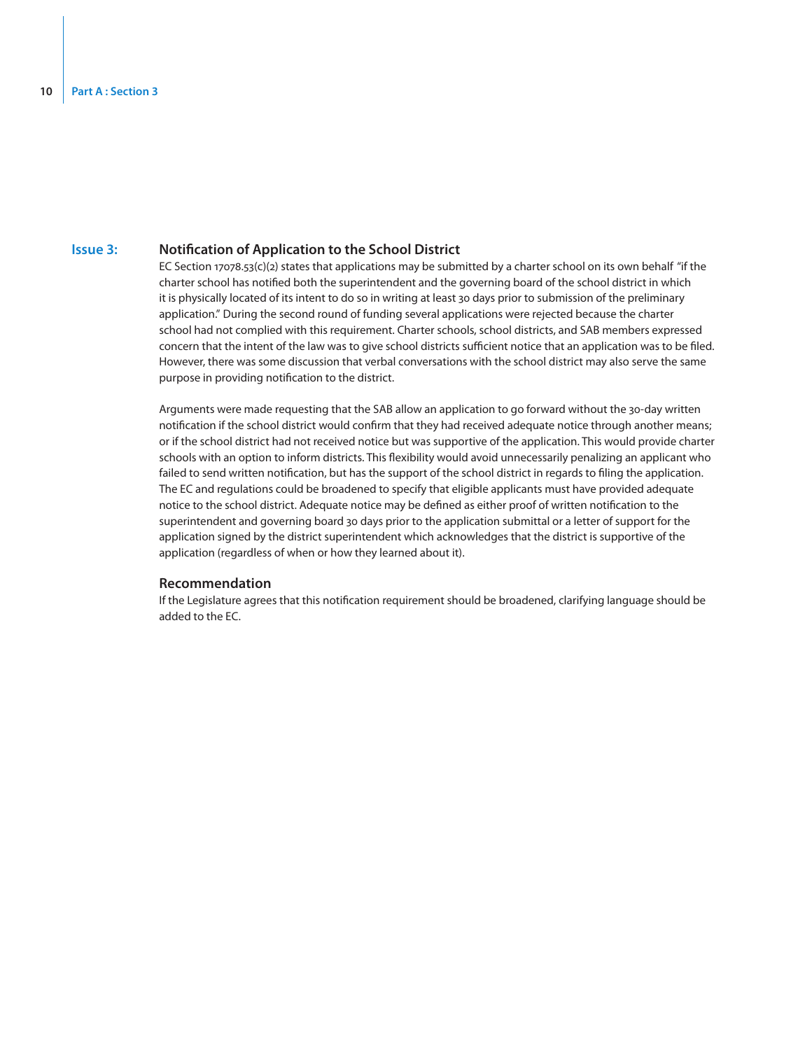## Issue 3: Notification of Application to the School District

EC Section 17078.53(c)(2) states that applications may be submitted by a charter school on its own behalf "if the charter school has notified both the superintendent and the governing board of the school district in which it is physically located of its intent to do so in writing at least 30 days prior to submission of the preliminary application." During the second round of funding several applications were rejected because the charter school had not complied with this requirement. Charter schools, school districts, and SAB members expressed concern that the intent of the law was to give school districts sufficient notice that an application was to be filed. However, there was some discussion that verbal conversations with the school district may also serve the same purpose in providing notification to the district.

Arguments were made requesting that the SAB allow an application to go forward without the 30-day written notification if the school district would confirm that they had received adequate notice through another means; or if the school district had not received notice but was supportive of the application. This would provide charter schools with an option to inform districts. This flexibility would avoid unnecessarily penalizing an applicant who failed to send written notification, but has the support of the school district in regards to filing the application. The EC and regulations could be broadened to specify that eligible applicants must have provided adequate notice to the school district. Adequate notice may be defined as either proof of written notification to the superintendent and governing board 30 days prior to the application submittal or a letter of support for the application signed by the district superintendent which acknowledges that the district is supportive of the application (regardless of when or how they learned about it).

### Recommendation

If the Legislature agrees that this notification requirement should be broadened, clarifying language should be added to the EC.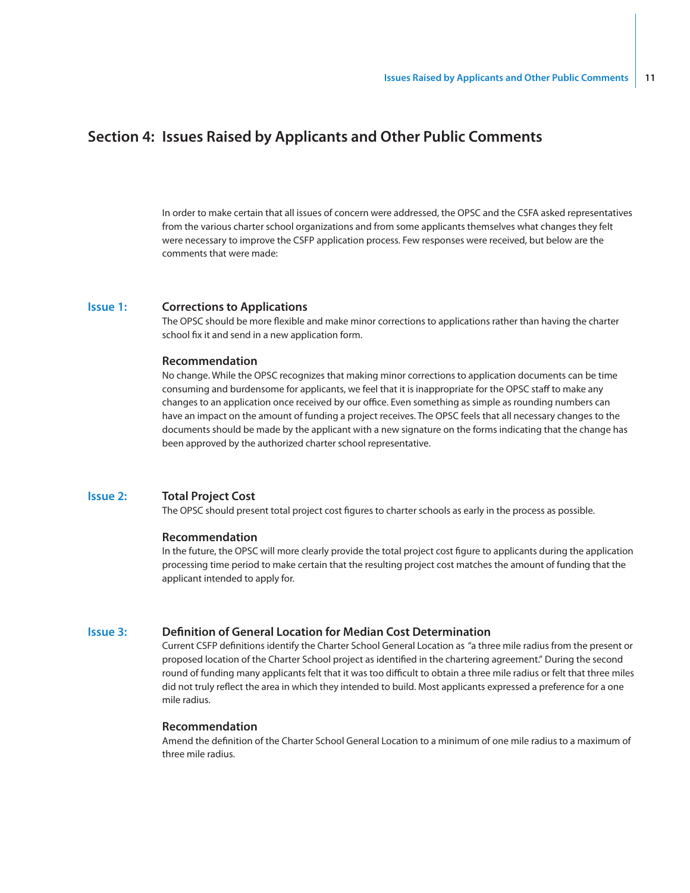## Section 4: Issues Raised by Applicants and Other Public Comments

In order to make certain that all issues of concern were addressed, the OPSC and the CSFA asked representatives from the various charter school organizations and from some applicants themselves what changes they felt were necessary to improve the CSFP application process. Few responses were received, but below are the comments that were made:

### Issue 1: Corrections to Applications

The OPSC should be more flexible and make minor corrections to applications rather than having the charter school fix it and send in a new application form.

#### Recommendation

No change. While the OPSC recognizes that making minor corrections to application documents can be time consuming and burdensome for applicants, we feel that it is inappropriate for the OPSC staff to make any changes to an application once received by our office. Even something as simple as rounding numbers can have an impact on the amount of funding a project receives. The OPSC feels that all necessary changes to the documents should be made by the applicant with a new signature on the forms indicating that the change has been approved by the authorized charter school representative.

### Issue 2: Total Project Cost

The OPSC should present total project cost figures to charter schools as early in the process as possible.

#### Recommendation

In the future, the OPSC will more clearly provide the total project cost figure to applicants during the application processing time period to make certain that the resulting project cost matches the amount of funding that the applicant intended to apply for.

### Issue 3: Definition of General Location for Median Cost Determination

Current CSFP definitions identify the Charter School General Location as "a three mile radius from the present or proposed location of the Charter School project as identified in the chartering agreement." During the second round of funding many applicants felt that it was too difficult to obtain a three mile radius or felt that three miles did not truly reflect the area in which they intended to build. Most applicants expressed a preference for a one mile radius.

#### Recommendation

Amend the definition of the Charter School General Location to a minimum of one mile radius to a maximum of three mile radius.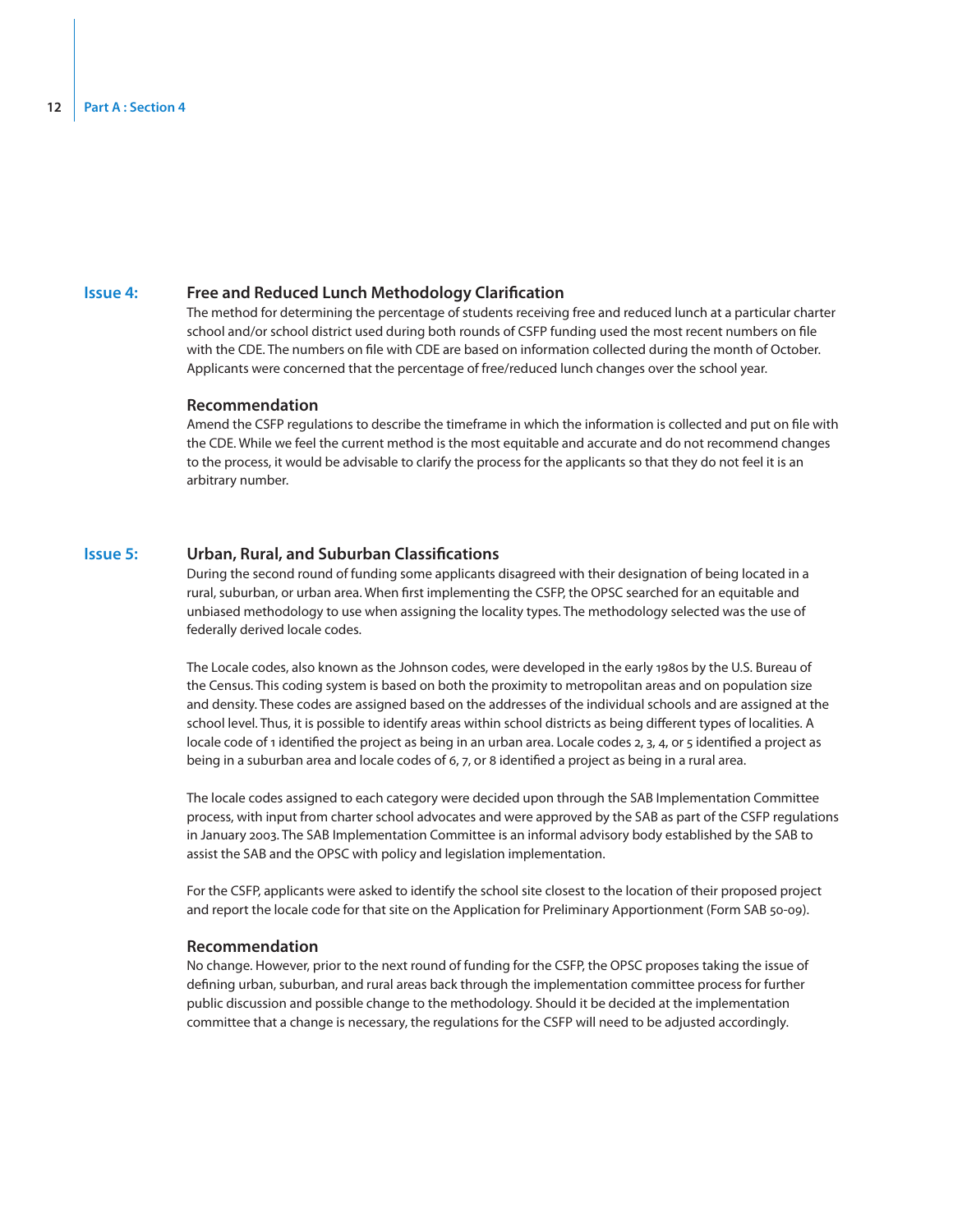## Issue 4: Free and Reduced Lunch Methodology Clarification

The method for determining the percentage of students receiving free and reduced lunch at a particular charter school and/or school district used during both rounds of CSFP funding used the most recent numbers on file with the CDE. The numbers on file with CDE are based on information collected during the month of October. Applicants were concerned that the percentage of free/reduced lunch changes over the school year.

### Recommendation

Amend the CSFP regulations to describe the timeframe in which the information is collected and put on file with the CDE. While we feel the current method is the most equitable and accurate and do not recommend changes to the process, it would be advisable to clarify the process for the applicants so that they do not feel it is an arbitrary number.

## Issue 5: Urban, Rural, and Suburban Classifications

During the second round of funding some applicants disagreed with their designation of being located in a rural, suburban, or urban area. When first implementing the CSFP, the OPSC searched for an equitable and unbiased methodology to use when assigning the locality types. The methodology selected was the use of federally derived locale codes.

The Locale codes, also known as the Johnson codes, were developed in the early 1980s by the U.S. Bureau of the Census. This coding system is based on both the proximity to metropolitan areas and on population size and density. These codes are assigned based on the addresses of the individual schools and are assigned at the school level. Thus, it is possible to identify areas within school districts as being different types of localities. A locale code of 1 identified the project as being in an urban area. Locale codes 2, 3, 4, or 5 identified a project as being in a suburban area and locale codes of 6, 7, or 8 identified a project as being in a rural area.

The locale codes assigned to each category were decided upon through the SAB Implementation Committee process, with input from charter school advocates and were approved by the SAB as part of the CSFP regulations in January 2003. The SAB Implementation Committee is an informal advisory body established by the SAB to assist the SAB and the OPSC with policy and legislation implementation.

For the CSFP, applicants were asked to identify the school site closest to the location of their proposed project and report the locale code for that site on the Application for Preliminary Apportionment (Form SAB 50-09).

### Recommendation

No change. However, prior to the next round of funding for the CSFP, the OPSC proposes taking the issue of defining urban, suburban, and rural areas back through the implementation committee process for further public discussion and possible change to the methodology. Should it be decided at the implementation committee that a change is necessary, the regulations for the CSFP will need to be adjusted accordingly.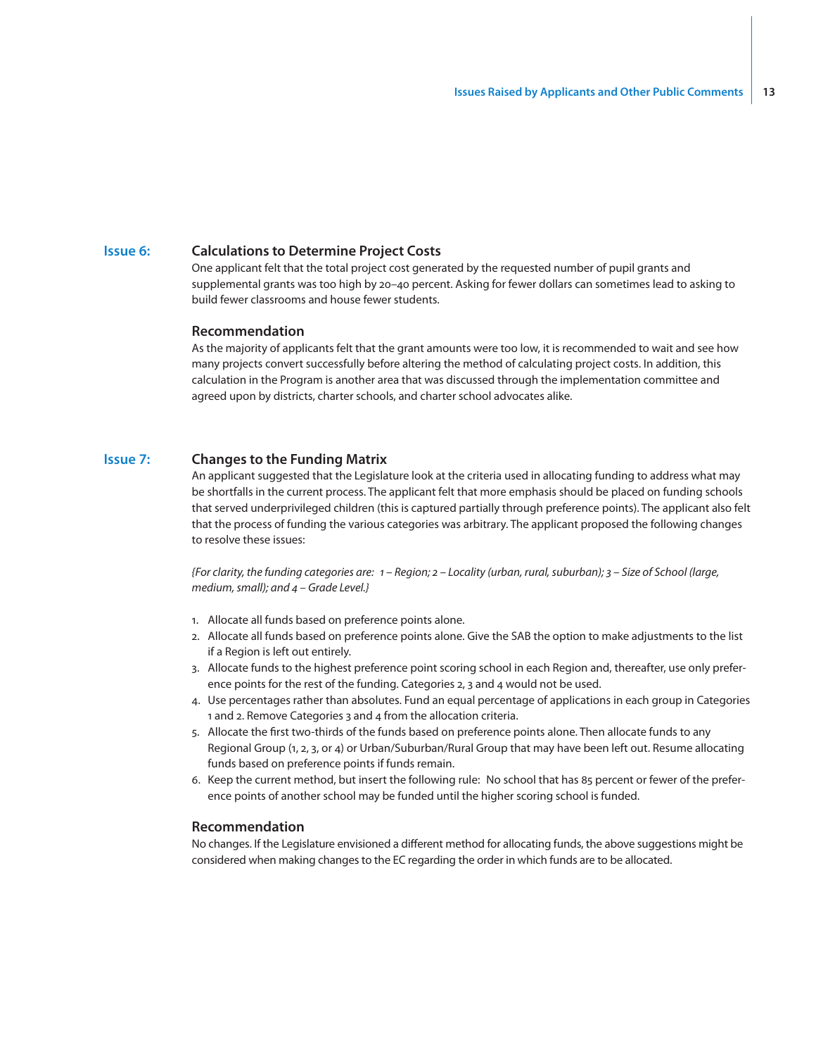## Issue 6: Calculations to Determine Project Costs

One applicant felt that the total project cost generated by the requested number of pupil grants and supplemental grants was too high by 20–40 percent. Asking for fewer dollars can sometimes lead to asking to build fewer classrooms and house fewer students.

### Recommendation

As the majority of applicants felt that the grant amounts were too low, it is recommended to wait and see how many projects convert successfully before altering the method of calculating project costs. In addition, this calculation in the Program is another area that was discussed through the implementation committee and agreed upon by districts, charter schools, and charter school advocates alike.

## Issue 7: Changes to the Funding Matrix

An applicant suggested that the Legislature look at the criteria used in allocating funding to address what may be shortfalls in the current process. The applicant felt that more emphasis should be placed on funding schools that served underprivileged children (this is captured partially through preference points). The applicant also felt that the process of funding the various categories was arbitrary. The applicant proposed the following changes to resolve these issues:

*{For clarity, the funding categories are: 1 – Region; 2 – Locality (urban, rural, suburban); 3 – Size of School (large, medium, small); and 4 – Grade Level.}*

1. Allocate all funds based on preference points alone.
2. Allocate all funds based on preference points alone. Give the SAB the option to make adjustments to the list if a Region is left out entirely.
3. Allocate funds to the highest preference point scoring school in each Region and, thereafter, use only preference points for the rest of the funding. Categories 2, 3 and 4 would not be used.
4. Use percentages rather than absolutes. Fund an equal percentage of applications in each group in Categories 1 and 2. Remove Categories 3 and 4 from the allocation criteria.
5. Allocate the first two-thirds of the funds based on preference points alone. Then allocate funds to any Regional Group (1, 2, 3, or 4) or Urban/Suburban/Rural Group that may have been left out. Resume allocating funds based on preference points if funds remain.
6. Keep the current method, but insert the following rule: No school that has 85 percent or fewer of the preference points of another school may be funded until the higher scoring school is funded.

### Recommendation

No changes. If the Legislature envisioned a different method for allocating funds, the above suggestions might be considered when making changes to the EC regarding the order in which funds are to be allocated.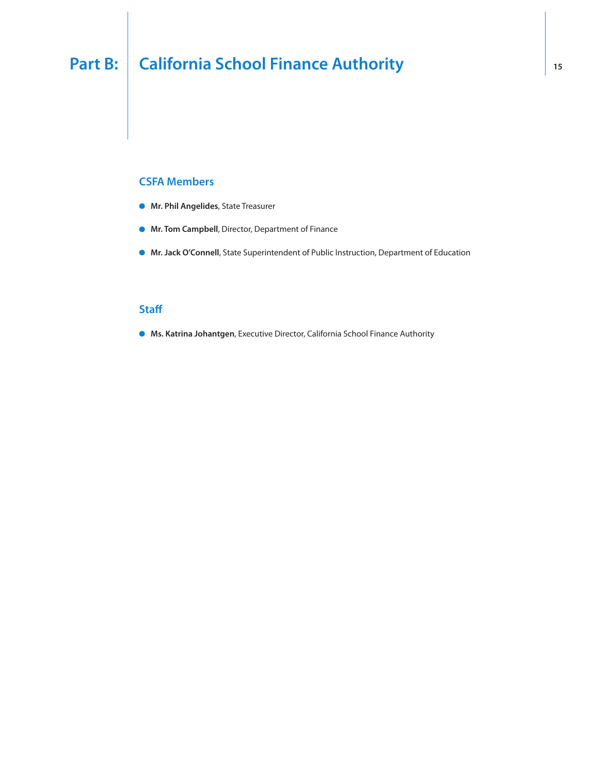# Part B: California School Finance Authority

## CSFA Members

- **Mr. Phil Angelides**, State Treasurer
- **Mr. Tom Campbell**, Director, Department of Finance
- **Mr. Jack O'Connell**, State Superintendent of Public Instruction, Department of Education

## Staff

- **Ms. Katrina Johantgen**, Executive Director, California School Finance Authority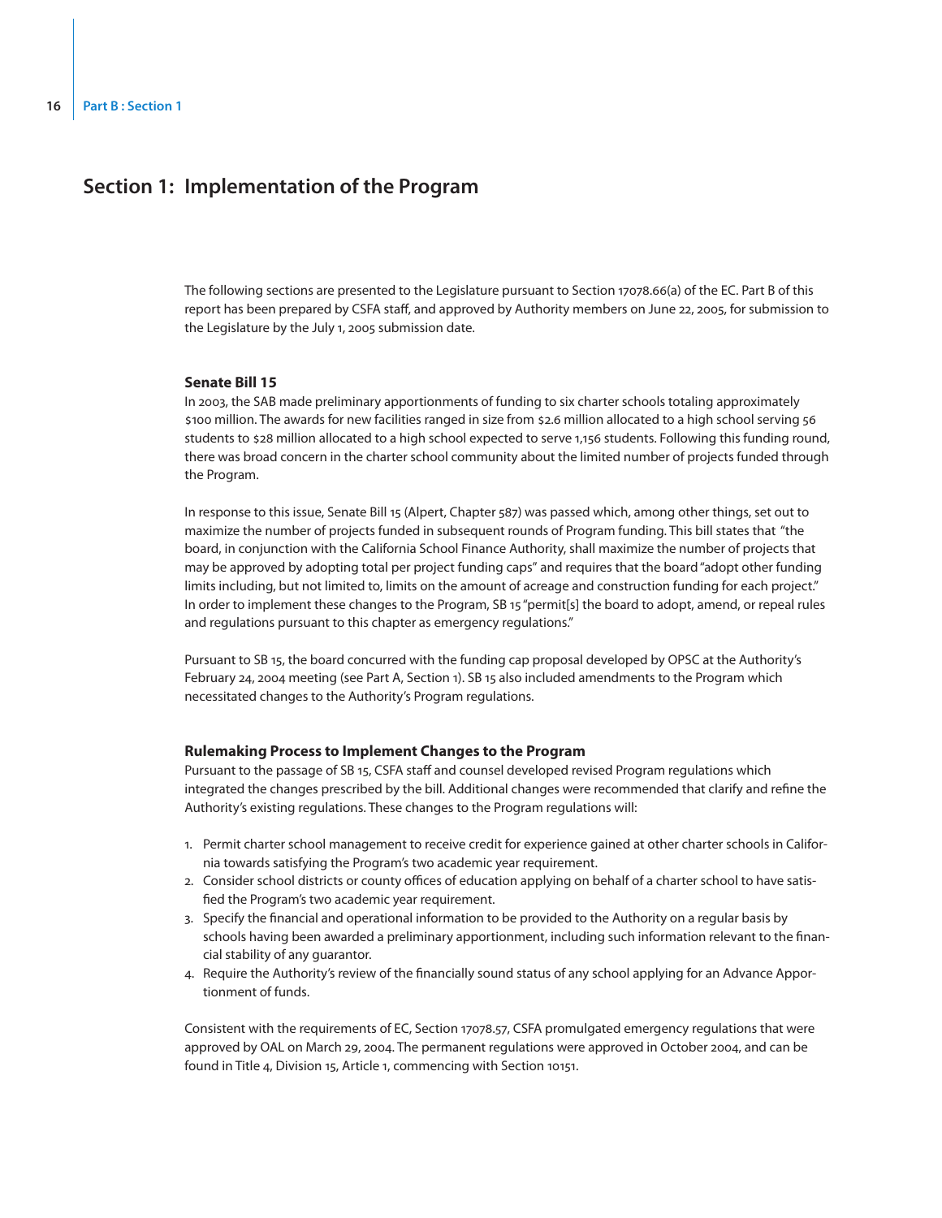# Section 1: Implementation of the Program

The following sections are presented to the Legislature pursuant to Section 17078.66(a) of the EC. Part B of this report has been prepared by CSFA staff, and approved by Authority members on June 22, 2005, for submission to the Legislature by the July 1, 2005 submission date.

### Senate Bill 15

In 2003, the SAB made preliminary apportionments of funding to six charter schools totaling approximately $100 million. The awards for new facilities ranged in size from $2.6 million allocated to a high school serving 56 students to $28 million allocated to a high school expected to serve 1,156 students. Following this funding round, there was broad concern in the charter school community about the limited number of projects funded through the Program.

In response to this issue, Senate Bill 15 (Alpert, Chapter 587) was passed which, among other things, set out to maximize the number of projects funded in subsequent rounds of Program funding. This bill states that "the board, in conjunction with the California School Finance Authority, shall maximize the number of projects that may be approved by adopting total per project funding caps" and requires that the board "adopt other funding limits including, but not limited to, limits on the amount of acreage and construction funding for each project." In order to implement these changes to the Program, SB 15 "permit[s] the board to adopt, amend, or repeal rules and regulations pursuant to this chapter as emergency regulations."

Pursuant to SB 15, the board concurred with the funding cap proposal developed by OPSC at the Authority's February 24, 2004 meeting (see Part A, Section 1). SB 15 also included amendments to the Program which necessitated changes to the Authority's Program regulations.

### Rulemaking Process to Implement Changes to the Program

Pursuant to the passage of SB 15, CSFA staff and counsel developed revised Program regulations which integrated the changes prescribed by the bill. Additional changes were recommended that clarify and refine the Authority's existing regulations. These changes to the Program regulations will:

1. Permit charter school management to receive credit for experience gained at other charter schools in California towards satisfying the Program's two academic year requirement.
2. Consider school districts or county offices of education applying on behalf of a charter school to have satisfied the Program's two academic year requirement.
3. Specify the financial and operational information to be provided to the Authority on a regular basis by schools having been awarded a preliminary apportionment, including such information relevant to the financial stability of any guarantor.
4. Require the Authority's review of the financially sound status of any school applying for an Advance Apportionment of funds.

Consistent with the requirements of EC, Section 17078.57, CSFA promulgated emergency regulations that were approved by OAL on March 29, 2004. The permanent regulations were approved in October 2004, and can be found in Title 4, Division 15, Article 1, commencing with Section 10151.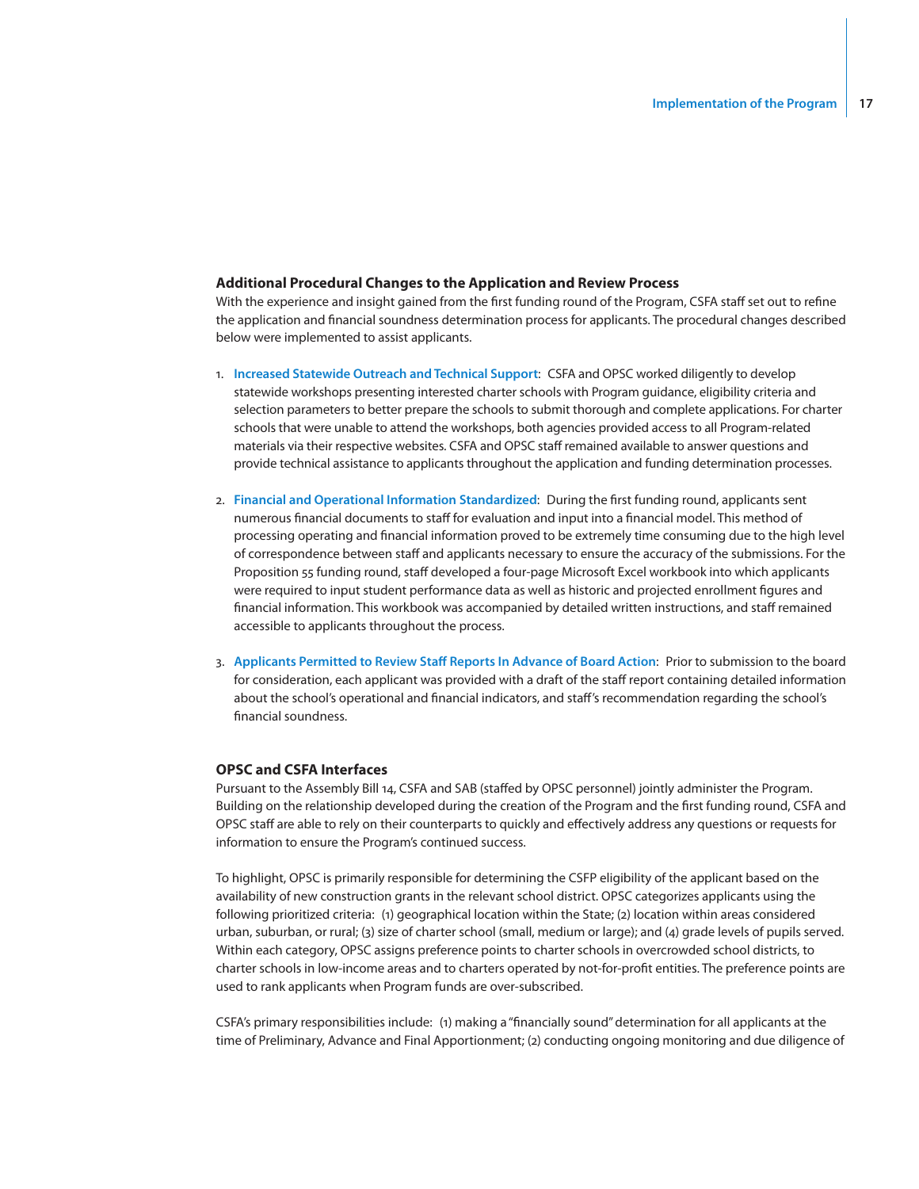## Additional Procedural Changes to the Application and Review Process

With the experience and insight gained from the first funding round of the Program, CSFA staff set out to refine the application and financial soundness determination process for applicants. The procedural changes described below were implemented to assist applicants.

1. **Increased Statewide Outreach and Technical Support**: CSFA and OPSC worked diligently to develop statewide workshops presenting interested charter schools with Program guidance, eligibility criteria and selection parameters to better prepare the schools to submit thorough and complete applications. For charter schools that were unable to attend the workshops, both agencies provided access to all Program-related materials via their respective websites. CSFA and OPSC staff remained available to answer questions and provide technical assistance to applicants throughout the application and funding determination processes.

2. **Financial and Operational Information Standardized**: During the first funding round, applicants sent numerous financial documents to staff for evaluation and input into a financial model. This method of processing operating and financial information proved to be extremely time consuming due to the high level of correspondence between staff and applicants necessary to ensure the accuracy of the submissions. For the Proposition 55 funding round, staff developed a four-page Microsoft Excel workbook into which applicants were required to input student performance data as well as historic and projected enrollment figures and financial information. This workbook was accompanied by detailed written instructions, and staff remained accessible to applicants throughout the process.

3. **Applicants Permitted to Review Staff Reports In Advance of Board Action**: Prior to submission to the board for consideration, each applicant was provided with a draft of the staff report containing detailed information about the school's operational and financial indicators, and staff's recommendation regarding the school's financial soundness.

## OPSC and CSFA Interfaces

Pursuant to the Assembly Bill 14, CSFA and SAB (staffed by OPSC personnel) jointly administer the Program. Building on the relationship developed during the creation of the Program and the first funding round, CSFA and OPSC staff are able to rely on their counterparts to quickly and effectively address any questions or requests for information to ensure the Program's continued success.

To highlight, OPSC is primarily responsible for determining the CSFP eligibility of the applicant based on the availability of new construction grants in the relevant school district. OPSC categorizes applicants using the following prioritized criteria: (1) geographical location within the State; (2) location within areas considered urban, suburban, or rural; (3) size of charter school (small, medium or large); and (4) grade levels of pupils served. Within each category, OPSC assigns preference points to charter schools in overcrowded school districts, to charter schools in low-income areas and to charters operated by not-for-profit entities. The preference points are used to rank applicants when Program funds are over-subscribed.

CSFA's primary responsibilities include: (1) making a "financially sound" determination for all applicants at the time of Preliminary, Advance and Final Apportionment; (2) conducting ongoing monitoring and due diligence of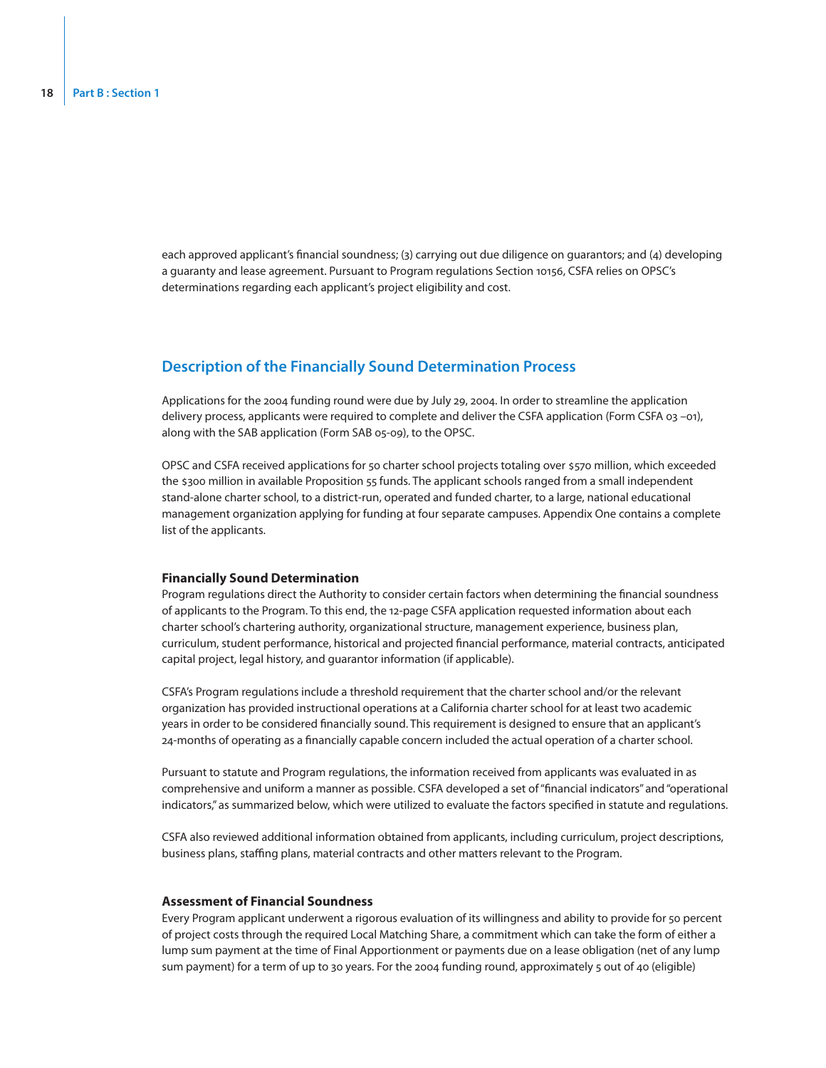each approved applicant's financial soundness; (3) carrying out due diligence on guarantors; and (4) developing a guaranty and lease agreement. Pursuant to Program regulations Section 10156, CSFA relies on OPSC's determinations regarding each applicant's project eligibility and cost.

## Description of the Financially Sound Determination Process

Applications for the 2004 funding round were due by July 29, 2004. In order to streamline the application delivery process, applicants were required to complete and deliver the CSFA application (Form CSFA 03 –01), along with the SAB application (Form SAB 05-09), to the OPSC.

OPSC and CSFA received applications for 50 charter school projects totaling over $570 million, which exceeded the $300 million in available Proposition 55 funds. The applicant schools ranged from a small independent stand-alone charter school, to a district-run, operated and funded charter, to a large, national educational management organization applying for funding at four separate campuses. Appendix One contains a complete list of the applicants.

### Financially Sound Determination

Program regulations direct the Authority to consider certain factors when determining the financial soundness of applicants to the Program. To this end, the 12-page CSFA application requested information about each charter school's chartering authority, organizational structure, management experience, business plan, curriculum, student performance, historical and projected financial performance, material contracts, anticipated capital project, legal history, and guarantor information (if applicable).

CSFA's Program regulations include a threshold requirement that the charter school and/or the relevant organization has provided instructional operations at a California charter school for at least two academic years in order to be considered financially sound. This requirement is designed to ensure that an applicant's 24-months of operating as a financially capable concern included the actual operation of a charter school.

Pursuant to statute and Program regulations, the information received from applicants was evaluated in as comprehensive and uniform a manner as possible. CSFA developed a set of "financial indicators" and "operational indicators," as summarized below, which were utilized to evaluate the factors specified in statute and regulations.

CSFA also reviewed additional information obtained from applicants, including curriculum, project descriptions, business plans, staffing plans, material contracts and other matters relevant to the Program.

### Assessment of Financial Soundness

Every Program applicant underwent a rigorous evaluation of its willingness and ability to provide for 50 percent of project costs through the required Local Matching Share, a commitment which can take the form of either a lump sum payment at the time of Final Apportionment or payments due on a lease obligation (net of any lump sum payment) for a term of up to 30 years. For the 2004 funding round, approximately 5 out of 40 (eligible)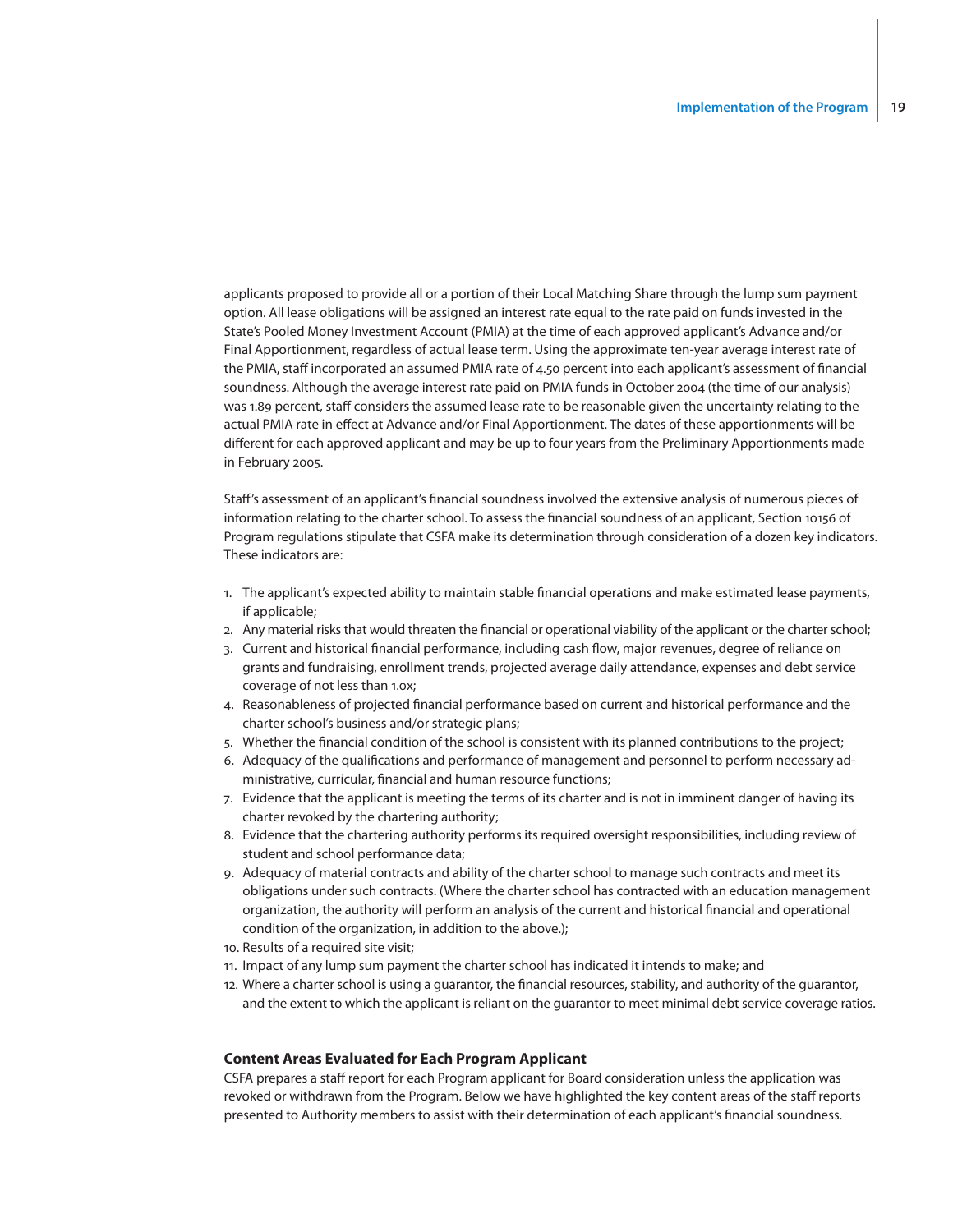applicants proposed to provide all or a portion of their Local Matching Share through the lump sum payment option. All lease obligations will be assigned an interest rate equal to the rate paid on funds invested in the State's Pooled Money Investment Account (PMIA) at the time of each approved applicant's Advance and/or Final Apportionment, regardless of actual lease term. Using the approximate ten-year average interest rate of the PMIA, staff incorporated an assumed PMIA rate of 4.50 percent into each applicant's assessment of financial soundness. Although the average interest rate paid on PMIA funds in October 2004 (the time of our analysis) was 1.89 percent, staff considers the assumed lease rate to be reasonable given the uncertainty relating to the actual PMIA rate in effect at Advance and/or Final Apportionment. The dates of these apportionments will be different for each approved applicant and may be up to four years from the Preliminary Apportionments made in February 2005.

Staff's assessment of an applicant's financial soundness involved the extensive analysis of numerous pieces of information relating to the charter school. To assess the financial soundness of an applicant, Section 10156 of Program regulations stipulate that CSFA make its determination through consideration of a dozen key indicators. These indicators are:

1. The applicant's expected ability to maintain stable financial operations and make estimated lease payments, if applicable;
2. Any material risks that would threaten the financial or operational viability of the applicant or the charter school;
3. Current and historical financial performance, including cash flow, major revenues, degree of reliance on grants and fundraising, enrollment trends, projected average daily attendance, expenses and debt service coverage of not less than 1.0x;
4. Reasonableness of projected financial performance based on current and historical performance and the charter school's business and/or strategic plans;
5. Whether the financial condition of the school is consistent with its planned contributions to the project;
6. Adequacy of the qualifications and performance of management and personnel to perform necessary administrative, curricular, financial and human resource functions;
7. Evidence that the applicant is meeting the terms of its charter and is not in imminent danger of having its charter revoked by the chartering authority;
8. Evidence that the chartering authority performs its required oversight responsibilities, including review of student and school performance data;
9. Adequacy of material contracts and ability of the charter school to manage such contracts and meet its obligations under such contracts. (Where the charter school has contracted with an education management organization, the authority will perform an analysis of the current and historical financial and operational condition of the organization, in addition to the above.);
10. Results of a required site visit;
11. Impact of any lump sum payment the charter school has indicated it intends to make; and
12. Where a charter school is using a guarantor, the financial resources, stability, and authority of the guarantor, and the extent to which the applicant is reliant on the guarantor to meet minimal debt service coverage ratios.

### Content Areas Evaluated for Each Program Applicant

CSFA prepares a staff report for each Program applicant for Board consideration unless the application was revoked or withdrawn from the Program. Below we have highlighted the key content areas of the staff reports presented to Authority members to assist with their determination of each applicant's financial soundness.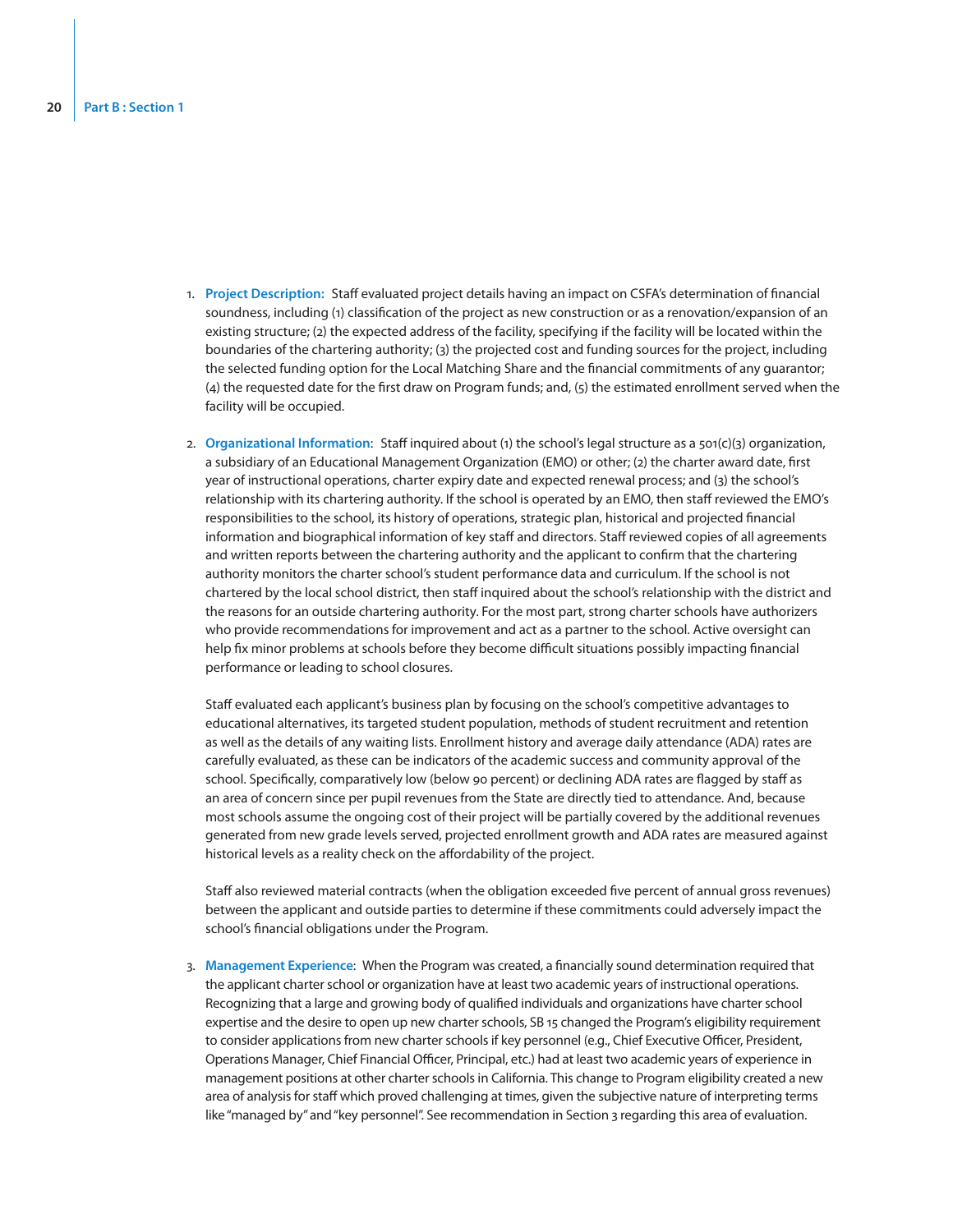1. **Project Description:** Staff evaluated project details having an impact on CSFA's determination of financial soundness, including (1) classification of the project as new construction or as a renovation/expansion of an existing structure; (2) the expected address of the facility, specifying if the facility will be located within the boundaries of the chartering authority; (3) the projected cost and funding sources for the project, including the selected funding option for the Local Matching Share and the financial commitments of any guarantor; (4) the requested date for the first draw on Program funds; and, (5) the estimated enrollment served when the facility will be occupied.

2. **Organizational Information**: Staff inquired about (1) the school's legal structure as a 501(c)(3) organization, a subsidiary of an Educational Management Organization (EMO) or other; (2) the charter award date, first year of instructional operations, charter expiry date and expected renewal process; and (3) the school's relationship with its chartering authority. If the school is operated by an EMO, then staff reviewed the EMO's responsibilities to the school, its history of operations, strategic plan, historical and projected financial information and biographical information of key staff and directors. Staff reviewed copies of all agreements and written reports between the chartering authority and the applicant to confirm that the chartering authority monitors the charter school's student performance data and curriculum. If the school is not chartered by the local school district, then staff inquired about the school's relationship with the district and the reasons for an outside chartering authority. For the most part, strong charter schools have authorizers who provide recommendations for improvement and act as a partner to the school. Active oversight can help fix minor problems at schools before they become difficult situations possibly impacting financial performance or leading to school closures.

   Staff evaluated each applicant's business plan by focusing on the school's competitive advantages to educational alternatives, its targeted student population, methods of student recruitment and retention as well as the details of any waiting lists. Enrollment history and average daily attendance (ADA) rates are carefully evaluated, as these can be indicators of the academic success and community approval of the school. Specifically, comparatively low (below 90 percent) or declining ADA rates are flagged by staff as an area of concern since per pupil revenues from the State are directly tied to attendance. And, because most schools assume the ongoing cost of their project will be partially covered by the additional revenues generated from new grade levels served, projected enrollment growth and ADA rates are measured against historical levels as a reality check on the affordability of the project.

   Staff also reviewed material contracts (when the obligation exceeded five percent of annual gross revenues) between the applicant and outside parties to determine if these commitments could adversely impact the school's financial obligations under the Program.

3. **Management Experience**: When the Program was created, a financially sound determination required that the applicant charter school or organization have at least two academic years of instructional operations. Recognizing that a large and growing body of qualified individuals and organizations have charter school expertise and the desire to open up new charter schools, SB 15 changed the Program's eligibility requirement to consider applications from new charter schools if key personnel (e.g., Chief Executive Officer, President, Operations Manager, Chief Financial Officer, Principal, etc.) had at least two academic years of experience in management positions at other charter schools in California. This change to Program eligibility created a new area of analysis for staff which proved challenging at times, given the subjective nature of interpreting terms like "managed by" and "key personnel". See recommendation in Section 3 regarding this area of evaluation.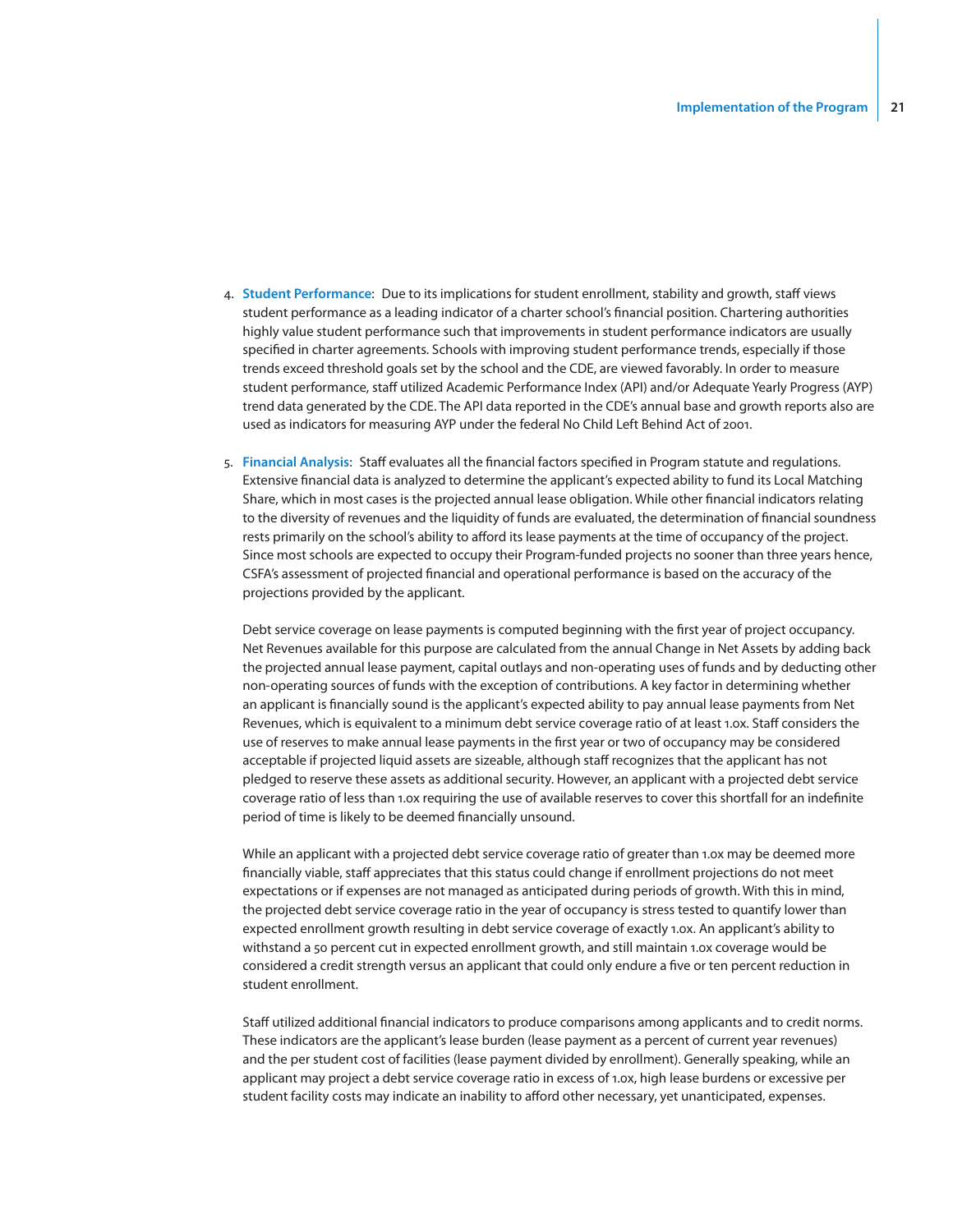4. **Student Performance**: Due to its implications for student enrollment, stability and growth, staff views student performance as a leading indicator of a charter school's financial position. Chartering authorities highly value student performance such that improvements in student performance indicators are usually specified in charter agreements. Schools with improving student performance trends, especially if those trends exceed threshold goals set by the school and the CDE, are viewed favorably. In order to measure student performance, staff utilized Academic Performance Index (API) and/or Adequate Yearly Progress (AYP) trend data generated by the CDE. The API data reported in the CDE's annual base and growth reports also are used as indicators for measuring AYP under the federal No Child Left Behind Act of 2001.

5. **Financial Analysis**: Staff evaluates all the financial factors specified in Program statute and regulations. Extensive financial data is analyzed to determine the applicant's expected ability to fund its Local Matching Share, which in most cases is the projected annual lease obligation. While other financial indicators relating to the diversity of revenues and the liquidity of funds are evaluated, the determination of financial soundness rests primarily on the school's ability to afford its lease payments at the time of occupancy of the project. Since most schools are expected to occupy their Program-funded projects no sooner than three years hence, CSFA's assessment of projected financial and operational performance is based on the accuracy of the projections provided by the applicant.

   Debt service coverage on lease payments is computed beginning with the first year of project occupancy. Net Revenues available for this purpose are calculated from the annual Change in Net Assets by adding back the projected annual lease payment, capital outlays and non-operating uses of funds and by deducting other non-operating sources of funds with the exception of contributions. A key factor in determining whether an applicant is financially sound is the applicant's expected ability to pay annual lease payments from Net Revenues, which is equivalent to a minimum debt service coverage ratio of at least 1.0x. Staff considers the use of reserves to make annual lease payments in the first year or two of occupancy may be considered acceptable if projected liquid assets are sizeable, although staff recognizes that the applicant has not pledged to reserve these assets as additional security. However, an applicant with a projected debt service coverage ratio of less than 1.0x requiring the use of available reserves to cover this shortfall for an indefinite period of time is likely to be deemed financially unsound.

   While an applicant with a projected debt service coverage ratio of greater than 1.0x may be deemed more financially viable, staff appreciates that this status could change if enrollment projections do not meet expectations or if expenses are not managed as anticipated during periods of growth. With this in mind, the projected debt service coverage ratio in the year of occupancy is stress tested to quantify lower than expected enrollment growth resulting in debt service coverage of exactly 1.0x. An applicant's ability to withstand a 50 percent cut in expected enrollment growth, and still maintain 1.0x coverage would be considered a credit strength versus an applicant that could only endure a five or ten percent reduction in student enrollment.

   Staff utilized additional financial indicators to produce comparisons among applicants and to credit norms. These indicators are the applicant's lease burden (lease payment as a percent of current year revenues) and the per student cost of facilities (lease payment divided by enrollment). Generally speaking, while an applicant may project a debt service coverage ratio in excess of 1.0x, high lease burdens or excessive per student facility costs may indicate an inability to afford other necessary, yet unanticipated, expenses.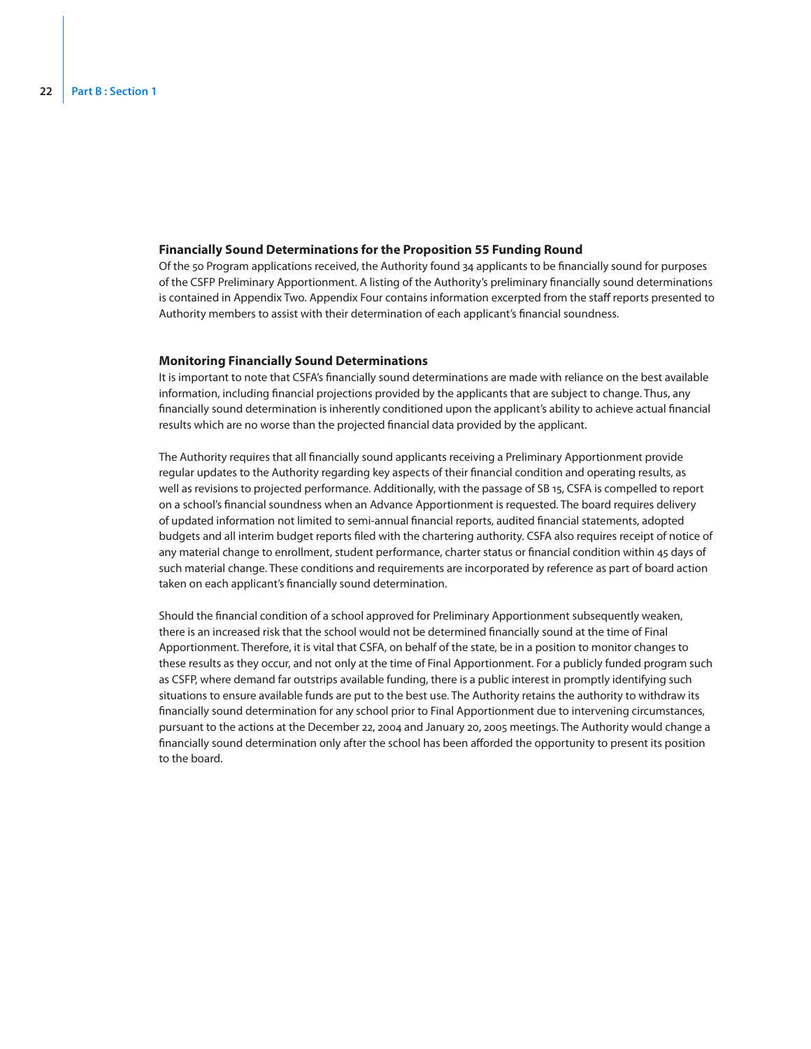### Financially Sound Determinations for the Proposition 55 Funding Round

Of the 50 Program applications received, the Authority found 34 applicants to be financially sound for purposes of the CSFP Preliminary Apportionment. A listing of the Authority's preliminary financially sound determinations is contained in Appendix Two. Appendix Four contains information excerpted from the staff reports presented to Authority members to assist with their determination of each applicant's financial soundness.

### Monitoring Financially Sound Determinations

It is important to note that CSFA's financially sound determinations are made with reliance on the best available information, including financial projections provided by the applicants that are subject to change. Thus, any financially sound determination is inherently conditioned upon the applicant's ability to achieve actual financial results which are no worse than the projected financial data provided by the applicant.

The Authority requires that all financially sound applicants receiving a Preliminary Apportionment provide regular updates to the Authority regarding key aspects of their financial condition and operating results, as well as revisions to projected performance. Additionally, with the passage of SB 15, CSFA is compelled to report on a school's financial soundness when an Advance Apportionment is requested. The board requires delivery of updated information not limited to semi-annual financial reports, audited financial statements, adopted budgets and all interim budget reports filed with the chartering authority. CSFA also requires receipt of notice of any material change to enrollment, student performance, charter status or financial condition within 45 days of such material change. These conditions and requirements are incorporated by reference as part of board action taken on each applicant's financially sound determination.

Should the financial condition of a school approved for Preliminary Apportionment subsequently weaken, there is an increased risk that the school would not be determined financially sound at the time of Final Apportionment. Therefore, it is vital that CSFA, on behalf of the state, be in a position to monitor changes to these results as they occur, and not only at the time of Final Apportionment. For a publicly funded program such as CSFP, where demand far outstrips available funding, there is a public interest in promptly identifying such situations to ensure available funds are put to the best use. The Authority retains the authority to withdraw its financially sound determination for any school prior to Final Apportionment due to intervening circumstances, pursuant to the actions at the December 22, 2004 and January 20, 2005 meetings. The Authority would change a financially sound determination only after the school has been afforded the opportunity to present its position to the board.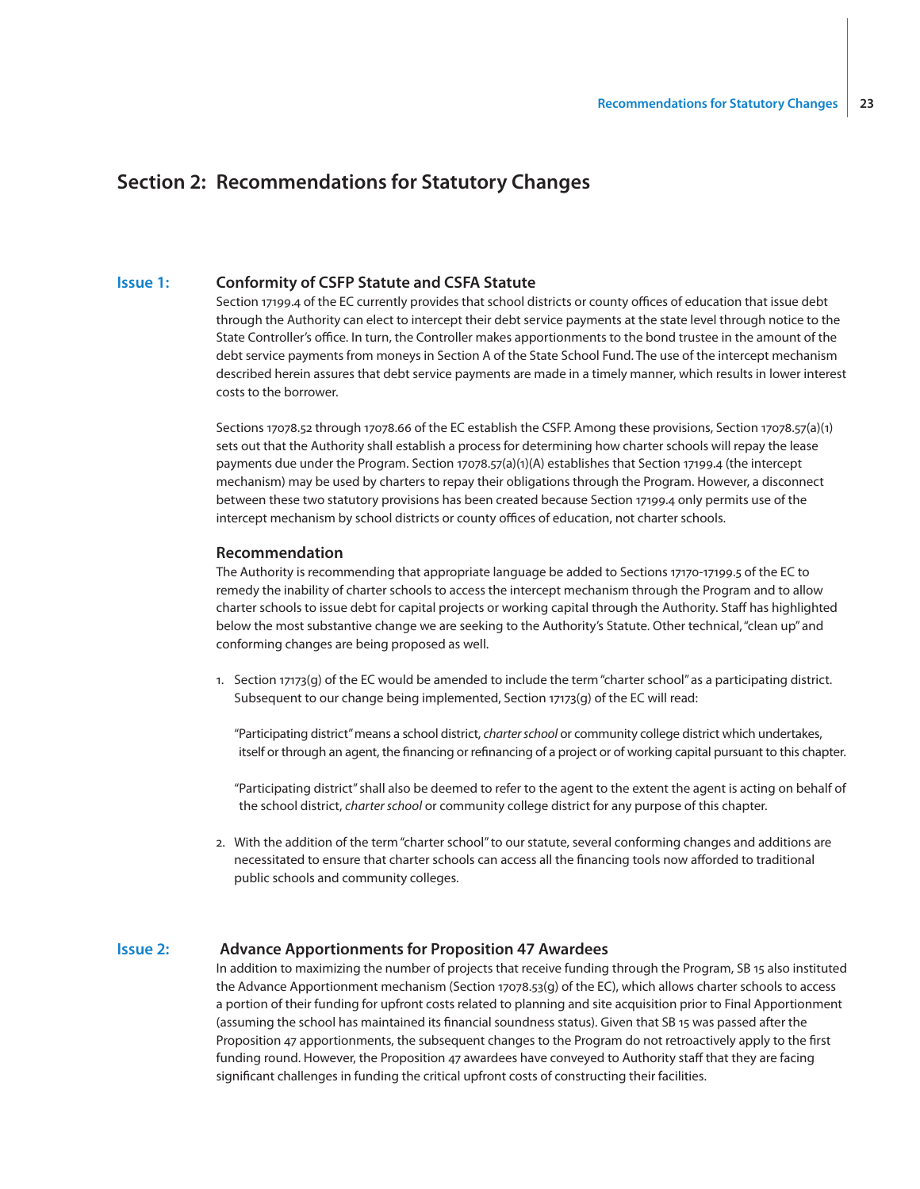# Section 2: Recommendations for Statutory Changes

## Issue 1: Conformity of CSFP Statute and CSFA Statute

Section 17199.4 of the EC currently provides that school districts or county offices of education that issue debt through the Authority can elect to intercept their debt service payments at the state level through notice to the State Controller's office. In turn, the Controller makes apportionments to the bond trustee in the amount of the debt service payments from moneys in Section A of the State School Fund. The use of the intercept mechanism described herein assures that debt service payments are made in a timely manner, which results in lower interest costs to the borrower.

Sections 17078.52 through 17078.66 of the EC establish the CSFP. Among these provisions, Section 17078.57(a)(1) sets out that the Authority shall establish a process for determining how charter schools will repay the lease payments due under the Program. Section 17078.57(a)(1)(A) establishes that Section 17199.4 (the intercept mechanism) may be used by charters to repay their obligations through the Program. However, a disconnect between these two statutory provisions has been created because Section 17199.4 only permits use of the intercept mechanism by school districts or county offices of education, not charter schools.

### Recommendation

The Authority is recommending that appropriate language be added to Sections 17170-17199.5 of the EC to remedy the inability of charter schools to access the intercept mechanism through the Program and to allow charter schools to issue debt for capital projects or working capital through the Authority. Staff has highlighted below the most substantive change we are seeking to the Authority's Statute. Other technical, "clean up" and conforming changes are being proposed as well.

1. Section 17173(g) of the EC would be amended to include the term "charter school" as a participating district. Subsequent to our change being implemented, Section 17173(g) of the EC will read:

   "Participating district" means a school district, *charter school* or community college district which undertakes, itself or through an agent, the financing or refinancing of a project or of working capital pursuant to this chapter.

   "Participating district" shall also be deemed to refer to the agent to the extent the agent is acting on behalf of the school district, *charter school* or community college district for any purpose of this chapter.

2. With the addition of the term "charter school" to our statute, several conforming changes and additions are necessitated to ensure that charter schools can access all the financing tools now afforded to traditional public schools and community colleges.

## Issue 2: Advance Apportionments for Proposition 47 Awardees

In addition to maximizing the number of projects that receive funding through the Program, SB 15 also instituted the Advance Apportionment mechanism (Section 17078.53(g) of the EC), which allows charter schools to access a portion of their funding for upfront costs related to planning and site acquisition prior to Final Apportionment (assuming the school has maintained its financial soundness status). Given that SB 15 was passed after the Proposition 47 apportionments, the subsequent changes to the Program do not retroactively apply to the first funding round. However, the Proposition 47 awardees have conveyed to Authority staff that they are facing significant challenges in funding the critical upfront costs of constructing their facilities.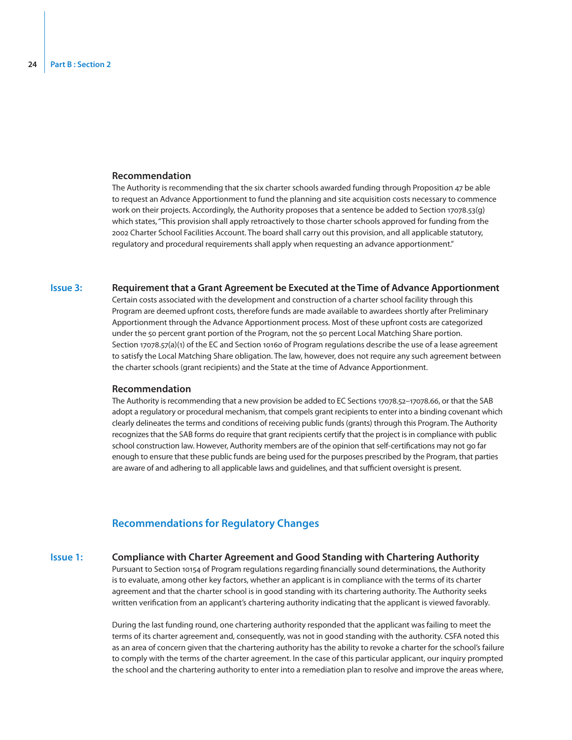### Recommendation

The Authority is recommending that the six charter schools awarded funding through Proposition 47 be able to request an Advance Apportionment to fund the planning and site acquisition costs necessary to commence work on their projects. Accordingly, the Authority proposes that a sentence be added to Section 17078.53(g) which states, "This provision shall apply retroactively to those charter schools approved for funding from the 2002 Charter School Facilities Account. The board shall carry out this provision, and all applicable statutory, regulatory and procedural requirements shall apply when requesting an advance apportionment."

### Issue 3: Requirement that a Grant Agreement be Executed at the Time of Advance Apportionment

Certain costs associated with the development and construction of a charter school facility through this Program are deemed upfront costs, therefore funds are made available to awardees shortly after Preliminary Apportionment through the Advance Apportionment process. Most of these upfront costs are categorized under the 50 percent grant portion of the Program, not the 50 percent Local Matching Share portion. Section 17078.57(a)(1) of the EC and Section 10160 of Program regulations describe the use of a lease agreement to satisfy the Local Matching Share obligation. The law, however, does not require any such agreement between the charter schools (grant recipients) and the State at the time of Advance Apportionment.

### Recommendation

The Authority is recommending that a new provision be added to EC Sections 17078.52–17078.66, or that the SAB adopt a regulatory or procedural mechanism, that compels grant recipients to enter into a binding covenant which clearly delineates the terms and conditions of receiving public funds (grants) through this Program. The Authority recognizes that the SAB forms do require that grant recipients certify that the project is in compliance with public school construction law. However, Authority members are of the opinion that self-certifications may not go far enough to ensure that these public funds are being used for the purposes prescribed by the Program, that parties are aware of and adhering to all applicable laws and guidelines, and that sufficient oversight is present.

## Recommendations for Regulatory Changes

### Issue 1: Compliance with Charter Agreement and Good Standing with Chartering Authority

Pursuant to Section 10154 of Program regulations regarding financially sound determinations, the Authority is to evaluate, among other key factors, whether an applicant is in compliance with the terms of its charter agreement and that the charter school is in good standing with its chartering authority. The Authority seeks written verification from an applicant's chartering authority indicating that the applicant is viewed favorably.

During the last funding round, one chartering authority responded that the applicant was failing to meet the terms of its charter agreement and, consequently, was not in good standing with the authority. CSFA noted this as an area of concern given that the chartering authority has the ability to revoke a charter for the school's failure to comply with the terms of the charter agreement. In the case of this particular applicant, our inquiry prompted the school and the chartering authority to enter into a remediation plan to resolve and improve the areas where,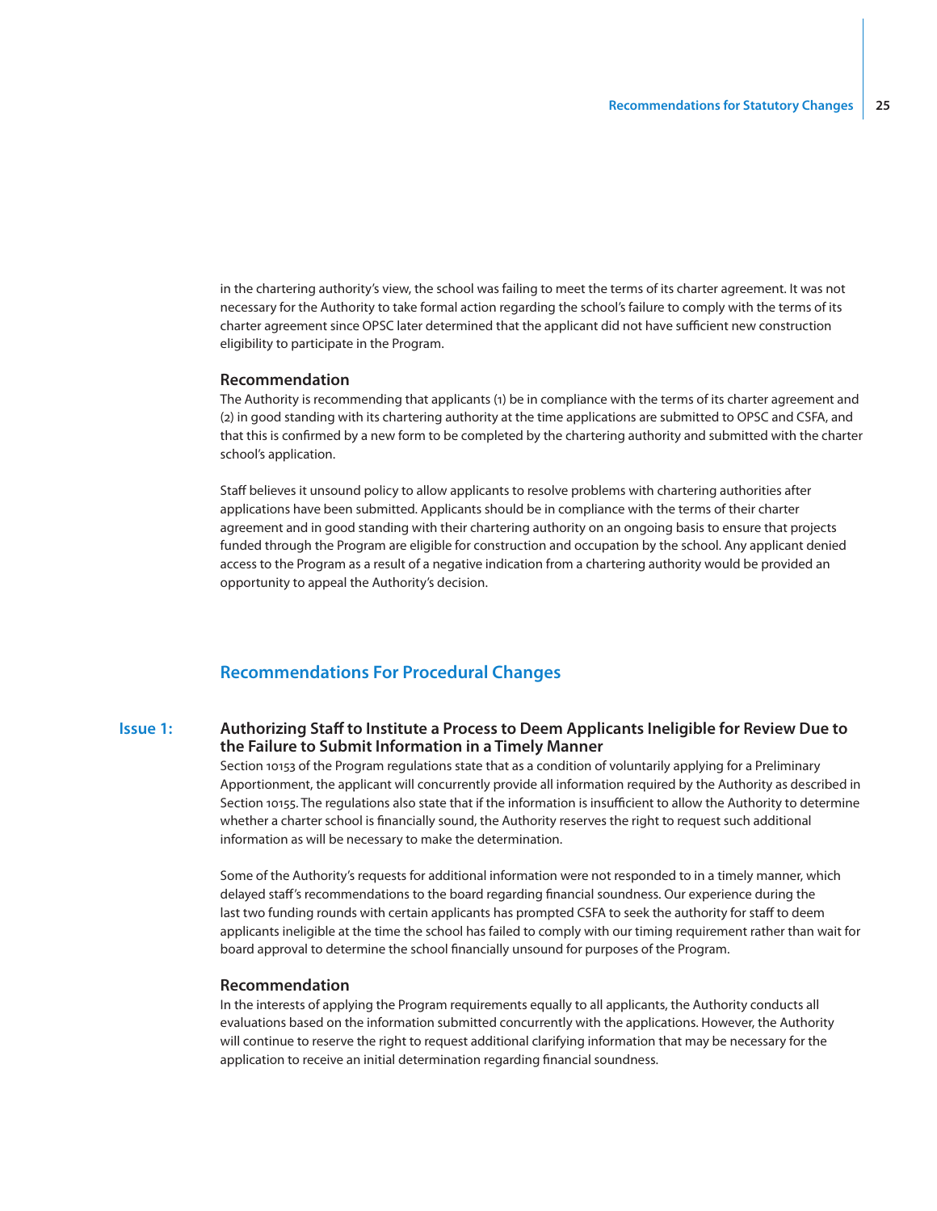in the chartering authority's view, the school was failing to meet the terms of its charter agreement. It was not necessary for the Authority to take formal action regarding the school's failure to comply with the terms of its charter agreement since OPSC later determined that the applicant did not have sufficient new construction eligibility to participate in the Program.

### Recommendation

The Authority is recommending that applicants (1) be in compliance with the terms of its charter agreement and (2) in good standing with its chartering authority at the time applications are submitted to OPSC and CSFA, and that this is confirmed by a new form to be completed by the chartering authority and submitted with the charter school's application.

Staff believes it unsound policy to allow applicants to resolve problems with chartering authorities after applications have been submitted. Applicants should be in compliance with the terms of their charter agreement and in good standing with their chartering authority on an ongoing basis to ensure that projects funded through the Program are eligible for construction and occupation by the school. Any applicant denied access to the Program as a result of a negative indication from a chartering authority would be provided an opportunity to appeal the Authority's decision.

## Recommendations For Procedural Changes

### Issue 1: Authorizing Staff to Institute a Process to Deem Applicants Ineligible for Review Due to the Failure to Submit Information in a Timely Manner

Section 10153 of the Program regulations state that as a condition of voluntarily applying for a Preliminary Apportionment, the applicant will concurrently provide all information required by the Authority as described in Section 10155. The regulations also state that if the information is insufficient to allow the Authority to determine whether a charter school is financially sound, the Authority reserves the right to request such additional information as will be necessary to make the determination.

Some of the Authority's requests for additional information were not responded to in a timely manner, which delayed staff's recommendations to the board regarding financial soundness. Our experience during the last two funding rounds with certain applicants has prompted CSFA to seek the authority for staff to deem applicants ineligible at the time the school has failed to comply with our timing requirement rather than wait for board approval to determine the school financially unsound for purposes of the Program.

### Recommendation

In the interests of applying the Program requirements equally to all applicants, the Authority conducts all evaluations based on the information submitted concurrently with the applications. However, the Authority will continue to reserve the right to request additional clarifying information that may be necessary for the application to receive an initial determination regarding financial soundness.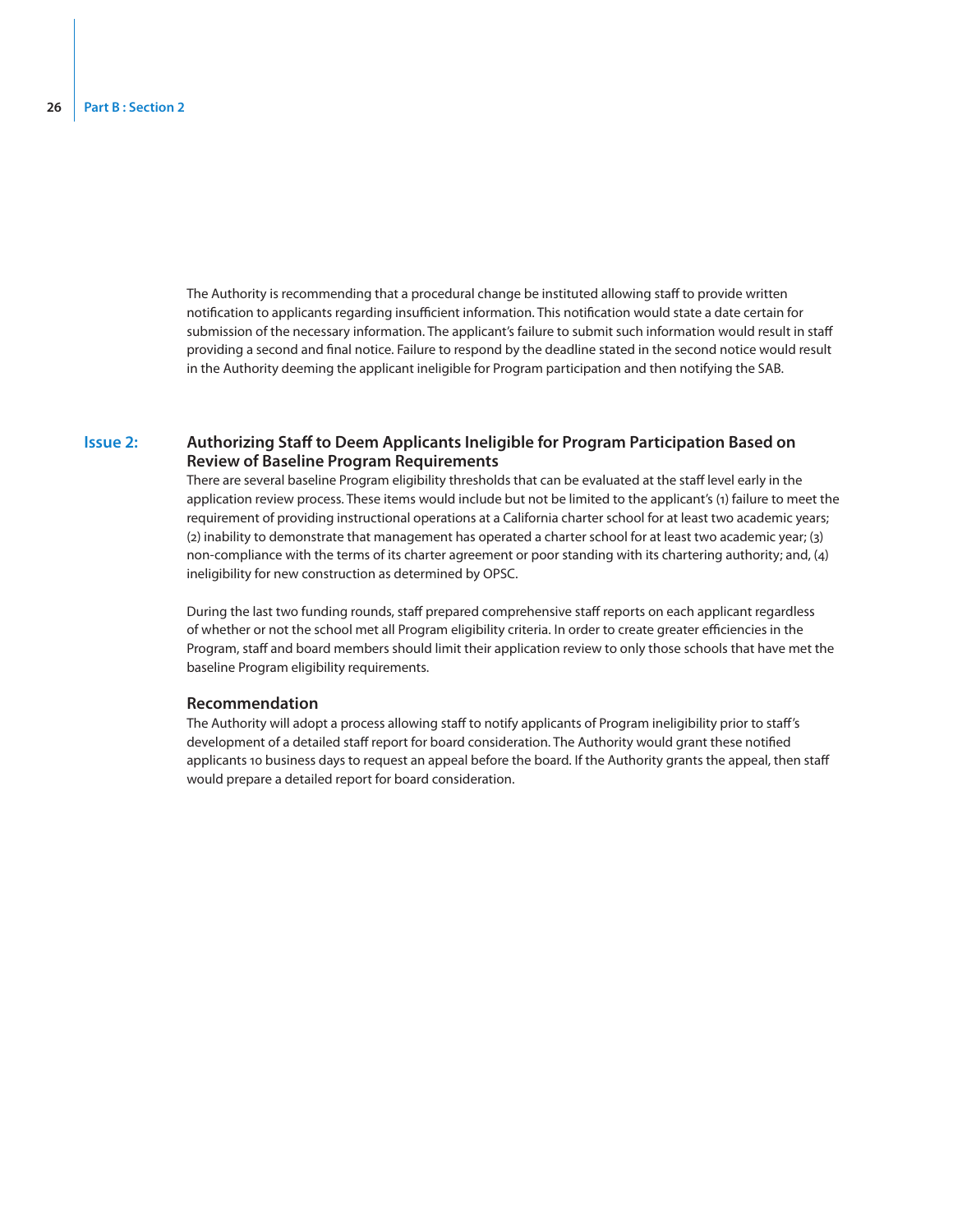The Authority is recommending that a procedural change be instituted allowing staff to provide written notification to applicants regarding insufficient information. This notification would state a date certain for submission of the necessary information. The applicant's failure to submit such information would result in staff providing a second and final notice. Failure to respond by the deadline stated in the second notice would result in the Authority deeming the applicant ineligible for Program participation and then notifying the SAB.

## Issue 2: Authorizing Staff to Deem Applicants Ineligible for Program Participation Based on Review of Baseline Program Requirements

There are several baseline Program eligibility thresholds that can be evaluated at the staff level early in the application review process. These items would include but not be limited to the applicant's (1) failure to meet the requirement of providing instructional operations at a California charter school for at least two academic years; (2) inability to demonstrate that management has operated a charter school for at least two academic year; (3) non-compliance with the terms of its charter agreement or poor standing with its chartering authority; and, (4) ineligibility for new construction as determined by OPSC.

During the last two funding rounds, staff prepared comprehensive staff reports on each applicant regardless of whether or not the school met all Program eligibility criteria. In order to create greater efficiencies in the Program, staff and board members should limit their application review to only those schools that have met the baseline Program eligibility requirements.

### Recommendation

The Authority will adopt a process allowing staff to notify applicants of Program ineligibility prior to staff's development of a detailed staff report for board consideration. The Authority would grant these notified applicants 10 business days to request an appeal before the board. If the Authority grants the appeal, then staff would prepare a detailed report for board consideration.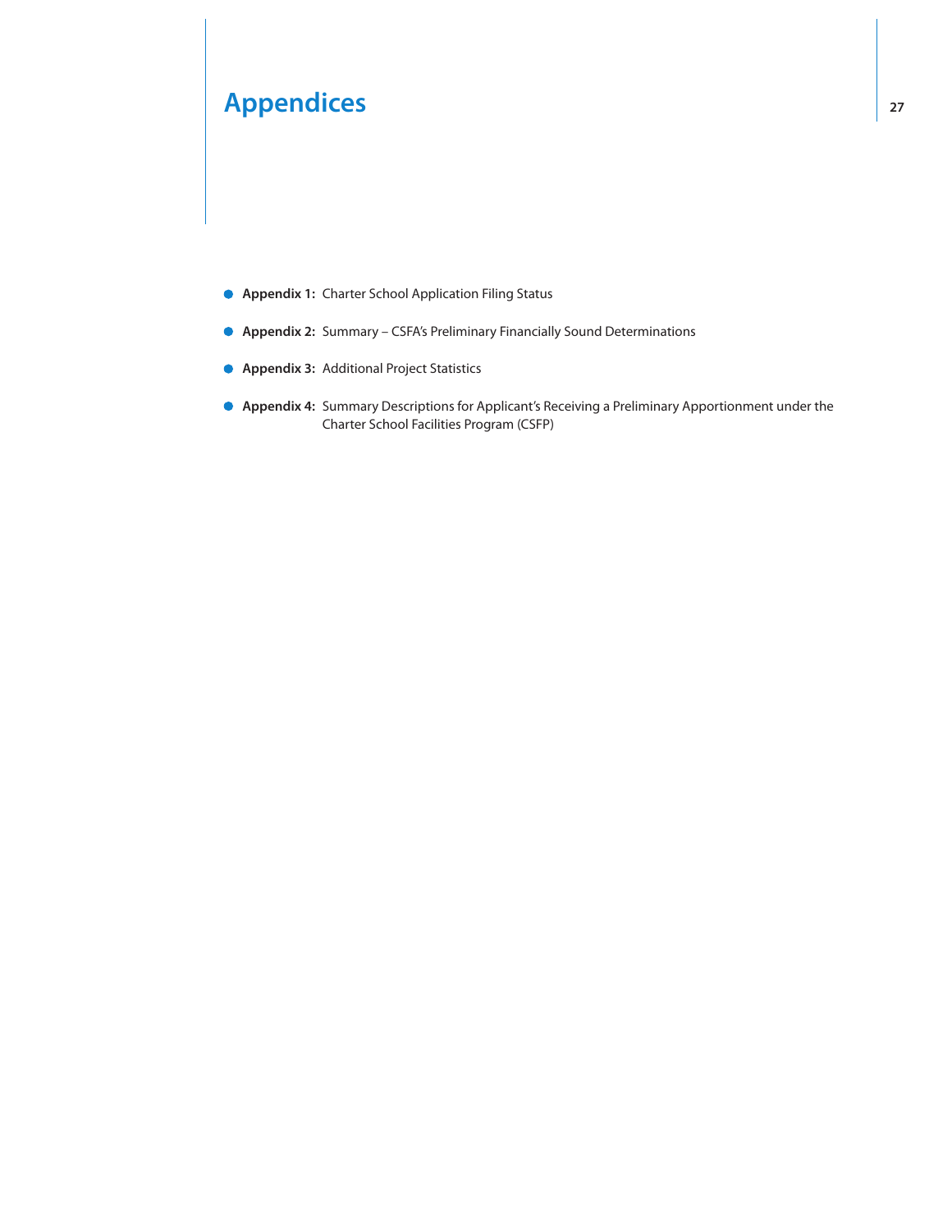# Appendices

- **Appendix 1:** Charter School Application Filing Status
- **Appendix 2:** Summary – CSFA's Preliminary Financially Sound Determinations
- **Appendix 3:** Additional Project Statistics
- **Appendix 4:** Summary Descriptions for Applicant's Receiving a Preliminary Apportionment under the Charter School Facilities Program (CSFP)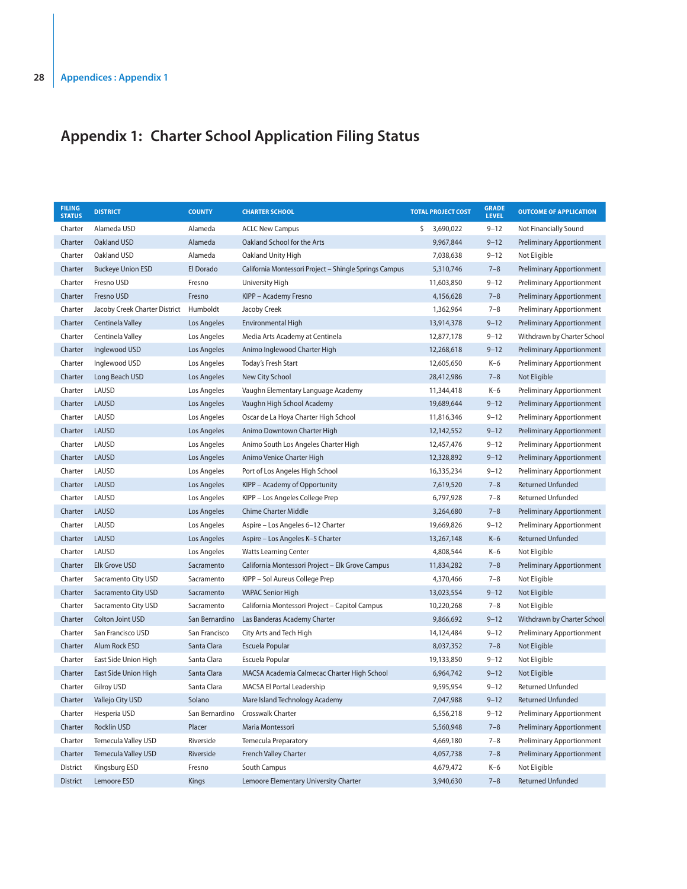# Appendix 1: Charter School Application Filing Status

| FILING STATUS | DISTRICT | COUNTY | CHARTER SCHOOL | TOTAL PROJECT COST | GRADE LEVEL | OUTCOME OF APPLICATION |
|---|---|---|---|---|---|---|
| Charter | Alameda USD | Alameda | ACLC New Campus | $ 3,690,022 | 9–12 | Not Financially Sound |
| Charter | Oakland USD | Alameda | Oakland School for the Arts | 9,967,844 | 9–12 | Preliminary Apportionment |
| Charter | Oakland USD | Alameda | Oakland Unity High | 7,038,638 | 9–12 | Not Eligible |
| Charter | Buckeye Union ESD | El Dorado | California Montessori Project – Shingle Springs Campus | 5,310,746 | 7–8 | Preliminary Apportionment |
| Charter | Fresno USD | Fresno | University High | 11,603,850 | 9–12 | Preliminary Apportionment |
| Charter | Fresno USD | Fresno | KIPP – Academy Fresno | 4,156,628 | 7–8 | Preliminary Apportionment |
| Charter | Jacoby Creek Charter District | Humboldt | Jacoby Creek | 1,362,964 | 7–8 | Preliminary Apportionment |
| Charter | Centinela Valley | Los Angeles | Environmental High | 13,914,378 | 9–12 | Preliminary Apportionment |
| Charter | Centinela Valley | Los Angeles | Media Arts Academy at Centinela | 12,877,178 | 9–12 | Withdrawn by Charter School |
| Charter | Inglewood USD | Los Angeles | Animo Inglewood Charter High | 12,268,618 | 9–12 | Preliminary Apportionment |
| Charter | Inglewood USD | Los Angeles | Today's Fresh Start | 12,605,650 | K–6 | Preliminary Apportionment |
| Charter | Long Beach USD | Los Angeles | New City School | 28,412,986 | 7–8 | Not Eligible |
| Charter | LAUSD | Los Angeles | Vaughn Elementary Language Academy | 11,344,418 | K–6 | Preliminary Apportionment |
| Charter | LAUSD | Los Angeles | Vaughn High School Academy | 19,689,644 | 9–12 | Preliminary Apportionment |
| Charter | LAUSD | Los Angeles | Oscar de La Hoya Charter High School | 11,816,346 | 9–12 | Preliminary Apportionment |
| Charter | LAUSD | Los Angeles | Animo Downtown Charter High | 12,142,552 | 9–12 | Preliminary Apportionment |
| Charter | LAUSD | Los Angeles | Animo South Los Angeles Charter High | 12,457,476 | 9–12 | Preliminary Apportionment |
| Charter | LAUSD | Los Angeles | Animo Venice Charter High | 12,328,892 | 9–12 | Preliminary Apportionment |
| Charter | LAUSD | Los Angeles | Port of Los Angeles High School | 16,335,234 | 9–12 | Preliminary Apportionment |
| Charter | LAUSD | Los Angeles | KIPP – Academy of Opportunity | 7,619,520 | 7–8 | Returned Unfunded |
| Charter | LAUSD | Los Angeles | KIPP – Los Angeles College Prep | 6,797,928 | 7–8 | Returned Unfunded |
| Charter | LAUSD | Los Angeles | Chime Charter Middle | 3,264,680 | 7–8 | Preliminary Apportionment |
| Charter | LAUSD | Los Angeles | Aspire – Los Angeles 6–12 Charter | 19,669,826 | 9–12 | Preliminary Apportionment |
| Charter | LAUSD | Los Angeles | Aspire – Los Angeles K–5 Charter | 13,267,148 | K–6 | Returned Unfunded |
| Charter | LAUSD | Los Angeles | Watts Learning Center | 4,808,544 | K–6 | Not Eligible |
| Charter | Elk Grove USD | Sacramento | California Montessori Project – Elk Grove Campus | 11,834,282 | 7–8 | Preliminary Apportionment |
| Charter | Sacramento City USD | Sacramento | KIPP – Sol Aureus College Prep | 4,370,466 | 7–8 | Not Eligible |
| Charter | Sacramento City USD | Sacramento | VAPAC Senior High | 13,023,554 | 9–12 | Not Eligible |
| Charter | Sacramento City USD | Sacramento | California Montessori Project – Capitol Campus | 10,220,268 | 7–8 | Not Eligible |
| Charter | Colton Joint USD | San Bernardino | Las Banderas Academy Charter | 9,866,692 | 9–12 | Withdrawn by Charter School |
| Charter | San Francisco USD | San Francisco | City Arts and Tech High | 14,124,484 | 9–12 | Preliminary Apportionment |
| Charter | Alum Rock ESD | Santa Clara | Escuela Popular | 8,037,352 | 7–8 | Not Eligible |
| Charter | East Side Union High | Santa Clara | Escuela Popular | 19,133,850 | 9–12 | Not Eligible |
| Charter | East Side Union High | Santa Clara | MACSA Academia Calmecac Charter High School | 6,964,742 | 9–12 | Not Eligible |
| Charter | Gilroy USD | Santa Clara | MACSA El Portal Leadership | 9,595,954 | 9–12 | Returned Unfunded |
| Charter | Vallejo City USD | Solano | Mare Island Technology Academy | 7,047,988 | 9–12 | Returned Unfunded |
| Charter | Hesperia USD | San Bernardino | Crosswalk Charter | 6,556,218 | 9–12 | Preliminary Apportionment |
| Charter | Rocklin USD | Placer | Maria Montessori | 5,560,948 | 7–8 | Preliminary Apportionment |
| Charter | Temecula Valley USD | Riverside | Temecula Preparatory | 4,669,180 | 7–8 | Preliminary Apportionment |
| Charter | Temecula Valley USD | Riverside | French Valley Charter | 4,057,738 | 7–8 | Preliminary Apportionment |
| District | Kingsburg ESD | Fresno | South Campus | 4,679,472 | K–6 | Not Eligible |
| District | Lemoore ESD | Kings | Lemoore Elementary University Charter | 3,940,630 | 7–8 | Returned Unfunded |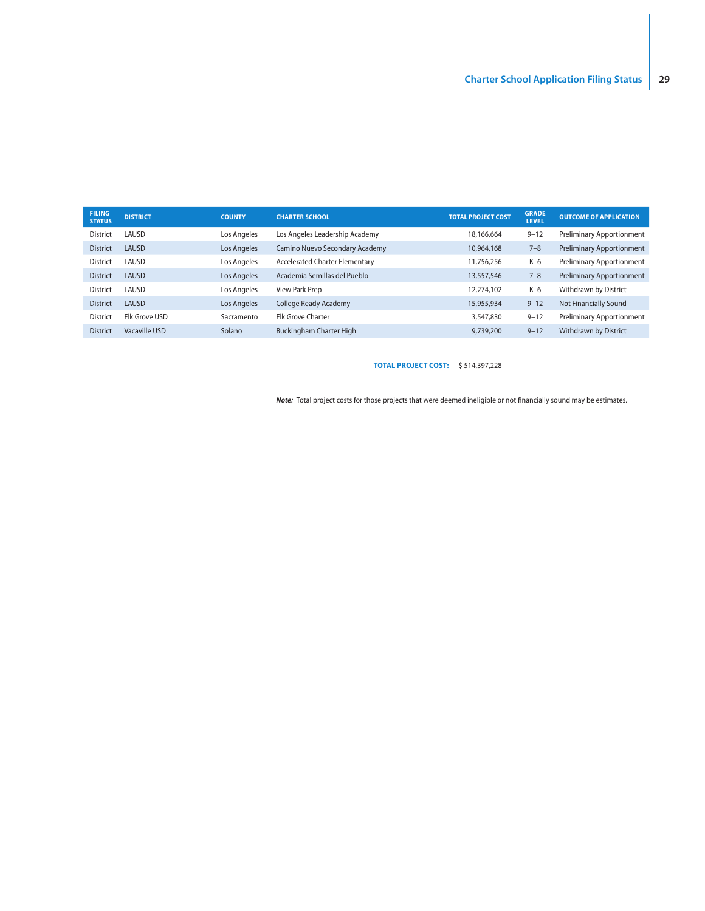| FILING STATUS | DISTRICT | COUNTY | CHARTER SCHOOL | TOTAL PROJECT COST | GRADE LEVEL | OUTCOME OF APPLICATION |
|---|---|---|---|---|---|---|
| District | LAUSD | Los Angeles | Los Angeles Leadership Academy | 18,166,664 | 9–12 | Preliminary Apportionment |
| District | LAUSD | Los Angeles | Camino Nuevo Secondary Academy | 10,964,168 | 7–8 | Preliminary Apportionment |
| District | LAUSD | Los Angeles | Accelerated Charter Elementary | 11,756,256 | K–6 | Preliminary Apportionment |
| District | LAUSD | Los Angeles | Academia Semillas del Pueblo | 13,557,546 | 7–8 | Preliminary Apportionment |
| District | LAUSD | Los Angeles | View Park Prep | 12,274,102 | K–6 | Withdrawn by District |
| District | LAUSD | Los Angeles | College Ready Academy | 15,955,934 | 9–12 | Not Financially Sound |
| District | Elk Grove USD | Sacramento | Elk Grove Charter | 3,547,830 | 9–12 | Preliminary Apportionment |
| District | Vacaville USD | Solano | Buckingham Charter High | 9,739,200 | 9–12 | Withdrawn by District |

**TOTAL PROJECT COST:** $ 514,397,228

***Note:*** Total project costs for those projects that were deemed ineligible or not financially sound may be estimates.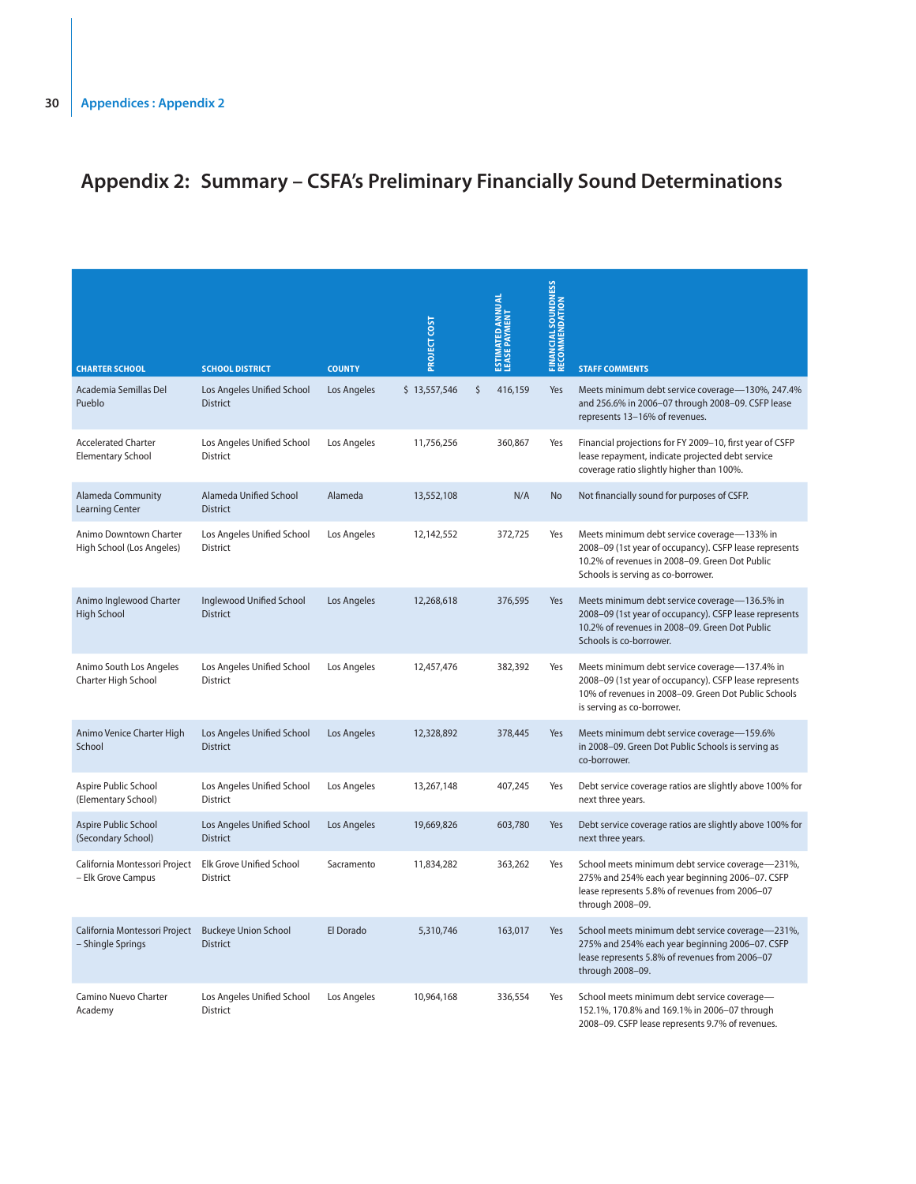# Appendix 2: Summary – CSFA's Preliminary Financially Sound Determinations

| CHARTER SCHOOL | SCHOOL DISTRICT | COUNTY | PROJECT COST | ESTIMATED ANNUAL LEASE PAYMENT | FINANCIAL SOUNDNESS RECOMMENDATION | STAFF COMMENTS |
|---|---|---|---|---|---|---|
| Academia Semillas Del Pueblo | Los Angeles Unified School District | Los Angeles | $ 13,557,546 | $ 416,159 | Yes | Meets minimum debt service coverage—130%, 247.4% and 256.6% in 2006–07 through 2008–09. CSFP lease represents 13–16% of revenues. |
| Accelerated Charter Elementary School | Los Angeles Unified School District | Los Angeles | 11,756,256 | 360,867 | Yes | Financial projections for FY 2009–10, first year of CSFP lease repayment, indicate projected debt service coverage ratio slightly higher than 100%. |
| Alameda Community Learning Center | Alameda Unified School District | Alameda | 13,552,108 | N/A | No | Not financially sound for purposes of CSFP. |
| Animo Downtown Charter High School (Los Angeles) | Los Angeles Unified School District | Los Angeles | 12,142,552 | 372,725 | Yes | Meets minimum debt service coverage—133% in 2008–09 (1st year of occupancy). CSFP lease represents 10.2% of revenues in 2008–09. Green Dot Public Schools is serving as co-borrower. |
| Animo Inglewood Charter High School | Inglewood Unified School District | Los Angeles | 12,268,618 | 376,595 | Yes | Meets minimum debt service coverage—136.5% in 2008–09 (1st year of occupancy). CSFP lease represents 10.2% of revenues in 2008–09. Green Dot Public Schools is co-borrower. |
| Animo South Los Angeles Charter High School | Los Angeles Unified School District | Los Angeles | 12,457,476 | 382,392 | Yes | Meets minimum debt service coverage—137.4% in 2008–09 (1st year of occupancy). CSFP lease represents 10% of revenues in 2008–09. Green Dot Public Schools is serving as co-borrower. |
| Animo Venice Charter High School | Los Angeles Unified School District | Los Angeles | 12,328,892 | 378,445 | Yes | Meets minimum debt service coverage—159.6% in 2008–09. Green Dot Public Schools is serving as co-borrower. |
| Aspire Public School (Elementary School) | Los Angeles Unified School District | Los Angeles | 13,267,148 | 407,245 | Yes | Debt service coverage ratios are slightly above 100% for next three years. |
| Aspire Public School (Secondary School) | Los Angeles Unified School District | Los Angeles | 19,669,826 | 603,780 | Yes | Debt service coverage ratios are slightly above 100% for next three years. |
| California Montessori Project – Elk Grove Campus | Elk Grove Unified School District | Sacramento | 11,834,282 | 363,262 | Yes | School meets minimum debt service coverage—231%, 275% and 254% each year beginning 2006–07. CSFP lease represents 5.8% of revenues from 2006–07 through 2008–09. |
| California Montessori Project – Shingle Springs | Buckeye Union School District | El Dorado | 5,310,746 | 163,017 | Yes | School meets minimum debt service coverage—231%, 275% and 254% each year beginning 2006–07. CSFP lease represents 5.8% of revenues from 2006–07 through 2008–09. |
| Camino Nuevo Charter Academy | Los Angeles Unified School District | Los Angeles | 10,964,168 | 336,554 | Yes | School meets minimum debt service coverage—152.1%, 170.8% and 169.1% in 2006–07 through 2008–09. CSFP lease represents 9.7% of revenues. |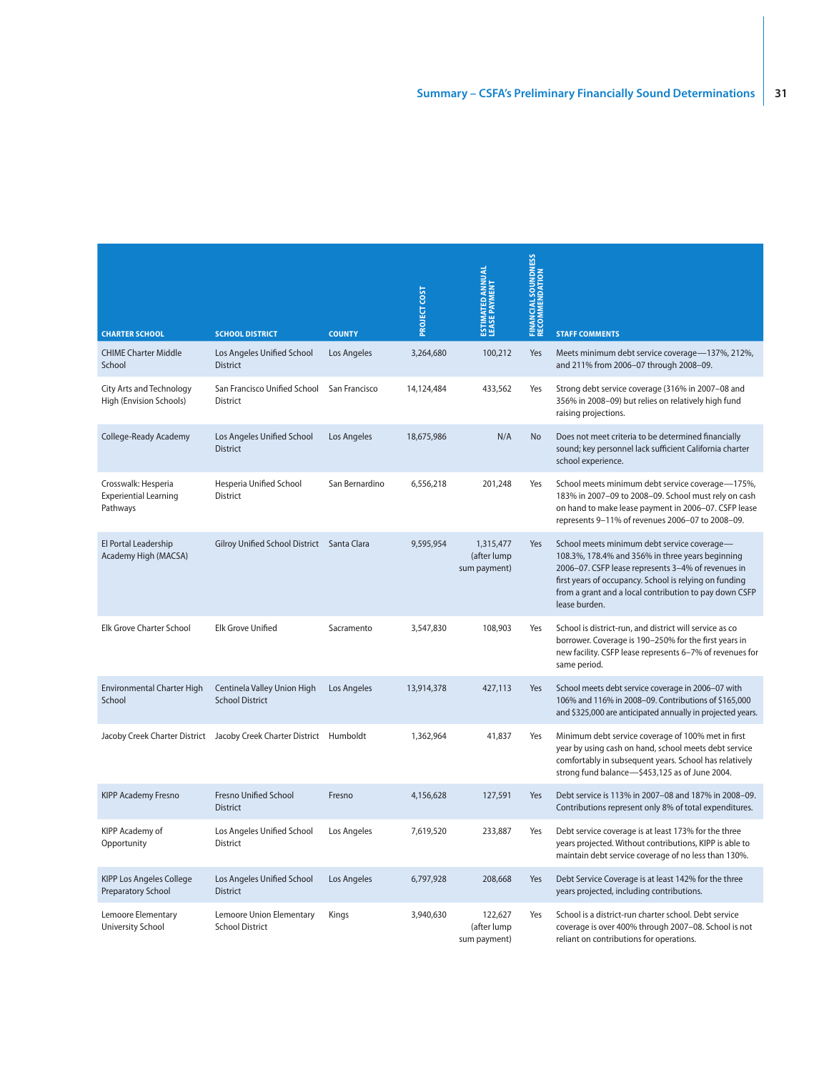| CHARTER SCHOOL | SCHOOL DISTRICT | COUNTY | PROJECT COST | ESTIMATED ANNUAL LEASE PAYMENT | FINANCIAL SOUNDNESS RECOMMENDATION | STAFF COMMENTS |
|---|---|---|---|---|---|---|
| CHIME Charter Middle School | Los Angeles Unified School District | Los Angeles | 3,264,680 | 100,212 | Yes | Meets minimum debt service coverage—137%, 212%, and 211% from 2006–07 through 2008–09. |
| City Arts and Technology High (Envision Schools) | San Francisco Unified School District | San Francisco | 14,124,484 | 433,562 | Yes | Strong debt service coverage (316% in 2007–08 and 356% in 2008–09) but relies on relatively high fund raising projections. |
| College-Ready Academy | Los Angeles Unified School District | Los Angeles | 18,675,986 | N/A | No | Does not meet criteria to be determined financially sound; key personnel lack sufficient California charter school experience. |
| Crosswalk: Hesperia Experiential Learning Pathways | Hesperia Unified School District | San Bernardino | 6,556,218 | 201,248 | Yes | School meets minimum debt service coverage—175%, 183% in 2007–09 to 2008–09. School must rely on cash on hand to make lease payment in 2006–07. CSFP lease represents 9–11% of revenues 2006–07 to 2008–09. |
| El Portal Leadership Academy High (MACSA) | Gilroy Unified School District | Santa Clara | 9,595,954 | 1,315,477 (after lump sum payment) | Yes | School meets minimum debt service coverage—108.3%, 178.4% and 356% in three years beginning 2006–07. CSFP lease represents 3–4% of revenues in first years of occupancy. School is relying on funding from a grant and a local contribution to pay down CSFP lease burden. |
| Elk Grove Charter School | Elk Grove Unified | Sacramento | 3,547,830 | 108,903 | Yes | School is district-run, and district will service as co borrower. Coverage is 190–250% for the first years in new facility. CSFP lease represents 6–7% of revenues for same period. |
| Environmental Charter High School | Centinela Valley Union High School District | Los Angeles | 13,914,378 | 427,113 | Yes | School meets debt service coverage in 2006–07 with 106% and 116% in 2008–09. Contributions of $165,000 and $325,000 are anticipated annually in projected years. |
| Jacoby Creek Charter District | Jacoby Creek Charter District | Humboldt | 1,362,964 | 41,837 | Yes | Minimum debt service coverage of 100% met in first year by using cash on hand, school meets debt service comfortably in subsequent years. School has relatively strong fund balance—$453,125 as of June 2004. |
| KIPP Academy Fresno | Fresno Unified School District | Fresno | 4,156,628 | 127,591 | Yes | Debt service is 113% in 2007–08 and 187% in 2008–09. Contributions represent only 8% of total expenditures. |
| KIPP Academy of Opportunity | Los Angeles Unified School District | Los Angeles | 7,619,520 | 233,887 | Yes | Debt service coverage is at least 173% for the three years projected. Without contributions, KIPP is able to maintain debt service coverage of no less than 130%. |
| KIPP Los Angeles College Preparatory School | Los Angeles Unified School District | Los Angeles | 6,797,928 | 208,668 | Yes | Debt Service Coverage is at least 142% for the three years projected, including contributions. |
| Lemoore Elementary University School | Lemoore Union Elementary School District | Kings | 3,940,630 | 122,627 (after lump sum payment) | Yes | School is a district-run charter school. Debt service coverage is over 400% through 2007–08. School is not reliant on contributions for operations. |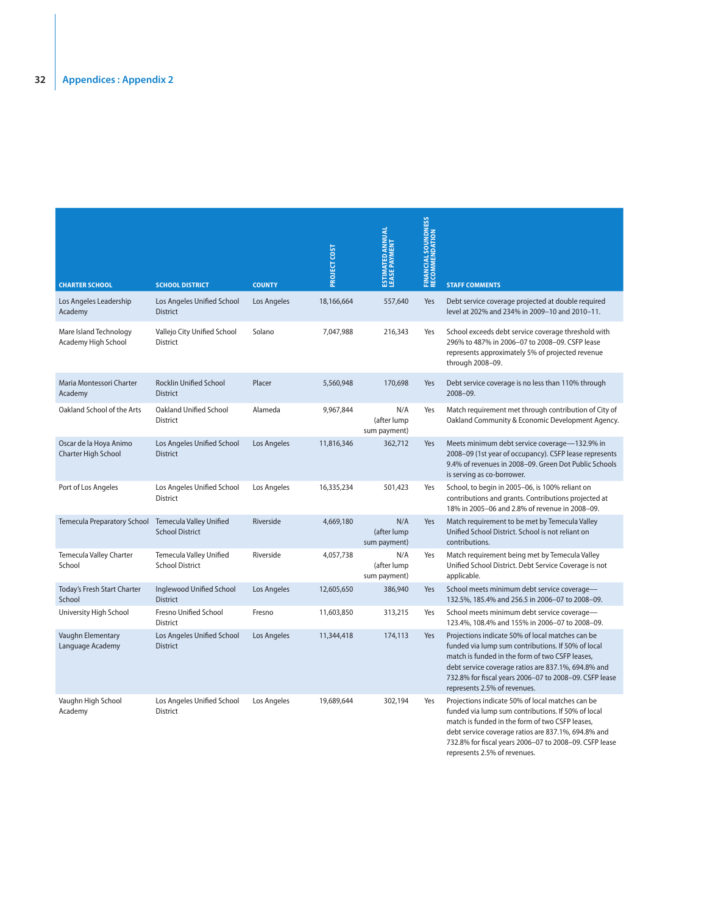## Appendices : Appendix 2

| CHARTER SCHOOL | SCHOOL DISTRICT | COUNTY | PROJECT COST | ESTIMATED ANNUAL LEASE PAYMENT | FINANCIAL SOUNDNESS RECOMMENDATION | STAFF COMMENTS |
|---|---|---|---|---|---|---|
| Los Angeles Leadership Academy | Los Angeles Unified School District | Los Angeles | 18,166,664 | 557,640 | Yes | Debt service coverage projected at double required level at 202% and 234% in 2009–10 and 2010–11. |
| Mare Island Technology Academy High School | Vallejo City Unified School District | Solano | 7,047,988 | 216,343 | Yes | School exceeds debt service coverage threshold with 296% to 487% in 2006–07 to 2008–09. CSFP lease represents approximately 5% of projected revenue through 2008–09. |
| Maria Montessori Charter Academy | Rocklin Unified School District | Placer | 5,560,948 | 170,698 | Yes | Debt service coverage is no less than 110% through 2008–09. |
| Oakland School of the Arts | Oakland Unified School District | Alameda | 9,967,844 | N/A (after lump sum payment) | Yes | Match requirement met through contribution of City of Oakland Community & Economic Development Agency. |
| Oscar de la Hoya Animo Charter High School | Los Angeles Unified School District | Los Angeles | 11,816,346 | 362,712 | Yes | Meets minimum debt service coverage—132.9% in 2008–09 (1st year of occupancy). CSFP lease represents 9.4% of revenues in 2008–09. Green Dot Public Schools is serving as co-borrower. |
| Port of Los Angeles | Los Angeles Unified School District | Los Angeles | 16,335,234 | 501,423 | Yes | School, to begin in 2005–06, is 100% reliant on contributions and grants. Contributions projected at 18% in 2005–06 and 2.8% of revenue in 2008–09. |
| Temecula Preparatory School | Temecula Valley Unified School District | Riverside | 4,669,180 | N/A (after lump sum payment) | Yes | Match requirement to be met by Temecula Valley Unified School District. School is not reliant on contributions. |
| Temecula Valley Charter School | Temecula Valley Unified School District | Riverside | 4,057,738 | N/A (after lump sum payment) | Yes | Match requirement being met by Temecula Valley Unified School District. Debt Service Coverage is not applicable. |
| Today's Fresh Start Charter School | Inglewood Unified School District | Los Angeles | 12,605,650 | 386,940 | Yes | School meets minimum debt service coverage—132.5%, 185.4% and 256.5 in 2006–07 to 2008–09. |
| University High School | Fresno Unified School District | Fresno | 11,603,850 | 313,215 | Yes | School meets minimum debt service coverage—123.4%, 108.4% and 155% in 2006–07 to 2008–09. |
| Vaughn Elementary Language Academy | Los Angeles Unified School District | Los Angeles | 11,344,418 | 174,113 | Yes | Projections indicate 50% of local matches can be funded via lump sum contributions. If 50% of local match is funded in the form of two CSFP leases, debt service coverage ratios are 837.1%, 694.8% and 732.8% for fiscal years 2006–07 to 2008–09. CSFP lease represents 2.5% of revenues. |
| Vaughn High School Academy | Los Angeles Unified School District | Los Angeles | 19,689,644 | 302,194 | Yes | Projections indicate 50% of local matches can be funded via lump sum contributions. If 50% of local match is funded in the form of two CSFP leases, debt service coverage ratios are 837.1%, 694.8% and 732.8% for fiscal years 2006–07 to 2008–09. CSFP lease represents 2.5% of revenues. |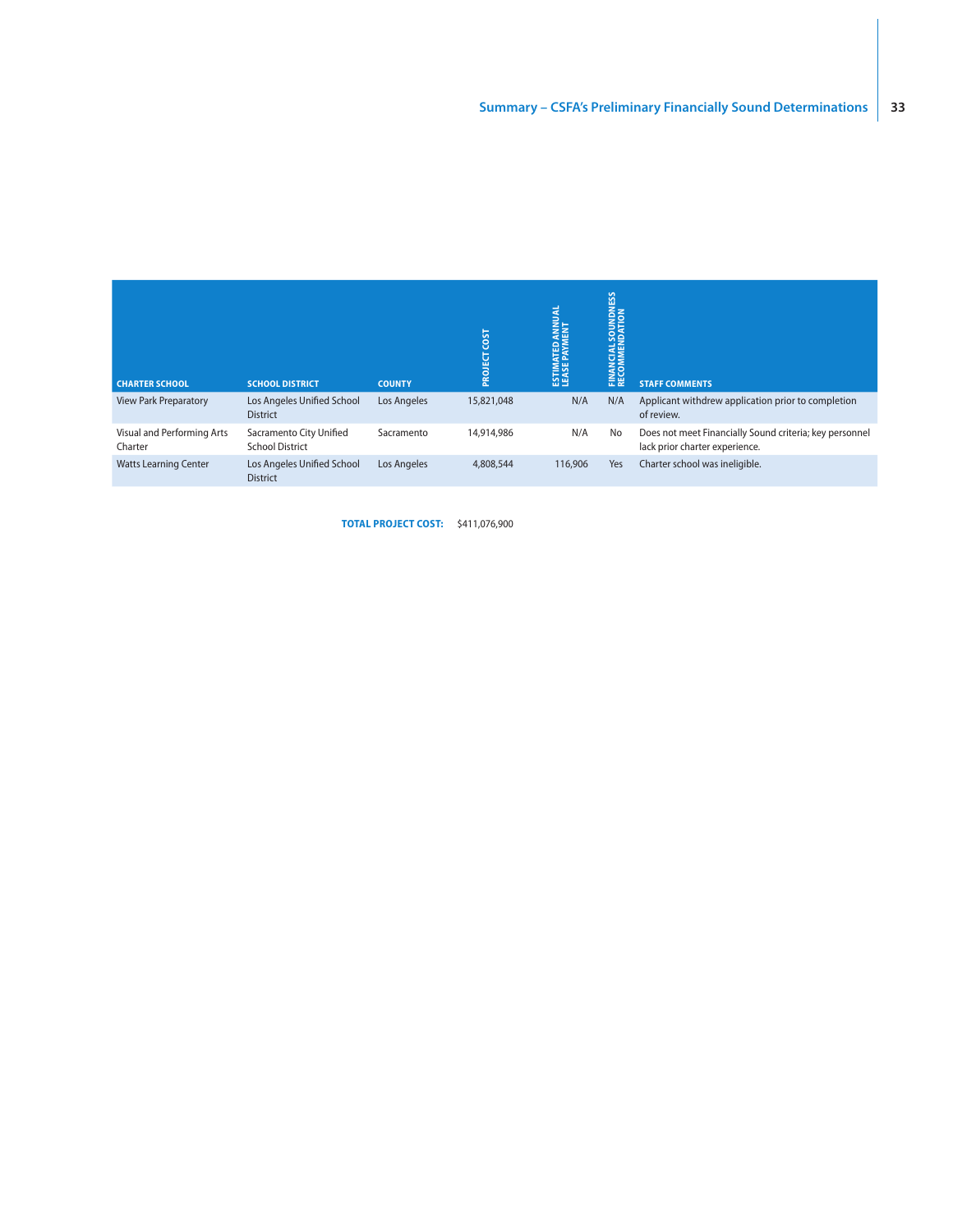| CHARTER SCHOOL | SCHOOL DISTRICT | COUNTY | PROJECT COST | ESTIMATED ANNUAL LEASE PAYMENT | FINANCIAL SOUNDNESS RECOMMENDATION | STAFF COMMENTS |
|---|---|---|---|---|---|---|
| View Park Preparatory | Los Angeles Unified School District | Los Angeles | 15,821,048 | N/A | N/A | Applicant withdrew application prior to completion of review. |
| Visual and Performing Arts Charter | Sacramento City Unified School District | Sacramento | 14,914,986 | N/A | No | Does not meet Financially Sound criteria; key personnel lack prior charter experience. |
| Watts Learning Center | Los Angeles Unified School District | Los Angeles | 4,808,544 | 116,906 | Yes | Charter school was ineligible. |

**TOTAL PROJECT COST:** $411,076,900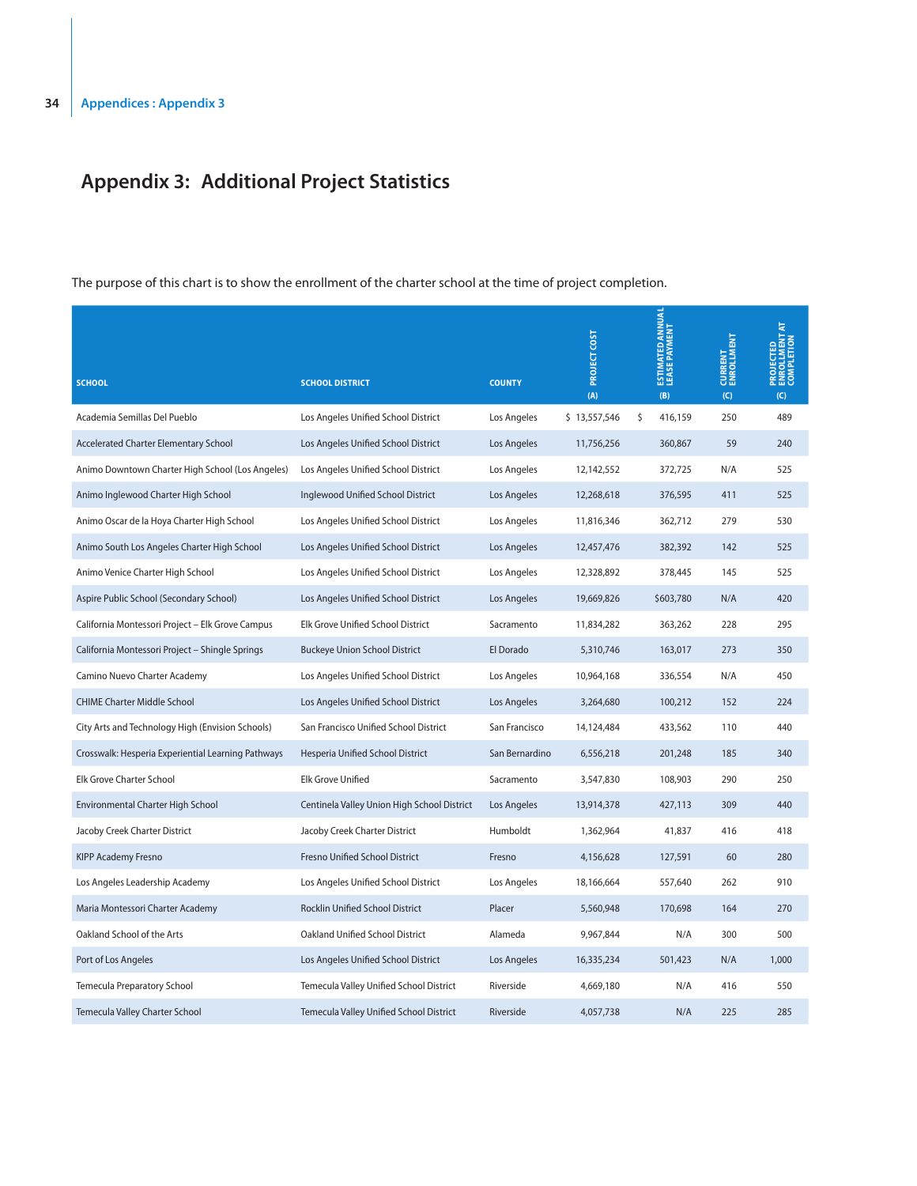# Appendix 3: Additional Project Statistics

The purpose of this chart is to show the enrollment of the charter school at the time of project completion.

| SCHOOL | SCHOOL DISTRICT | COUNTY | PROJECT COST (A) | ESTIMATED ANNUAL LEASE PAYMENT (B) | CURRENT ENROLLMENT (C) | PROJECTED ENROLLMENT AT COMPLETION (C) |
|---|---|---|---|---|---|---|
| Academia Semillas Del Pueblo | Los Angeles Unified School District | Los Angeles | $ 13,557,546 | $ 416,159 | 250 | 489 |
| Accelerated Charter Elementary School | Los Angeles Unified School District | Los Angeles | 11,756,256 | 360,867 | 59 | 240 |
| Animo Downtown Charter High School (Los Angeles) | Los Angeles Unified School District | Los Angeles | 12,142,552 | 372,725 | N/A | 525 |
| Animo Inglewood Charter High School | Inglewood Unified School District | Los Angeles | 12,268,618 | 376,595 | 411 | 525 |
| Animo Oscar de la Hoya Charter High School | Los Angeles Unified School District | Los Angeles | 11,816,346 | 362,712 | 279 | 530 |
| Animo South Los Angeles Charter High School | Los Angeles Unified School District | Los Angeles | 12,457,476 | 382,392 | 142 | 525 |
| Animo Venice Charter High School | Los Angeles Unified School District | Los Angeles | 12,328,892 | 378,445 | 145 | 525 |
| Aspire Public School (Secondary School) | Los Angeles Unified School District | Los Angeles | 19,669,826 | $603,780 | N/A | 420 |
| California Montessori Project – Elk Grove Campus | Elk Grove Unified School District | Sacramento | 11,834,282 | 363,262 | 228 | 295 |
| California Montessori Project – Shingle Springs | Buckeye Union School District | El Dorado | 5,310,746 | 163,017 | 273 | 350 |
| Camino Nuevo Charter Academy | Los Angeles Unified School District | Los Angeles | 10,964,168 | 336,554 | N/A | 450 |
| CHIME Charter Middle School | Los Angeles Unified School District | Los Angeles | 3,264,680 | 100,212 | 152 | 224 |
| City Arts and Technology High (Envision Schools) | San Francisco Unified School District | San Francisco | 14,124,484 | 433,562 | 110 | 440 |
| Crosswalk: Hesperia Experiential Learning Pathways | Hesperia Unified School District | San Bernardino | 6,556,218 | 201,248 | 185 | 340 |
| Elk Grove Charter School | Elk Grove Unified | Sacramento | 3,547,830 | 108,903 | 290 | 250 |
| Environmental Charter High School | Centinela Valley Union High School District | Los Angeles | 13,914,378 | 427,113 | 309 | 440 |
| Jacoby Creek Charter District | Jacoby Creek Charter District | Humboldt | 1,362,964 | 41,837 | 416 | 418 |
| KIPP Academy Fresno | Fresno Unified School District | Fresno | 4,156,628 | 127,591 | 60 | 280 |
| Los Angeles Leadership Academy | Los Angeles Unified School District | Los Angeles | 18,166,664 | 557,640 | 262 | 910 |
| Maria Montessori Charter Academy | Rocklin Unified School District | Placer | 5,560,948 | 170,698 | 164 | 270 |
| Oakland School of the Arts | Oakland Unified School District | Alameda | 9,967,844 | N/A | 300 | 500 |
| Port of Los Angeles | Los Angeles Unified School District | Los Angeles | 16,335,234 | 501,423 | N/A | 1,000 |
| Temecula Preparatory School | Temecula Valley Unified School District | Riverside | 4,669,180 | N/A | 416 | 550 |
| Temecula Valley Charter School | Temecula Valley Unified School District | Riverside | 4,057,738 | N/A | 225 | 285 |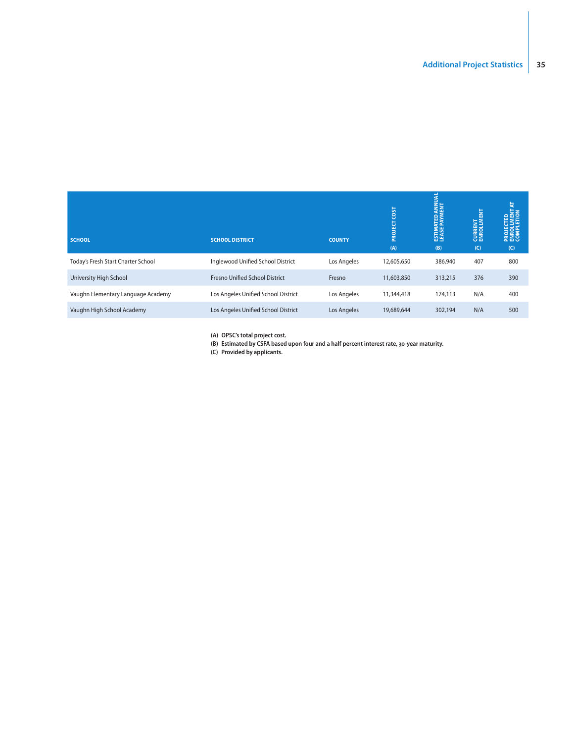| SCHOOL | SCHOOL DISTRICT | COUNTY | PROJECT COST (A) | ESTIMATED ANNUAL LEASE PAYMENT (B) | CURRENT ENROLLMENT (C) | PROJECTED ENROLLMENT AT COMPLETION (C) |
|---|---|---|---|---|---|---|
| Today's Fresh Start Charter School | Inglewood Unified School District | Los Angeles | 12,605,650 | 386,940 | 407 | 800 |
| University High School | Fresno Unified School District | Fresno | 11,603,850 | 313,215 | 376 | 390 |
| Vaughn Elementary Language Academy | Los Angeles Unified School District | Los Angeles | 11,344,418 | 174,113 | N/A | 400 |
| Vaughn High School Academy | Los Angeles Unified School District | Los Angeles | 19,689,644 | 302,194 | N/A | 500 |

**(A) OPSC's total project cost.**
**(B) Estimated by CSFA based upon four and a half percent interest rate, 30-year maturity.**
**(C) Provided by applicants.**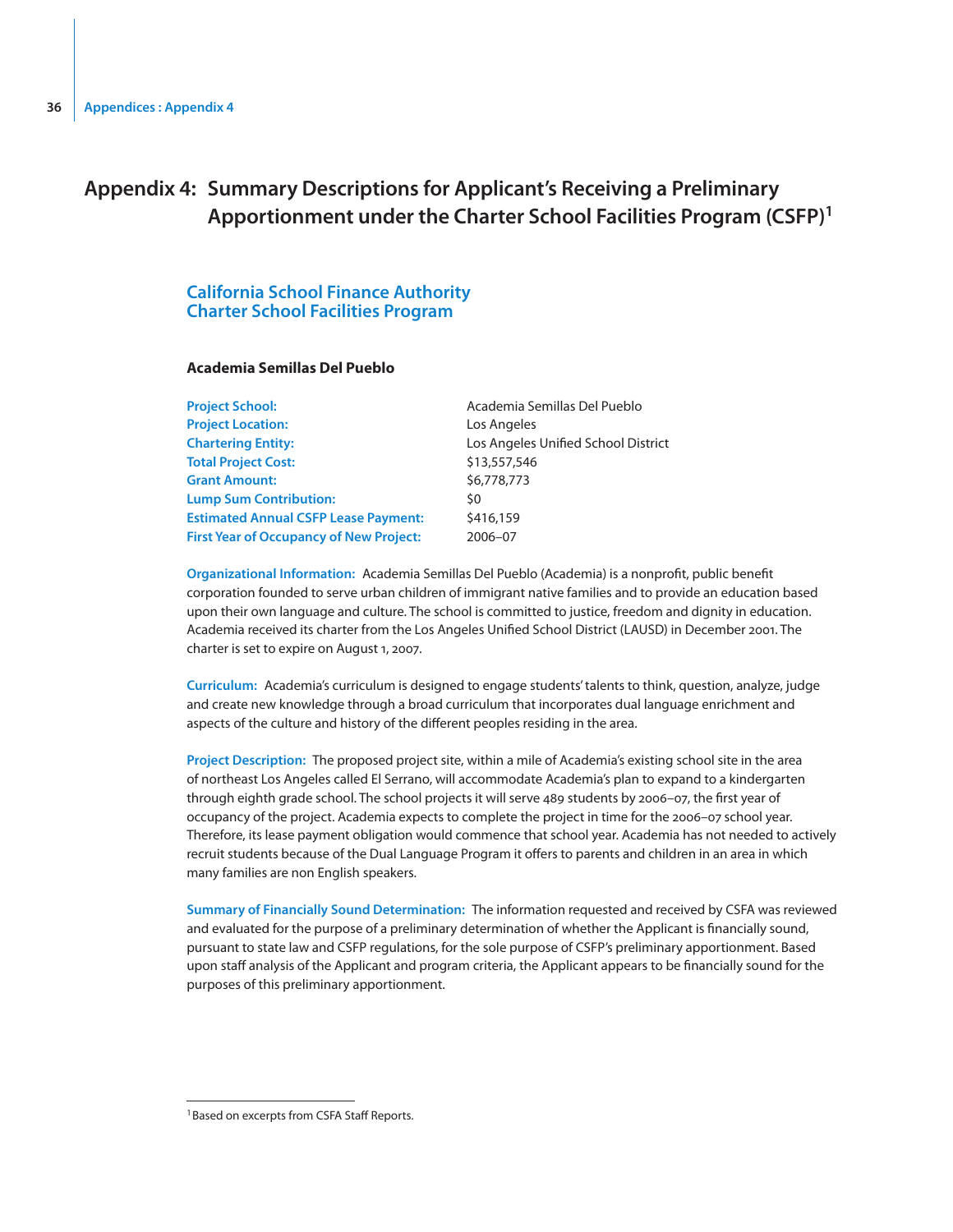# Appendix 4: Summary Descriptions for Applicant's Receiving a Preliminary Apportionment under the Charter School Facilities Program (CSFP)[1]

## California School Finance Authority Charter School Facilities Program

### Academia Semillas Del Pueblo

| | |
|---|---|
| **Project School:** | Academia Semillas Del Pueblo |
| **Project Location:** | Los Angeles |
| **Chartering Entity:** | Los Angeles Unified School District |
| **Total Project Cost:** | $13,557,546 |
| **Grant Amount:** | $6,778,773 |
| **Lump Sum Contribution:** | $0 |
| **Estimated Annual CSFP Lease Payment:** | $416,159 |
| **First Year of Occupancy of New Project:** | 2006–07 |

**Organizational Information:** Academia Semillas Del Pueblo (Academia) is a nonprofit, public benefit corporation founded to serve urban children of immigrant native families and to provide an education based upon their own language and culture. The school is committed to justice, freedom and dignity in education. Academia received its charter from the Los Angeles Unified School District (LAUSD) in December 2001. The charter is set to expire on August 1, 2007.

**Curriculum:** Academia's curriculum is designed to engage students' talents to think, question, analyze, judge and create new knowledge through a broad curriculum that incorporates dual language enrichment and aspects of the culture and history of the different peoples residing in the area.

**Project Description:** The proposed project site, within a mile of Academia's existing school site in the area of northeast Los Angeles called El Serrano, will accommodate Academia's plan to expand to a kindergarten through eighth grade school. The school projects it will serve 489 students by 2006–07, the first year of occupancy of the project. Academia expects to complete the project in time for the 2006–07 school year. Therefore, its lease payment obligation would commence that school year. Academia has not needed to actively recruit students because of the Dual Language Program it offers to parents and children in an area in which many families are non English speakers.

**Summary of Financially Sound Determination:** The information requested and received by CSFA was reviewed and evaluated for the purpose of a preliminary determination of whether the Applicant is financially sound, pursuant to state law and CSFP regulations, for the sole purpose of CSFP's preliminary apportionment. Based upon staff analysis of the Applicant and program criteria, the Applicant appears to be financially sound for the purposes of this preliminary apportionment.

---

[1] Based on excerpts from CSFA Staff Reports.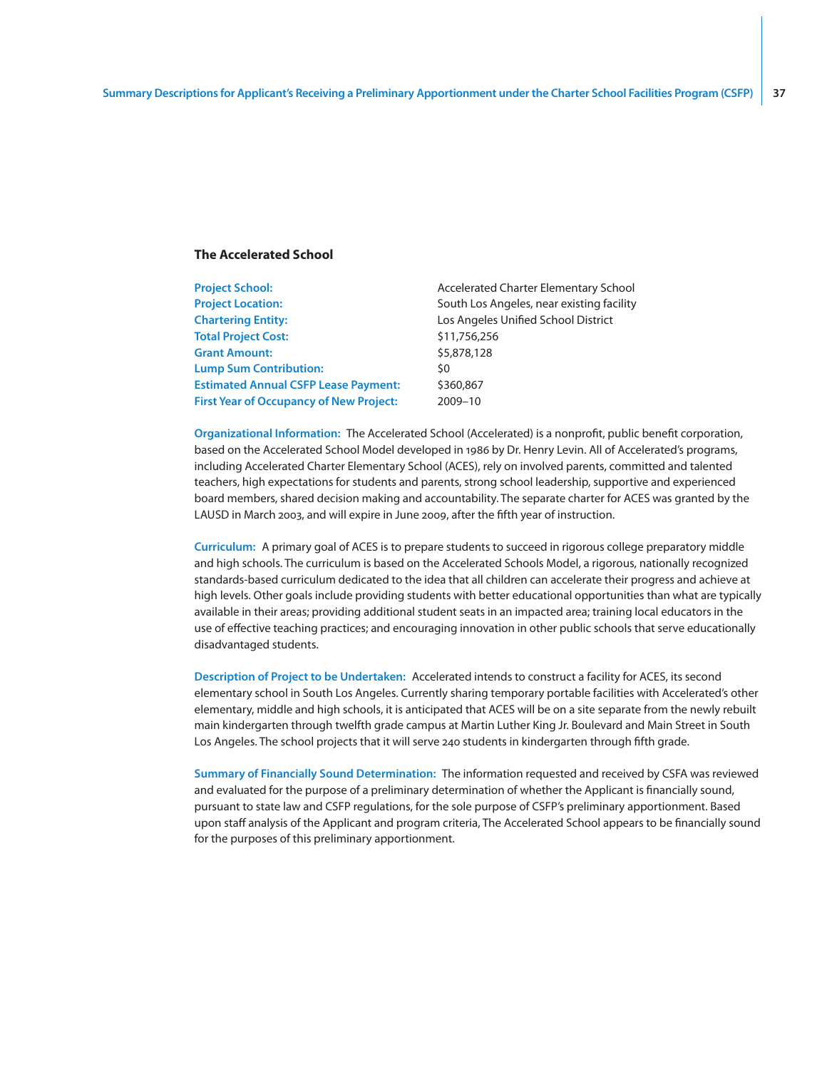### The Accelerated School

| | |
|---|---|
| **Project School:** | Accelerated Charter Elementary School |
| **Project Location:** | South Los Angeles, near existing facility |
| **Chartering Entity:** | Los Angeles Unified School District |
| **Total Project Cost:** | $11,756,256 |
| **Grant Amount:** | $5,878,128 |
| **Lump Sum Contribution:** | $0 |
| **Estimated Annual CSFP Lease Payment:** | $360,867 |
| **First Year of Occupancy of New Project:** | 2009–10 |

**Organizational Information:** The Accelerated School (Accelerated) is a nonprofit, public benefit corporation, based on the Accelerated School Model developed in 1986 by Dr. Henry Levin. All of Accelerated's programs, including Accelerated Charter Elementary School (ACES), rely on involved parents, committed and talented teachers, high expectations for students and parents, strong school leadership, supportive and experienced board members, shared decision making and accountability. The separate charter for ACES was granted by the LAUSD in March 2003, and will expire in June 2009, after the fifth year of instruction.

**Curriculum:** A primary goal of ACES is to prepare students to succeed in rigorous college preparatory middle and high schools. The curriculum is based on the Accelerated Schools Model, a rigorous, nationally recognized standards-based curriculum dedicated to the idea that all children can accelerate their progress and achieve at high levels. Other goals include providing students with better educational opportunities than what are typically available in their areas; providing additional student seats in an impacted area; training local educators in the use of effective teaching practices; and encouraging innovation in other public schools that serve educationally disadvantaged students.

**Description of Project to be Undertaken:** Accelerated intends to construct a facility for ACES, its second elementary school in South Los Angeles. Currently sharing temporary portable facilities with Accelerated's other elementary, middle and high schools, it is anticipated that ACES will be on a site separate from the newly rebuilt main kindergarten through twelfth grade campus at Martin Luther King Jr. Boulevard and Main Street in South Los Angeles. The school projects that it will serve 240 students in kindergarten through fifth grade.

**Summary of Financially Sound Determination:** The information requested and received by CSFA was reviewed and evaluated for the purpose of a preliminary determination of whether the Applicant is financially sound, pursuant to state law and CSFP regulations, for the sole purpose of CSFP's preliminary apportionment. Based upon staff analysis of the Applicant and program criteria, The Accelerated School appears to be financially sound for the purposes of this preliminary apportionment.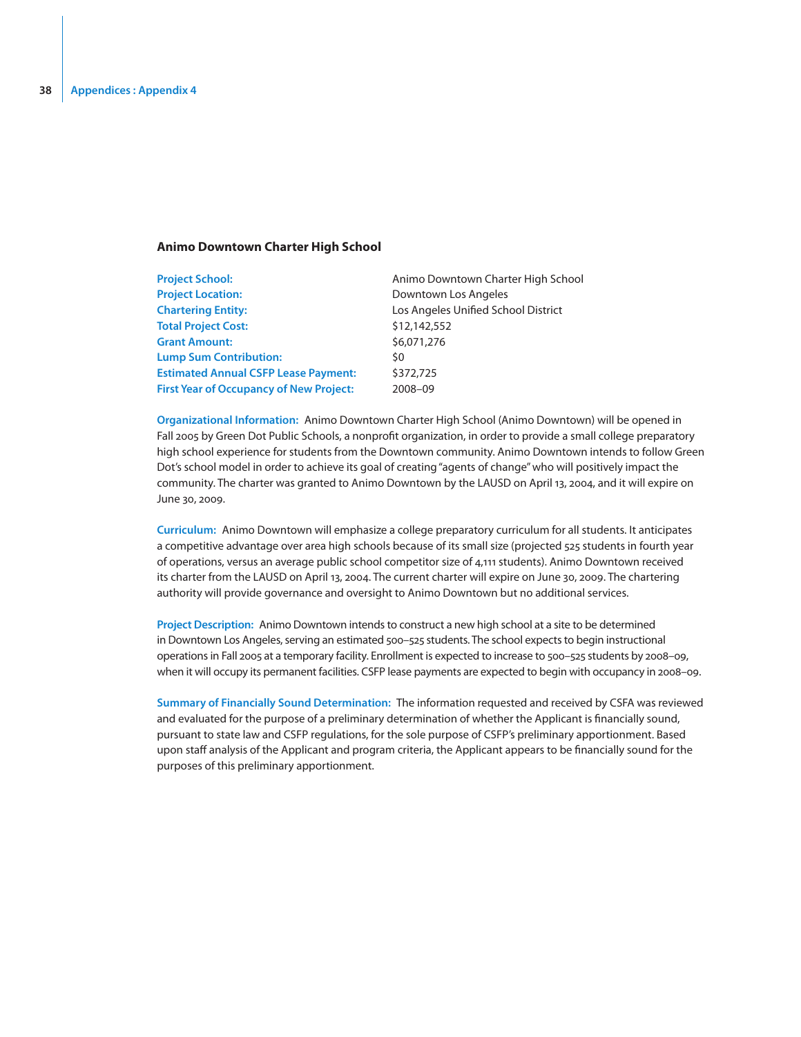### Animo Downtown Charter High School

| | |
|---|---|
| **Project School:** | Animo Downtown Charter High School |
| **Project Location:** | Downtown Los Angeles |
| **Chartering Entity:** | Los Angeles Unified School District |
| **Total Project Cost:** | $12,142,552 |
| **Grant Amount:** | $6,071,276 |
| **Lump Sum Contribution:** | $0 |
| **Estimated Annual CSFP Lease Payment:** | $372,725 |
| **First Year of Occupancy of New Project:** | 2008–09 |

**Organizational Information:** Animo Downtown Charter High School (Animo Downtown) will be opened in Fall 2005 by Green Dot Public Schools, a nonprofit organization, in order to provide a small college preparatory high school experience for students from the Downtown community. Animo Downtown intends to follow Green Dot's school model in order to achieve its goal of creating "agents of change" who will positively impact the community. The charter was granted to Animo Downtown by the LAUSD on April 13, 2004, and it will expire on June 30, 2009.

**Curriculum:** Animo Downtown will emphasize a college preparatory curriculum for all students. It anticipates a competitive advantage over area high schools because of its small size (projected 525 students in fourth year of operations, versus an average public school competitor size of 4,111 students). Animo Downtown received its charter from the LAUSD on April 13, 2004. The current charter will expire on June 30, 2009. The chartering authority will provide governance and oversight to Animo Downtown but no additional services.

**Project Description:** Animo Downtown intends to construct a new high school at a site to be determined in Downtown Los Angeles, serving an estimated 500–525 students. The school expects to begin instructional operations in Fall 2005 at a temporary facility. Enrollment is expected to increase to 500–525 students by 2008–09, when it will occupy its permanent facilities. CSFP lease payments are expected to begin with occupancy in 2008–09.

**Summary of Financially Sound Determination:** The information requested and received by CSFA was reviewed and evaluated for the purpose of a preliminary determination of whether the Applicant is financially sound, pursuant to state law and CSFP regulations, for the sole purpose of CSFP's preliminary apportionment. Based upon staff analysis of the Applicant and program criteria, the Applicant appears to be financially sound for the purposes of this preliminary apportionment.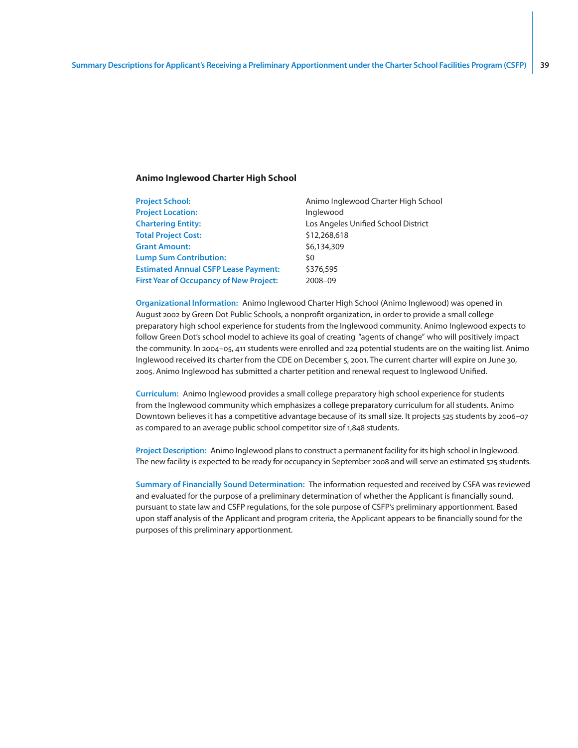### Animo Inglewood Charter High School

| | |
|---|---|
| **Project School:** | Animo Inglewood Charter High School |
| **Project Location:** | Inglewood |
| **Chartering Entity:** | Los Angeles Unified School District |
| **Total Project Cost:** | $12,268,618 |
| **Grant Amount:** | $6,134,309 |
| **Lump Sum Contribution:** | $0 |
| **Estimated Annual CSFP Lease Payment:** | $376,595 |
| **First Year of Occupancy of New Project:** | 2008–09 |

**Organizational Information:** Animo Inglewood Charter High School (Animo Inglewood) was opened in August 2002 by Green Dot Public Schools, a nonprofit organization, in order to provide a small college preparatory high school experience for students from the Inglewood community. Animo Inglewood expects to follow Green Dot's school model to achieve its goal of creating "agents of change" who will positively impact the community. In 2004–05, 411 students were enrolled and 224 potential students are on the waiting list. Animo Inglewood received its charter from the CDE on December 5, 2001. The current charter will expire on June 30, 2005. Animo Inglewood has submitted a charter petition and renewal request to Inglewood Unified.

**Curriculum:** Animo Inglewood provides a small college preparatory high school experience for students from the Inglewood community which emphasizes a college preparatory curriculum for all students. Animo Downtown believes it has a competitive advantage because of its small size. It projects 525 students by 2006–07 as compared to an average public school competitor size of 1,848 students.

**Project Description:** Animo Inglewood plans to construct a permanent facility for its high school in Inglewood. The new facility is expected to be ready for occupancy in September 2008 and will serve an estimated 525 students.

**Summary of Financially Sound Determination:** The information requested and received by CSFA was reviewed and evaluated for the purpose of a preliminary determination of whether the Applicant is financially sound, pursuant to state law and CSFP regulations, for the sole purpose of CSFP's preliminary apportionment. Based upon staff analysis of the Applicant and program criteria, the Applicant appears to be financially sound for the purposes of this preliminary apportionment.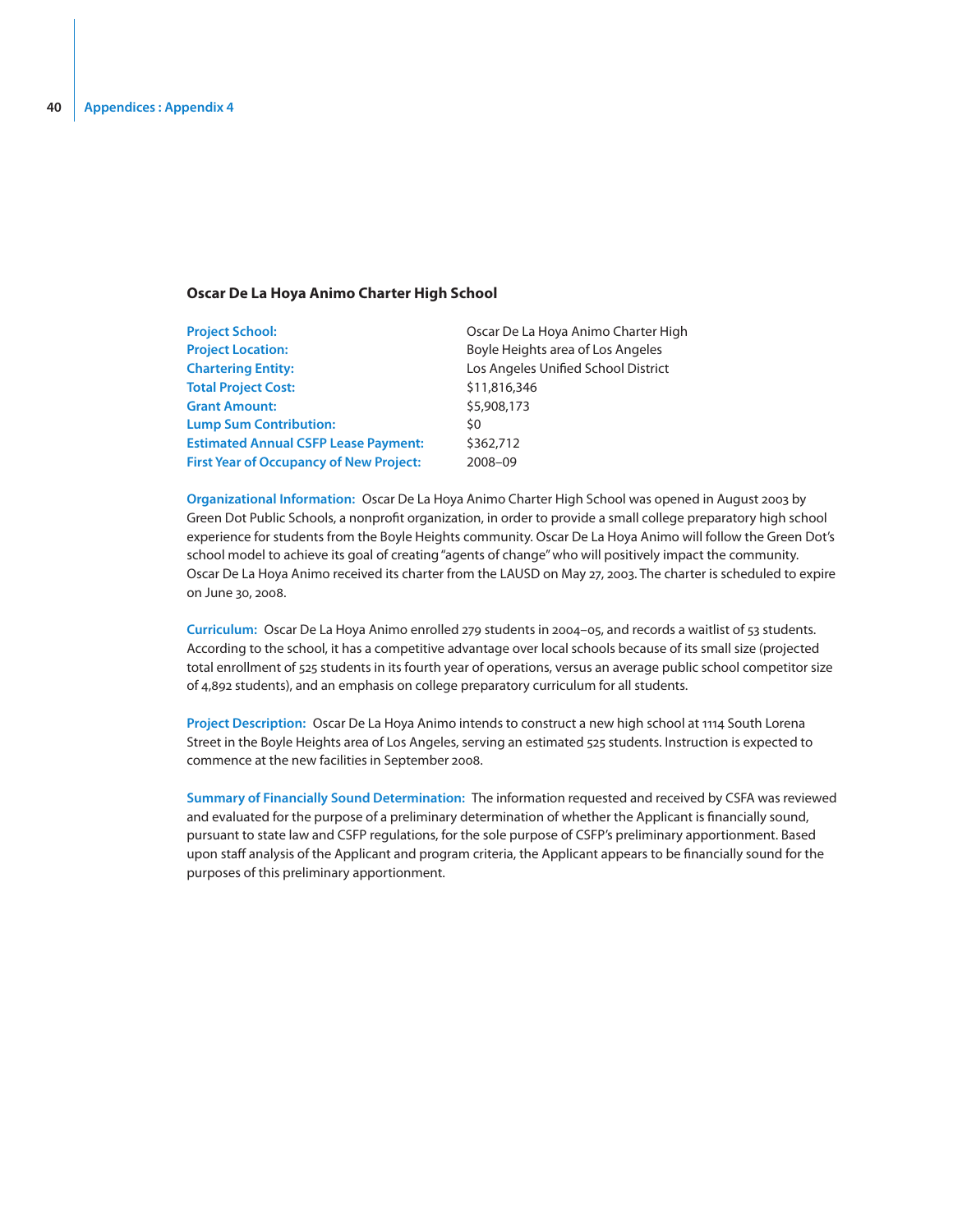### Oscar De La Hoya Animo Charter High School

| | |
|---|---|
| **Project School:** | Oscar De La Hoya Animo Charter High |
| **Project Location:** | Boyle Heights area of Los Angeles |
| **Chartering Entity:** | Los Angeles Unified School District |
| **Total Project Cost:** | $11,816,346 |
| **Grant Amount:** | $5,908,173 |
| **Lump Sum Contribution:** | $0 |
| **Estimated Annual CSFP Lease Payment:** | $362,712 |
| **First Year of Occupancy of New Project:** | 2008–09 |

**Organizational Information:** Oscar De La Hoya Animo Charter High School was opened in August 2003 by Green Dot Public Schools, a nonprofit organization, in order to provide a small college preparatory high school experience for students from the Boyle Heights community. Oscar De La Hoya Animo will follow the Green Dot's school model to achieve its goal of creating "agents of change" who will positively impact the community. Oscar De La Hoya Animo received its charter from the LAUSD on May 27, 2003. The charter is scheduled to expire on June 30, 2008.

**Curriculum:** Oscar De La Hoya Animo enrolled 279 students in 2004–05, and records a waitlist of 53 students. According to the school, it has a competitive advantage over local schools because of its small size (projected total enrollment of 525 students in its fourth year of operations, versus an average public school competitor size of 4,892 students), and an emphasis on college preparatory curriculum for all students.

**Project Description:** Oscar De La Hoya Animo intends to construct a new high school at 1114 South Lorena Street in the Boyle Heights area of Los Angeles, serving an estimated 525 students. Instruction is expected to commence at the new facilities in September 2008.

**Summary of Financially Sound Determination:** The information requested and received by CSFA was reviewed and evaluated for the purpose of a preliminary determination of whether the Applicant is financially sound, pursuant to state law and CSFP regulations, for the sole purpose of CSFP's preliminary apportionment. Based upon staff analysis of the Applicant and program criteria, the Applicant appears to be financially sound for the purposes of this preliminary apportionment.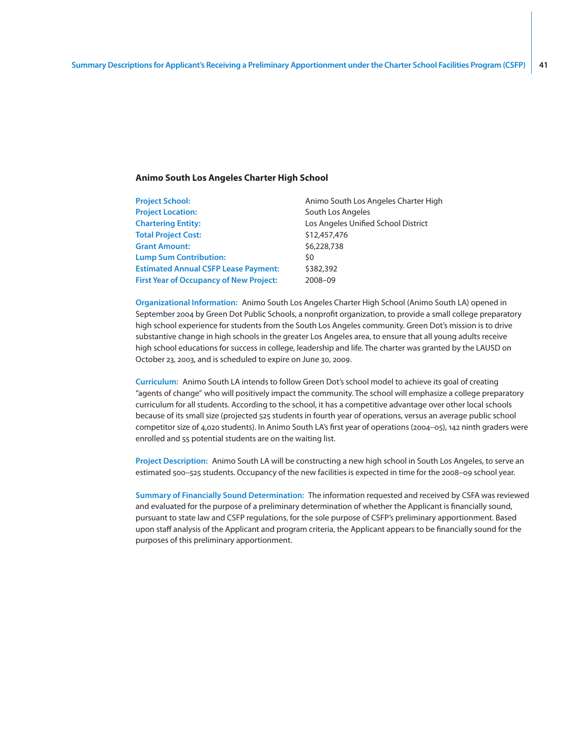### Animo South Los Angeles Charter High School

| | |
|---|---|
| **Project School:** | Animo South Los Angeles Charter High |
| **Project Location:** | South Los Angeles |
| **Chartering Entity:** | Los Angeles Unified School District |
| **Total Project Cost:** | $12,457,476 |
| **Grant Amount:** | $6,228,738 |
| **Lump Sum Contribution:** | $0 |
| **Estimated Annual CSFP Lease Payment:** | $382,392 |
| **First Year of Occupancy of New Project:** | 2008–09 |

**Organizational Information:** Animo South Los Angeles Charter High School (Animo South LA) opened in September 2004 by Green Dot Public Schools, a nonprofit organization, to provide a small college preparatory high school experience for students from the South Los Angeles community. Green Dot's mission is to drive substantive change in high schools in the greater Los Angeles area, to ensure that all young adults receive high school educations for success in college, leadership and life. The charter was granted by the LAUSD on October 23, 2003, and is scheduled to expire on June 30, 2009.

**Curriculum:** Animo South LA intends to follow Green Dot's school model to achieve its goal of creating "agents of change" who will positively impact the community. The school will emphasize a college preparatory curriculum for all students. According to the school, it has a competitive advantage over other local schools because of its small size (projected 525 students in fourth year of operations, versus an average public school competitor size of 4,020 students). In Animo South LA's first year of operations (2004–05), 142 ninth graders were enrolled and 55 potential students are on the waiting list.

**Project Description:** Animo South LA will be constructing a new high school in South Los Angeles, to serve an estimated 500–525 students. Occupancy of the new facilities is expected in time for the 2008–09 school year.

**Summary of Financially Sound Determination:** The information requested and received by CSFA was reviewed and evaluated for the purpose of a preliminary determination of whether the Applicant is financially sound, pursuant to state law and CSFP regulations, for the sole purpose of CSFP's preliminary apportionment. Based upon staff analysis of the Applicant and program criteria, the Applicant appears to be financially sound for the purposes of this preliminary apportionment.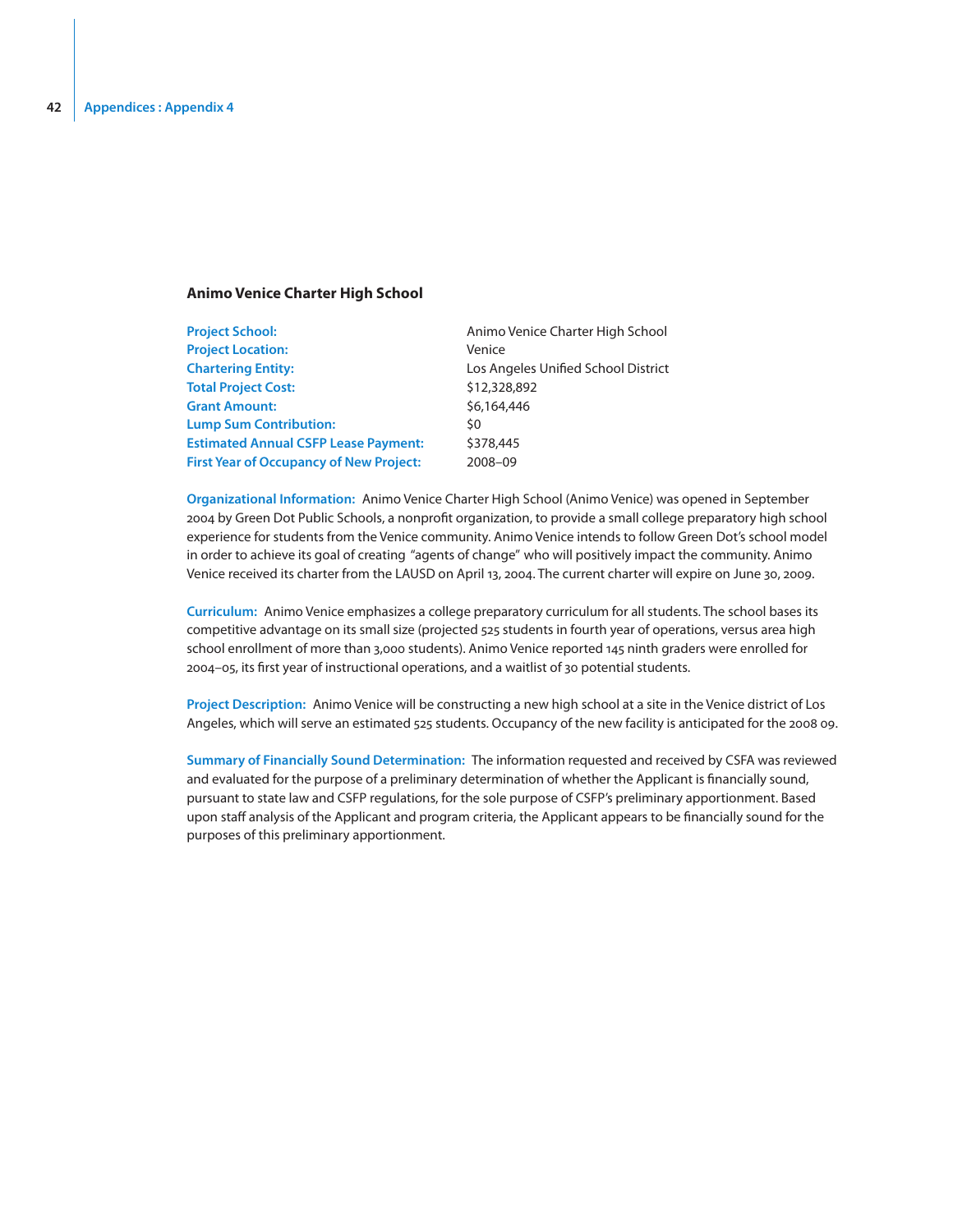## Animo Venice Charter High School

| | |
|---|---|
| **Project School:** | Animo Venice Charter High School |
| **Project Location:** | Venice |
| **Chartering Entity:** | Los Angeles Unified School District |
| **Total Project Cost:** | $12,328,892 |
| **Grant Amount:** | $6,164,446 |
| **Lump Sum Contribution:** | $0 |
| **Estimated Annual CSFP Lease Payment:** | $378,445 |
| **First Year of Occupancy of New Project:** | 2008–09 |

**Organizational Information:** Animo Venice Charter High School (Animo Venice) was opened in September 2004 by Green Dot Public Schools, a nonprofit organization, to provide a small college preparatory high school experience for students from the Venice community. Animo Venice intends to follow Green Dot's school model in order to achieve its goal of creating "agents of change" who will positively impact the community. Animo Venice received its charter from the LAUSD on April 13, 2004. The current charter will expire on June 30, 2009.

**Curriculum:** Animo Venice emphasizes a college preparatory curriculum for all students. The school bases its competitive advantage on its small size (projected 525 students in fourth year of operations, versus area high school enrollment of more than 3,000 students). Animo Venice reported 145 ninth graders were enrolled for 2004–05, its first year of instructional operations, and a waitlist of 30 potential students.

**Project Description:** Animo Venice will be constructing a new high school at a site in the Venice district of Los Angeles, which will serve an estimated 525 students. Occupancy of the new facility is anticipated for the 2008 09.

**Summary of Financially Sound Determination:** The information requested and received by CSFA was reviewed and evaluated for the purpose of a preliminary determination of whether the Applicant is financially sound, pursuant to state law and CSFP regulations, for the sole purpose of CSFP's preliminary apportionment. Based upon staff analysis of the Applicant and program criteria, the Applicant appears to be financially sound for the purposes of this preliminary apportionment.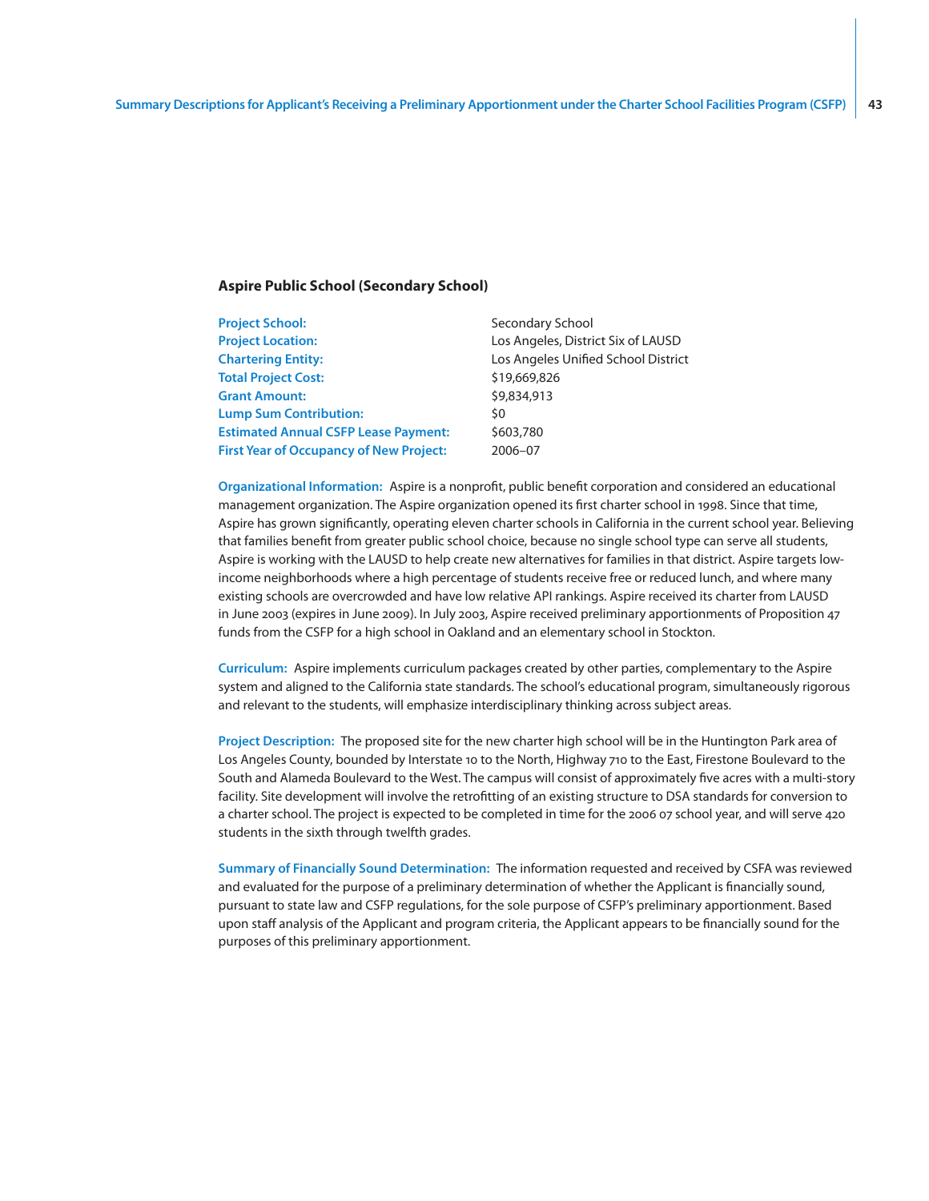### Aspire Public School (Secondary School)

| | |
|---|---|
| **Project School:** | Secondary School |
| **Project Location:** | Los Angeles, District Six of LAUSD |
| **Chartering Entity:** | Los Angeles Unified School District |
| **Total Project Cost:** | $19,669,826 |
| **Grant Amount:** | $9,834,913 |
| **Lump Sum Contribution:** | $0 |
| **Estimated Annual CSFP Lease Payment:** | $603,780 |
| **First Year of Occupancy of New Project:** | 2006–07 |

**Organizational Information:** Aspire is a nonprofit, public benefit corporation and considered an educational management organization. The Aspire organization opened its first charter school in 1998. Since that time, Aspire has grown significantly, operating eleven charter schools in California in the current school year. Believing that families benefit from greater public school choice, because no single school type can serve all students, Aspire is working with the LAUSD to help create new alternatives for families in that district. Aspire targets low-income neighborhoods where a high percentage of students receive free or reduced lunch, and where many existing schools are overcrowded and have low relative API rankings. Aspire received its charter from LAUSD in June 2003 (expires in June 2009). In July 2003, Aspire received preliminary apportionments of Proposition 47 funds from the CSFP for a high school in Oakland and an elementary school in Stockton.

**Curriculum:** Aspire implements curriculum packages created by other parties, complementary to the Aspire system and aligned to the California state standards. The school's educational program, simultaneously rigorous and relevant to the students, will emphasize interdisciplinary thinking across subject areas.

**Project Description:** The proposed site for the new charter high school will be in the Huntington Park area of Los Angeles County, bounded by Interstate 10 to the North, Highway 710 to the East, Firestone Boulevard to the South and Alameda Boulevard to the West. The campus will consist of approximately five acres with a multi-story facility. Site development will involve the retrofitting of an existing structure to DSA standards for conversion to a charter school. The project is expected to be completed in time for the 2006 07 school year, and will serve 420 students in the sixth through twelfth grades.

**Summary of Financially Sound Determination:** The information requested and received by CSFA was reviewed and evaluated for the purpose of a preliminary determination of whether the Applicant is financially sound, pursuant to state law and CSFP regulations, for the sole purpose of CSFP's preliminary apportionment. Based upon staff analysis of the Applicant and program criteria, the Applicant appears to be financially sound for the purposes of this preliminary apportionment.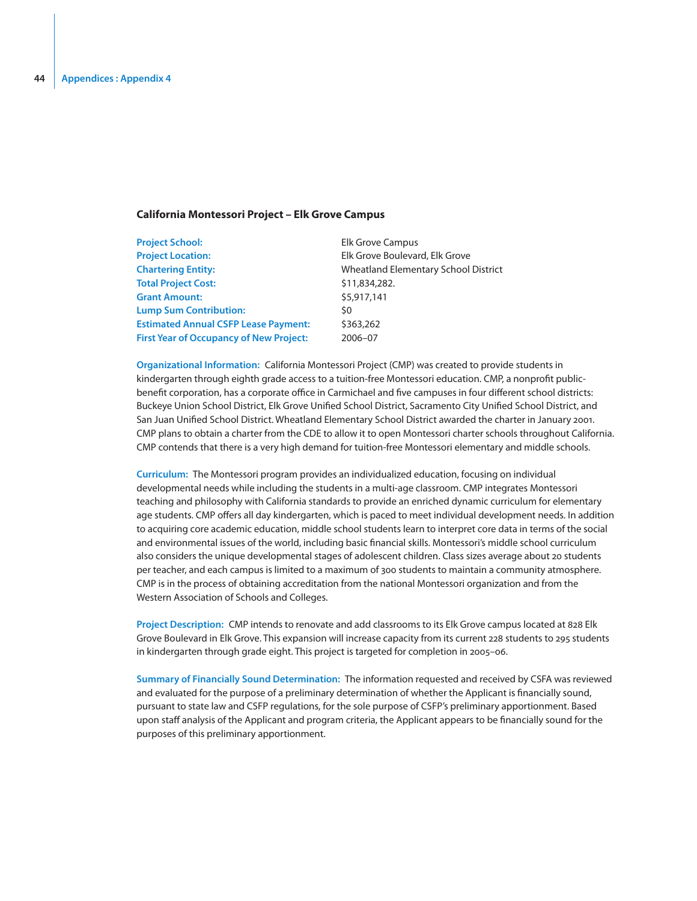### California Montessori Project – Elk Grove Campus

| | |
|---|---|
| **Project School:** | Elk Grove Campus |
| **Project Location:** | Elk Grove Boulevard, Elk Grove |
| **Chartering Entity:** | Wheatland Elementary School District |
| **Total Project Cost:** | $11,834,282. |
| **Grant Amount:** | $5,917,141 |
| **Lump Sum Contribution:** | $0 |
| **Estimated Annual CSFP Lease Payment:** | $363,262 |
| **First Year of Occupancy of New Project:** | 2006–07 |

**Organizational Information:** California Montessori Project (CMP) was created to provide students in kindergarten through eighth grade access to a tuition-free Montessori education. CMP, a nonprofit public-benefit corporation, has a corporate office in Carmichael and five campuses in four different school districts: Buckeye Union School District, Elk Grove Unified School District, Sacramento City Unified School District, and San Juan Unified School District. Wheatland Elementary School District awarded the charter in January 2001. CMP plans to obtain a charter from the CDE to allow it to open Montessori charter schools throughout California. CMP contends that there is a very high demand for tuition-free Montessori elementary and middle schools.

**Curriculum:** The Montessori program provides an individualized education, focusing on individual developmental needs while including the students in a multi-age classroom. CMP integrates Montessori teaching and philosophy with California standards to provide an enriched dynamic curriculum for elementary age students. CMP offers all day kindergarten, which is paced to meet individual development needs. In addition to acquiring core academic education, middle school students learn to interpret core data in terms of the social and environmental issues of the world, including basic financial skills. Montessori's middle school curriculum also considers the unique developmental stages of adolescent children. Class sizes average about 20 students per teacher, and each campus is limited to a maximum of 300 students to maintain a community atmosphere. CMP is in the process of obtaining accreditation from the national Montessori organization and from the Western Association of Schools and Colleges.

**Project Description:** CMP intends to renovate and add classrooms to its Elk Grove campus located at 828 Elk Grove Boulevard in Elk Grove. This expansion will increase capacity from its current 228 students to 295 students in kindergarten through grade eight. This project is targeted for completion in 2005–06.

**Summary of Financially Sound Determination:** The information requested and received by CSFA was reviewed and evaluated for the purpose of a preliminary determination of whether the Applicant is financially sound, pursuant to state law and CSFP regulations, for the sole purpose of CSFP's preliminary apportionment. Based upon staff analysis of the Applicant and program criteria, the Applicant appears to be financially sound for the purposes of this preliminary apportionment.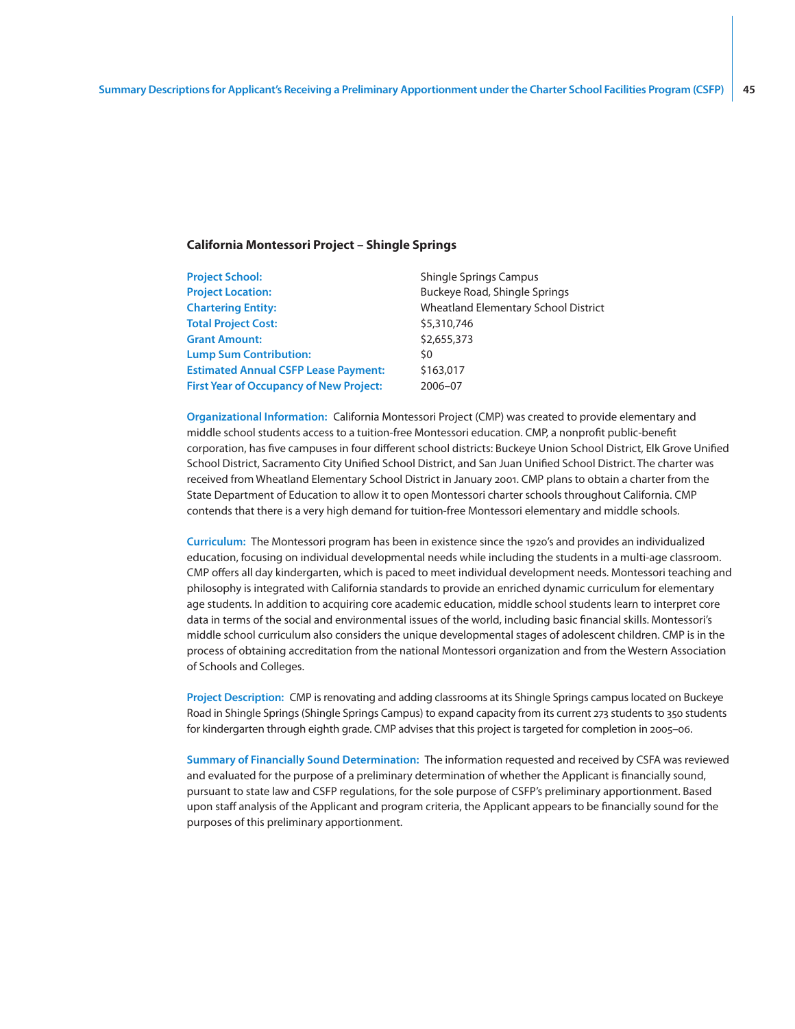### California Montessori Project – Shingle Springs

| | |
|---|---|
| **Project School:** | Shingle Springs Campus |
| **Project Location:** | Buckeye Road, Shingle Springs |
| **Chartering Entity:** | Wheatland Elementary School District |
| **Total Project Cost:** | $5,310,746 |
| **Grant Amount:** | $2,655,373 |
| **Lump Sum Contribution:** | $0 |
| **Estimated Annual CSFP Lease Payment:** | $163,017 |
| **First Year of Occupancy of New Project:** | 2006–07 |

**Organizational Information:** California Montessori Project (CMP) was created to provide elementary and middle school students access to a tuition-free Montessori education. CMP, a nonprofit public-benefit corporation, has five campuses in four different school districts: Buckeye Union School District, Elk Grove Unified School District, Sacramento City Unified School District, and San Juan Unified School District. The charter was received from Wheatland Elementary School District in January 2001. CMP plans to obtain a charter from the State Department of Education to allow it to open Montessori charter schools throughout California. CMP contends that there is a very high demand for tuition-free Montessori elementary and middle schools.

**Curriculum:** The Montessori program has been in existence since the 1920's and provides an individualized education, focusing on individual developmental needs while including the students in a multi-age classroom. CMP offers all day kindergarten, which is paced to meet individual development needs. Montessori teaching and philosophy is integrated with California standards to provide an enriched dynamic curriculum for elementary age students. In addition to acquiring core academic education, middle school students learn to interpret core data in terms of the social and environmental issues of the world, including basic financial skills. Montessori's middle school curriculum also considers the unique developmental stages of adolescent children. CMP is in the process of obtaining accreditation from the national Montessori organization and from the Western Association of Schools and Colleges.

**Project Description:** CMP is renovating and adding classrooms at its Shingle Springs campus located on Buckeye Road in Shingle Springs (Shingle Springs Campus) to expand capacity from its current 273 students to 350 students for kindergarten through eighth grade. CMP advises that this project is targeted for completion in 2005–06.

**Summary of Financially Sound Determination:** The information requested and received by CSFA was reviewed and evaluated for the purpose of a preliminary determination of whether the Applicant is financially sound, pursuant to state law and CSFP regulations, for the sole purpose of CSFP's preliminary apportionment. Based upon staff analysis of the Applicant and program criteria, the Applicant appears to be financially sound for the purposes of this preliminary apportionment.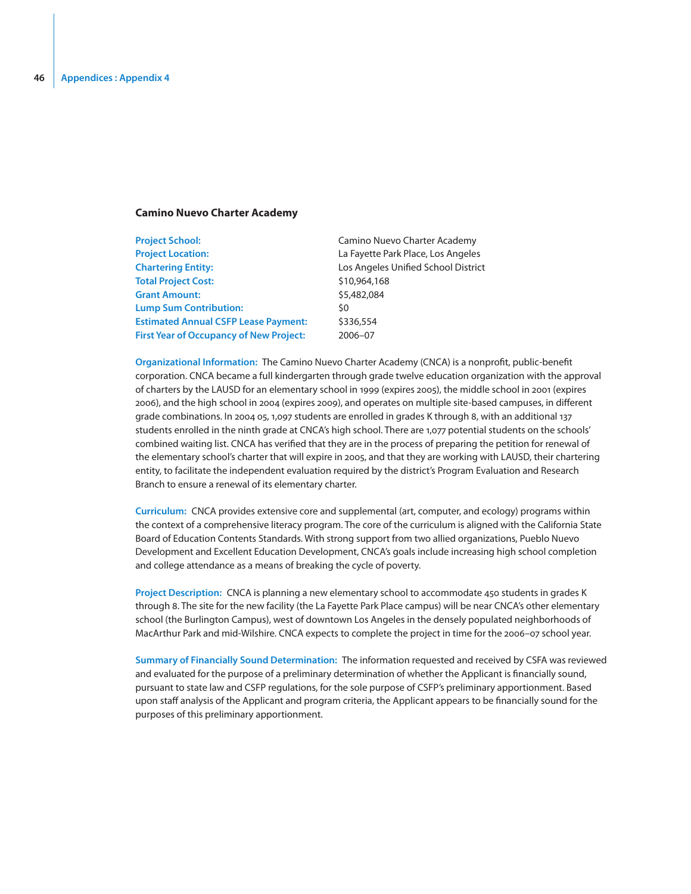## Camino Nuevo Charter Academy

| | |
|---|---|
| **Project School:** | Camino Nuevo Charter Academy |
| **Project Location:** | La Fayette Park Place, Los Angeles |
| **Chartering Entity:** | Los Angeles Unified School District |
| **Total Project Cost:** | $10,964,168 |
| **Grant Amount:** | $5,482,084 |
| **Lump Sum Contribution:** | $0 |
| **Estimated Annual CSFP Lease Payment:** | $336,554 |
| **First Year of Occupancy of New Project:** | 2006–07 |

**Organizational Information:** The Camino Nuevo Charter Academy (CNCA) is a nonprofit, public-benefit corporation. CNCA became a full kindergarten through grade twelve education organization with the approval of charters by the LAUSD for an elementary school in 1999 (expires 2005), the middle school in 2001 (expires 2006), and the high school in 2004 (expires 2009), and operates on multiple site-based campuses, in different grade combinations. In 2004 05, 1,097 students are enrolled in grades K through 8, with an additional 137 students enrolled in the ninth grade at CNCA's high school. There are 1,077 potential students on the schools' combined waiting list. CNCA has verified that they are in the process of preparing the petition for renewal of the elementary school's charter that will expire in 2005, and that they are working with LAUSD, their chartering entity, to facilitate the independent evaluation required by the district's Program Evaluation and Research Branch to ensure a renewal of its elementary charter.

**Curriculum:** CNCA provides extensive core and supplemental (art, computer, and ecology) programs within the context of a comprehensive literacy program. The core of the curriculum is aligned with the California State Board of Education Contents Standards. With strong support from two allied organizations, Pueblo Nuevo Development and Excellent Education Development, CNCA's goals include increasing high school completion and college attendance as a means of breaking the cycle of poverty.

**Project Description:** CNCA is planning a new elementary school to accommodate 450 students in grades K through 8. The site for the new facility (the La Fayette Park Place campus) will be near CNCA's other elementary school (the Burlington Campus), west of downtown Los Angeles in the densely populated neighborhoods of MacArthur Park and mid-Wilshire. CNCA expects to complete the project in time for the 2006–07 school year.

**Summary of Financially Sound Determination:** The information requested and received by CSFA was reviewed and evaluated for the purpose of a preliminary determination of whether the Applicant is financially sound, pursuant to state law and CSFP regulations, for the sole purpose of CSFP's preliminary apportionment. Based upon staff analysis of the Applicant and program criteria, the Applicant appears to be financially sound for the purposes of this preliminary apportionment.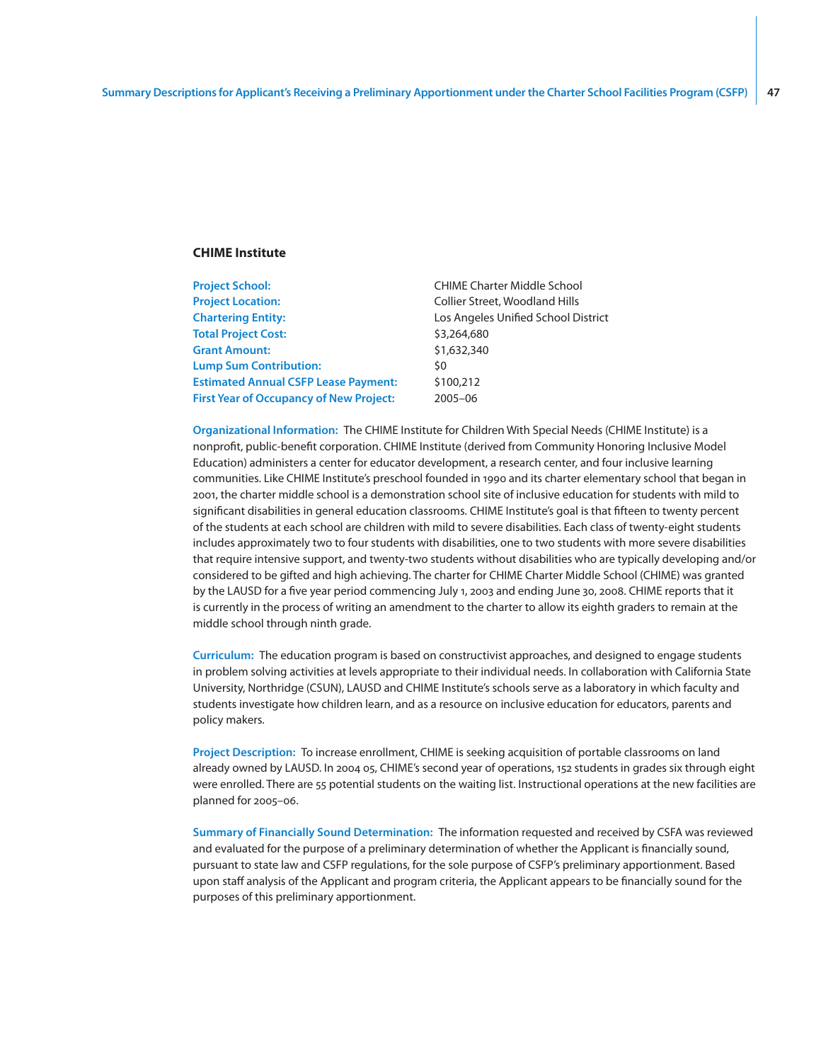## CHIME Institute

| | |
|---|---|
| **Project School:** | CHIME Charter Middle School |
| **Project Location:** | Collier Street, Woodland Hills |
| **Chartering Entity:** | Los Angeles Unified School District |
| **Total Project Cost:** | $3,264,680 |
| **Grant Amount:** | $1,632,340 |
| **Lump Sum Contribution:** | $0 |
| **Estimated Annual CSFP Lease Payment:** | $100,212 |
| **First Year of Occupancy of New Project:** | 2005–06 |

**Organizational Information:** The CHIME Institute for Children With Special Needs (CHIME Institute) is a nonprofit, public-benefit corporation. CHIME Institute (derived from Community Honoring Inclusive Model Education) administers a center for educator development, a research center, and four inclusive learning communities. Like CHIME Institute's preschool founded in 1990 and its charter elementary school that began in 2001, the charter middle school is a demonstration school site of inclusive education for students with mild to significant disabilities in general education classrooms. CHIME Institute's goal is that fifteen to twenty percent of the students at each school are children with mild to severe disabilities. Each class of twenty-eight students includes approximately two to four students with disabilities, one to two students with more severe disabilities that require intensive support, and twenty-two students without disabilities who are typically developing and/or considered to be gifted and high achieving. The charter for CHIME Charter Middle School (CHIME) was granted by the LAUSD for a five year period commencing July 1, 2003 and ending June 30, 2008. CHIME reports that it is currently in the process of writing an amendment to the charter to allow its eighth graders to remain at the middle school through ninth grade.

**Curriculum:** The education program is based on constructivist approaches, and designed to engage students in problem solving activities at levels appropriate to their individual needs. In collaboration with California State University, Northridge (CSUN), LAUSD and CHIME Institute's schools serve as a laboratory in which faculty and students investigate how children learn, and as a resource on inclusive education for educators, parents and policy makers.

**Project Description:** To increase enrollment, CHIME is seeking acquisition of portable classrooms on land already owned by LAUSD. In 2004 05, CHIME's second year of operations, 152 students in grades six through eight were enrolled. There are 55 potential students on the waiting list. Instructional operations at the new facilities are planned for 2005–06.

**Summary of Financially Sound Determination:** The information requested and received by CSFA was reviewed and evaluated for the purpose of a preliminary determination of whether the Applicant is financially sound, pursuant to state law and CSFP regulations, for the sole purpose of CSFP's preliminary apportionment. Based upon staff analysis of the Applicant and program criteria, the Applicant appears to be financially sound for the purposes of this preliminary apportionment.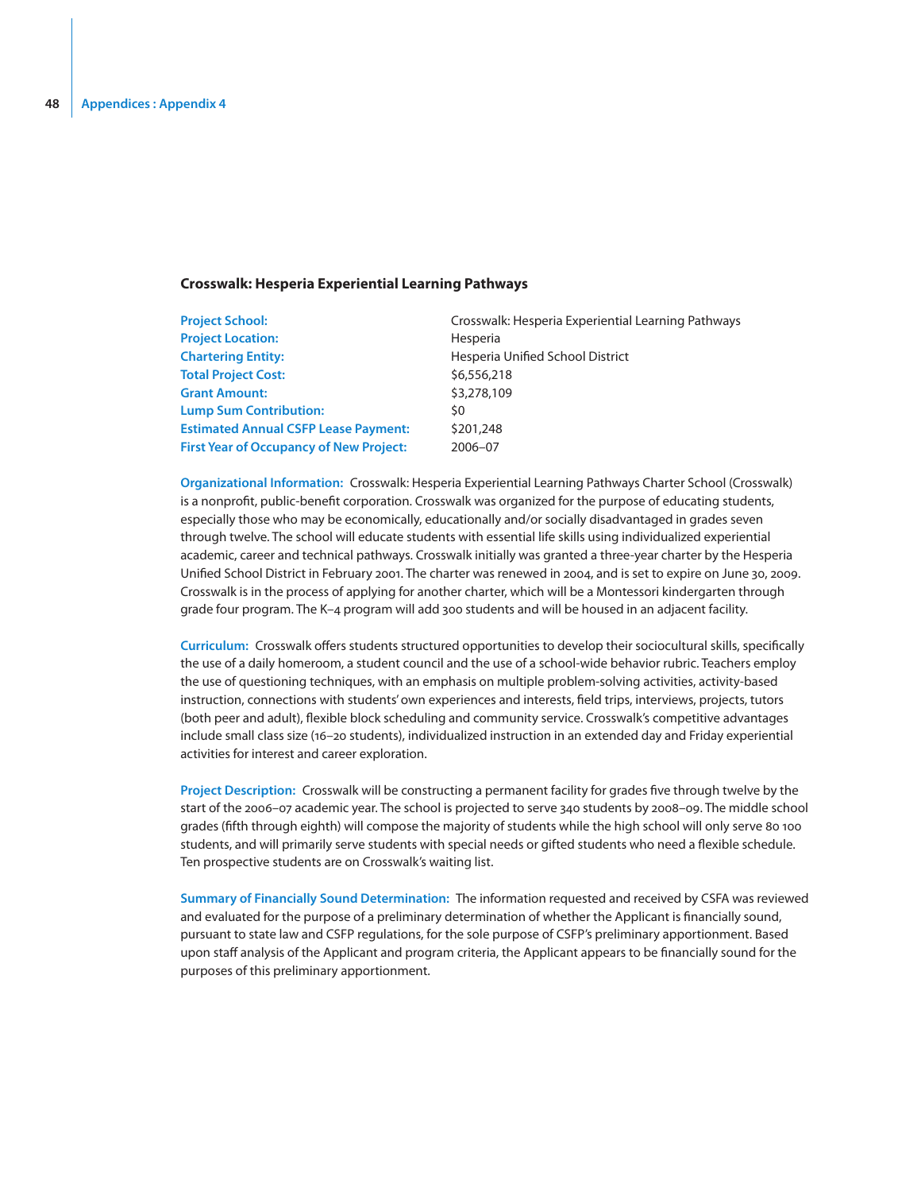### Crosswalk: Hesperia Experiential Learning Pathways

| | |
|---|---|
| **Project School:** | Crosswalk: Hesperia Experiential Learning Pathways |
| **Project Location:** | Hesperia |
| **Chartering Entity:** | Hesperia Unified School District |
| **Total Project Cost:** | $6,556,218 |
| **Grant Amount:** | $3,278,109 |
| **Lump Sum Contribution:** | $0 |
| **Estimated Annual CSFP Lease Payment:** | $201,248 |
| **First Year of Occupancy of New Project:** | 2006–07 |

**Organizational Information:** Crosswalk: Hesperia Experiential Learning Pathways Charter School (Crosswalk) is a nonprofit, public-benefit corporation. Crosswalk was organized for the purpose of educating students, especially those who may be economically, educationally and/or socially disadvantaged in grades seven through twelve. The school will educate students with essential life skills using individualized experiential academic, career and technical pathways. Crosswalk initially was granted a three-year charter by the Hesperia Unified School District in February 2001. The charter was renewed in 2004, and is set to expire on June 30, 2009. Crosswalk is in the process of applying for another charter, which will be a Montessori kindergarten through grade four program. The K–4 program will add 300 students and will be housed in an adjacent facility.

**Curriculum:** Crosswalk offers students structured opportunities to develop their sociocultural skills, specifically the use of a daily homeroom, a student council and the use of a school-wide behavior rubric. Teachers employ the use of questioning techniques, with an emphasis on multiple problem-solving activities, activity-based instruction, connections with students' own experiences and interests, field trips, interviews, projects, tutors (both peer and adult), flexible block scheduling and community service. Crosswalk's competitive advantages include small class size (16–20 students), individualized instruction in an extended day and Friday experiential activities for interest and career exploration.

**Project Description:** Crosswalk will be constructing a permanent facility for grades five through twelve by the start of the 2006–07 academic year. The school is projected to serve 340 students by 2008–09. The middle school grades (fifth through eighth) will compose the majority of students while the high school will only serve 80 100 students, and will primarily serve students with special needs or gifted students who need a flexible schedule. Ten prospective students are on Crosswalk's waiting list.

**Summary of Financially Sound Determination:** The information requested and received by CSFA was reviewed and evaluated for the purpose of a preliminary determination of whether the Applicant is financially sound, pursuant to state law and CSFP regulations, for the sole purpose of CSFP's preliminary apportionment. Based upon staff analysis of the Applicant and program criteria, the Applicant appears to be financially sound for the purposes of this preliminary apportionment.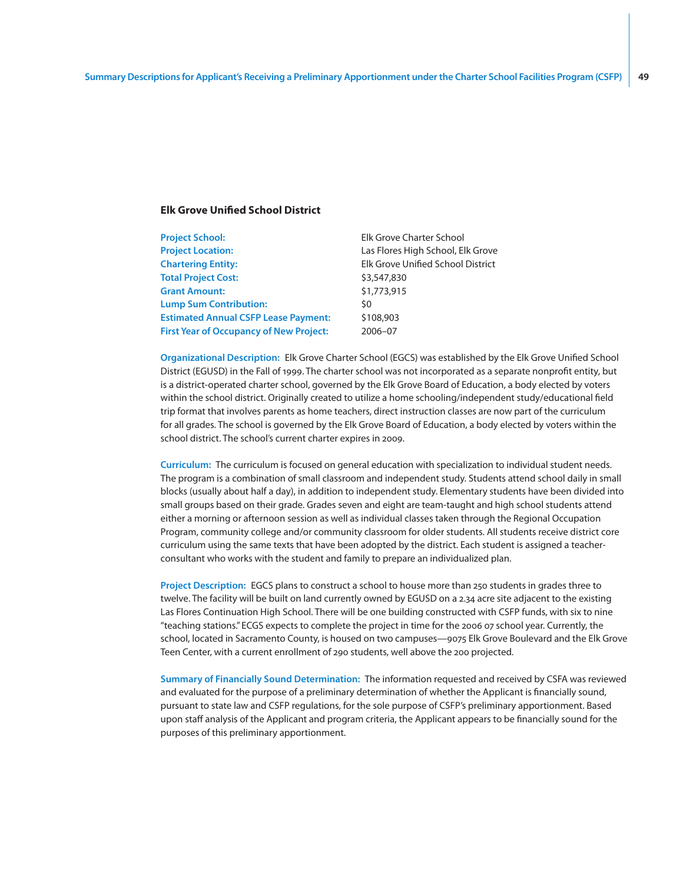### Elk Grove Unified School District

| | |
|---|---|
| **Project School:** | Elk Grove Charter School |
| **Project Location:** | Las Flores High School, Elk Grove |
| **Chartering Entity:** | Elk Grove Unified School District |
| **Total Project Cost:** | $3,547,830 |
| **Grant Amount:** | $1,773,915 |
| **Lump Sum Contribution:** | $0 |
| **Estimated Annual CSFP Lease Payment:** | $108,903 |
| **First Year of Occupancy of New Project:** | 2006–07 |

**Organizational Description:** Elk Grove Charter School (EGCS) was established by the Elk Grove Unified School District (EGUSD) in the Fall of 1999. The charter school was not incorporated as a separate nonprofit entity, but is a district-operated charter school, governed by the Elk Grove Board of Education, a body elected by voters within the school district. Originally created to utilize a home schooling/independent study/educational field trip format that involves parents as home teachers, direct instruction classes are now part of the curriculum for all grades. The school is governed by the Elk Grove Board of Education, a body elected by voters within the school district. The school's current charter expires in 2009.

**Curriculum:** The curriculum is focused on general education with specialization to individual student needs. The program is a combination of small classroom and independent study. Students attend school daily in small blocks (usually about half a day), in addition to independent study. Elementary students have been divided into small groups based on their grade. Grades seven and eight are team-taught and high school students attend either a morning or afternoon session as well as individual classes taken through the Regional Occupation Program, community college and/or community classroom for older students. All students receive district core curriculum using the same texts that have been adopted by the district. Each student is assigned a teacher-consultant who works with the student and family to prepare an individualized plan.

**Project Description:** EGCS plans to construct a school to house more than 250 students in grades three to twelve. The facility will be built on land currently owned by EGUSD on a 2.34 acre site adjacent to the existing Las Flores Continuation High School. There will be one building constructed with CSFP funds, with six to nine "teaching stations." ECGS expects to complete the project in time for the 2006 07 school year. Currently, the school, located in Sacramento County, is housed on two campuses—9075 Elk Grove Boulevard and the Elk Grove Teen Center, with a current enrollment of 290 students, well above the 200 projected.

**Summary of Financially Sound Determination:** The information requested and received by CSFA was reviewed and evaluated for the purpose of a preliminary determination of whether the Applicant is financially sound, pursuant to state law and CSFP regulations, for the sole purpose of CSFP's preliminary apportionment. Based upon staff analysis of the Applicant and program criteria, the Applicant appears to be financially sound for the purposes of this preliminary apportionment.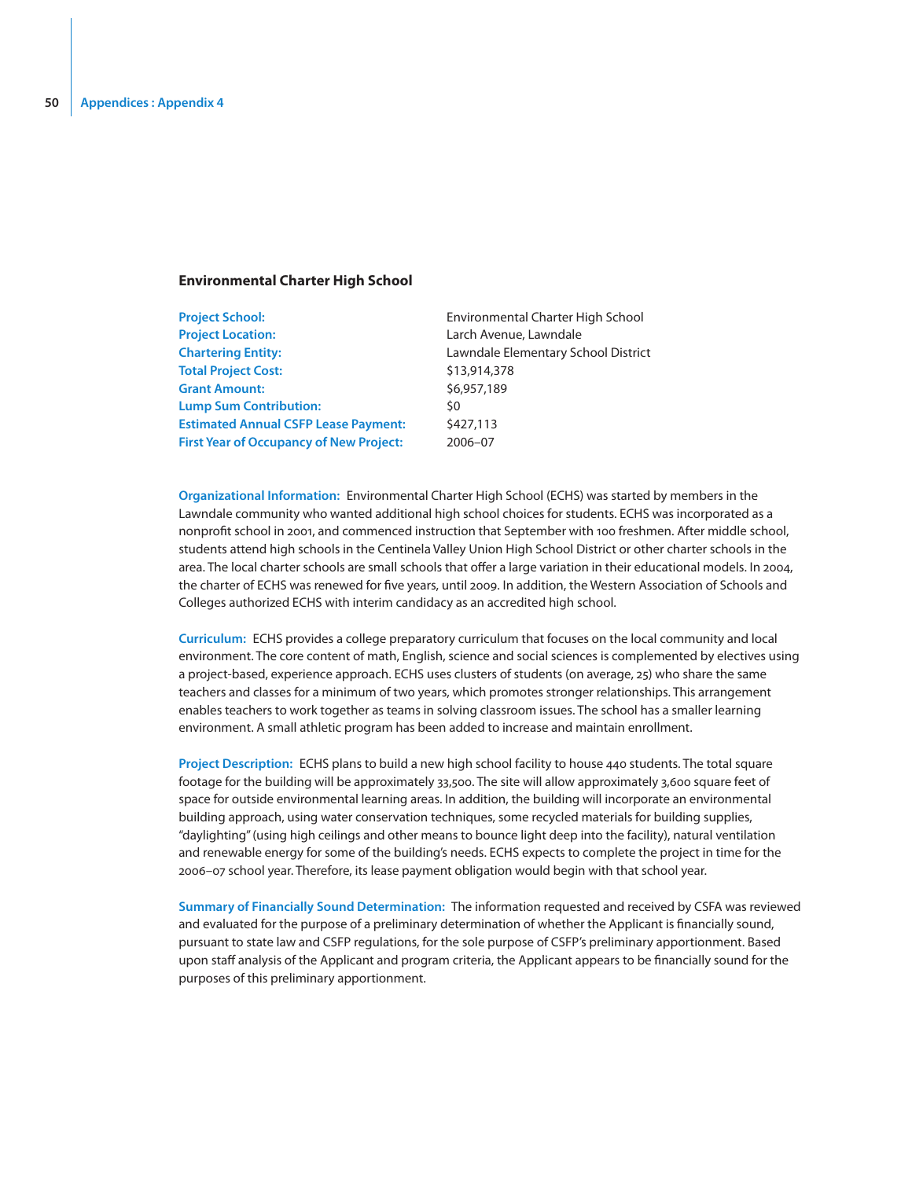### Environmental Charter High School

| | |
|---|---|
| **Project School:** | Environmental Charter High School |
| **Project Location:** | Larch Avenue, Lawndale |
| **Chartering Entity:** | Lawndale Elementary School District |
| **Total Project Cost:** | $13,914,378 |
| **Grant Amount:** | $6,957,189 |
| **Lump Sum Contribution:** | $0 |
| **Estimated Annual CSFP Lease Payment:** | $427,113 |
| **First Year of Occupancy of New Project:** | 2006–07 |

**Organizational Information:** Environmental Charter High School (ECHS) was started by members in the Lawndale community who wanted additional high school choices for students. ECHS was incorporated as a nonprofit school in 2001, and commenced instruction that September with 100 freshmen. After middle school, students attend high schools in the Centinela Valley Union High School District or other charter schools in the area. The local charter schools are small schools that offer a large variation in their educational models. In 2004, the charter of ECHS was renewed for five years, until 2009. In addition, the Western Association of Schools and Colleges authorized ECHS with interim candidacy as an accredited high school.

**Curriculum:** ECHS provides a college preparatory curriculum that focuses on the local community and local environment. The core content of math, English, science and social sciences is complemented by electives using a project-based, experience approach. ECHS uses clusters of students (on average, 25) who share the same teachers and classes for a minimum of two years, which promotes stronger relationships. This arrangement enables teachers to work together as teams in solving classroom issues. The school has a smaller learning environment. A small athletic program has been added to increase and maintain enrollment.

**Project Description:** ECHS plans to build a new high school facility to house 440 students. The total square footage for the building will be approximately 33,500. The site will allow approximately 3,600 square feet of space for outside environmental learning areas. In addition, the building will incorporate an environmental building approach, using water conservation techniques, some recycled materials for building supplies, "daylighting" (using high ceilings and other means to bounce light deep into the facility), natural ventilation and renewable energy for some of the building's needs. ECHS expects to complete the project in time for the 2006–07 school year. Therefore, its lease payment obligation would begin with that school year.

**Summary of Financially Sound Determination:** The information requested and received by CSFA was reviewed and evaluated for the purpose of a preliminary determination of whether the Applicant is financially sound, pursuant to state law and CSFP regulations, for the sole purpose of CSFP's preliminary apportionment. Based upon staff analysis of the Applicant and program criteria, the Applicant appears to be financially sound for the purposes of this preliminary apportionment.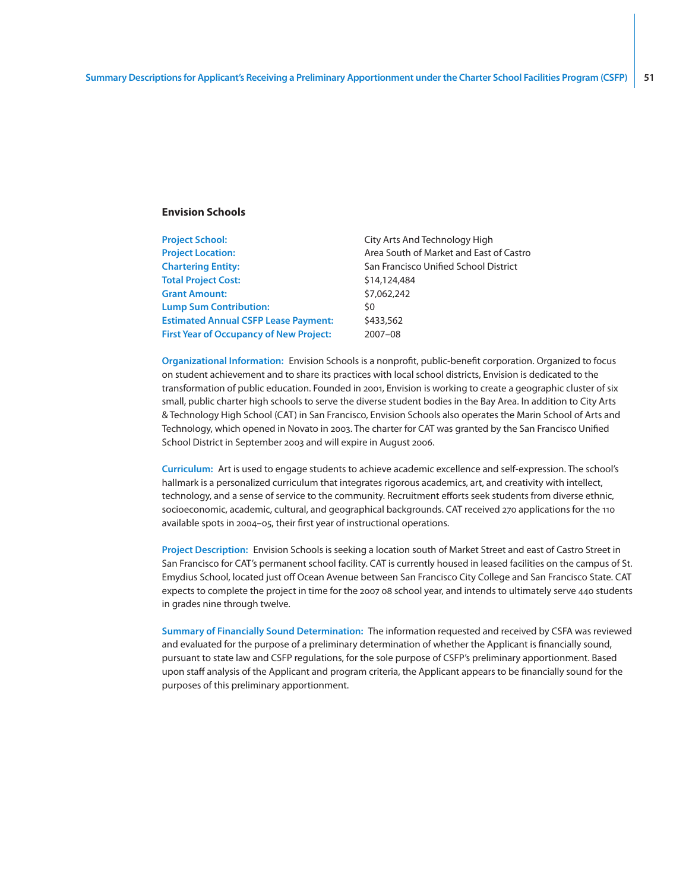## Envision Schools

| | |
|---|---|
| **Project School:** | City Arts And Technology High |
| **Project Location:** | Area South of Market and East of Castro |
| **Chartering Entity:** | San Francisco Unified School District |
| **Total Project Cost:** | $14,124,484 |
| **Grant Amount:** | $7,062,242 |
| **Lump Sum Contribution:** | $0 |
| **Estimated Annual CSFP Lease Payment:** | $433,562 |
| **First Year of Occupancy of New Project:** | 2007–08 |

**Organizational Information:** Envision Schools is a nonprofit, public-benefit corporation. Organized to focus on student achievement and to share its practices with local school districts, Envision is dedicated to the transformation of public education. Founded in 2001, Envision is working to create a geographic cluster of six small, public charter high schools to serve the diverse student bodies in the Bay Area. In addition to City Arts & Technology High School (CAT) in San Francisco, Envision Schools also operates the Marin School of Arts and Technology, which opened in Novato in 2003. The charter for CAT was granted by the San Francisco Unified School District in September 2003 and will expire in August 2006.

**Curriculum:** Art is used to engage students to achieve academic excellence and self-expression. The school's hallmark is a personalized curriculum that integrates rigorous academics, art, and creativity with intellect, technology, and a sense of service to the community. Recruitment efforts seek students from diverse ethnic, socioeconomic, academic, cultural, and geographical backgrounds. CAT received 270 applications for the 110 available spots in 2004–05, their first year of instructional operations.

**Project Description:** Envision Schools is seeking a location south of Market Street and east of Castro Street in San Francisco for CAT's permanent school facility. CAT is currently housed in leased facilities on the campus of St. Emydius School, located just off Ocean Avenue between San Francisco City College and San Francisco State. CAT expects to complete the project in time for the 2007 08 school year, and intends to ultimately serve 440 students in grades nine through twelve.

**Summary of Financially Sound Determination:** The information requested and received by CSFA was reviewed and evaluated for the purpose of a preliminary determination of whether the Applicant is financially sound, pursuant to state law and CSFP regulations, for the sole purpose of CSFP's preliminary apportionment. Based upon staff analysis of the Applicant and program criteria, the Applicant appears to be financially sound for the purposes of this preliminary apportionment.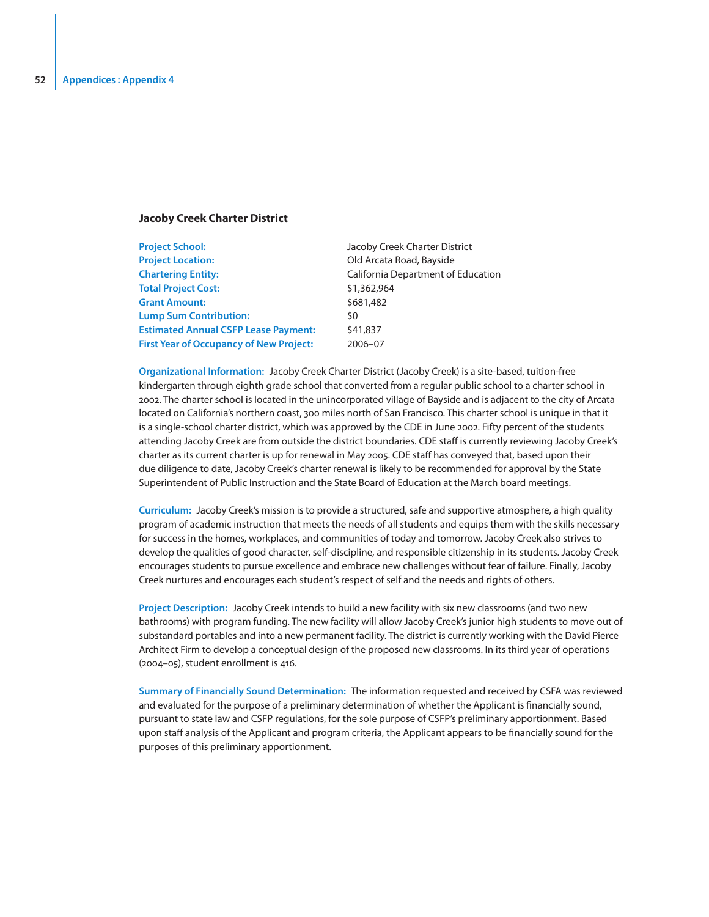### Jacoby Creek Charter District

| | |
|---|---|
| **Project School:** | Jacoby Creek Charter District |
| **Project Location:** | Old Arcata Road, Bayside |
| **Chartering Entity:** | California Department of Education |
| **Total Project Cost:** | $1,362,964 |
| **Grant Amount:** | $681,482 |
| **Lump Sum Contribution:** | $0 |
| **Estimated Annual CSFP Lease Payment:** | $41,837 |
| **First Year of Occupancy of New Project:** | 2006–07 |

**Organizational Information:** Jacoby Creek Charter District (Jacoby Creek) is a site-based, tuition-free kindergarten through eighth grade school that converted from a regular public school to a charter school in 2002. The charter school is located in the unincorporated village of Bayside and is adjacent to the city of Arcata located on California's northern coast, 300 miles north of San Francisco. This charter school is unique in that it is a single-school charter district, which was approved by the CDE in June 2002. Fifty percent of the students attending Jacoby Creek are from outside the district boundaries. CDE staff is currently reviewing Jacoby Creek's charter as its current charter is up for renewal in May 2005. CDE staff has conveyed that, based upon their due diligence to date, Jacoby Creek's charter renewal is likely to be recommended for approval by the State Superintendent of Public Instruction and the State Board of Education at the March board meetings.

**Curriculum:** Jacoby Creek's mission is to provide a structured, safe and supportive atmosphere, a high quality program of academic instruction that meets the needs of all students and equips them with the skills necessary for success in the homes, workplaces, and communities of today and tomorrow. Jacoby Creek also strives to develop the qualities of good character, self-discipline, and responsible citizenship in its students. Jacoby Creek encourages students to pursue excellence and embrace new challenges without fear of failure. Finally, Jacoby Creek nurtures and encourages each student's respect of self and the needs and rights of others.

**Project Description:** Jacoby Creek intends to build a new facility with six new classrooms (and two new bathrooms) with program funding. The new facility will allow Jacoby Creek's junior high students to move out of substandard portables and into a new permanent facility. The district is currently working with the David Pierce Architect Firm to develop a conceptual design of the proposed new classrooms. In its third year of operations (2004–05), student enrollment is 416.

**Summary of Financially Sound Determination:** The information requested and received by CSFA was reviewed and evaluated for the purpose of a preliminary determination of whether the Applicant is financially sound, pursuant to state law and CSFP regulations, for the sole purpose of CSFP's preliminary apportionment. Based upon staff analysis of the Applicant and program criteria, the Applicant appears to be financially sound for the purposes of this preliminary apportionment.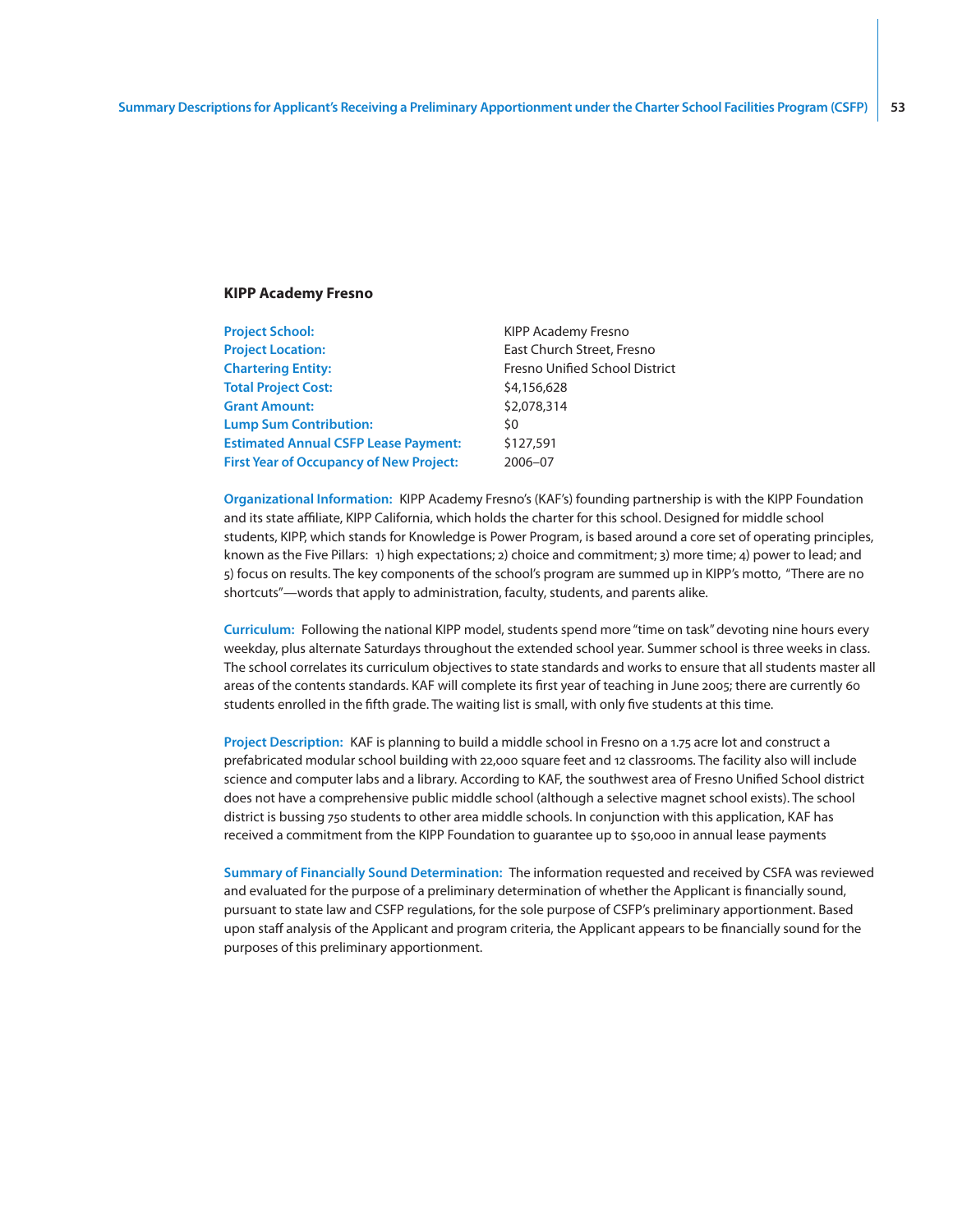### KIPP Academy Fresno

| | |
|---|---|
| **Project School:** | KIPP Academy Fresno |
| **Project Location:** | East Church Street, Fresno |
| **Chartering Entity:** | Fresno Unified School District |
| **Total Project Cost:** | $4,156,628 |
| **Grant Amount:** | $2,078,314 |
| **Lump Sum Contribution:** | $0 |
| **Estimated Annual CSFP Lease Payment:** | $127,591 |
| **First Year of Occupancy of New Project:** | 2006–07 |

**Organizational Information:** KIPP Academy Fresno's (KAF's) founding partnership is with the KIPP Foundation and its state affiliate, KIPP California, which holds the charter for this school. Designed for middle school students, KIPP, which stands for Knowledge is Power Program, is based around a core set of operating principles, known as the Five Pillars: 1) high expectations; 2) choice and commitment; 3) more time; 4) power to lead; and 5) focus on results. The key components of the school's program are summed up in KIPP's motto, "There are no shortcuts"—words that apply to administration, faculty, students, and parents alike.

**Curriculum:** Following the national KIPP model, students spend more "time on task" devoting nine hours every weekday, plus alternate Saturdays throughout the extended school year. Summer school is three weeks in class. The school correlates its curriculum objectives to state standards and works to ensure that all students master all areas of the contents standards. KAF will complete its first year of teaching in June 2005; there are currently 60 students enrolled in the fifth grade. The waiting list is small, with only five students at this time.

**Project Description:** KAF is planning to build a middle school in Fresno on a 1.75 acre lot and construct a prefabricated modular school building with 22,000 square feet and 12 classrooms. The facility also will include science and computer labs and a library. According to KAF, the southwest area of Fresno Unified School district does not have a comprehensive public middle school (although a selective magnet school exists). The school district is bussing 750 students to other area middle schools. In conjunction with this application, KAF has received a commitment from the KIPP Foundation to guarantee up to $50,000 in annual lease payments

**Summary of Financially Sound Determination:** The information requested and received by CSFA was reviewed and evaluated for the purpose of a preliminary determination of whether the Applicant is financially sound, pursuant to state law and CSFP regulations, for the sole purpose of CSFP's preliminary apportionment. Based upon staff analysis of the Applicant and program criteria, the Applicant appears to be financially sound for the purposes of this preliminary apportionment.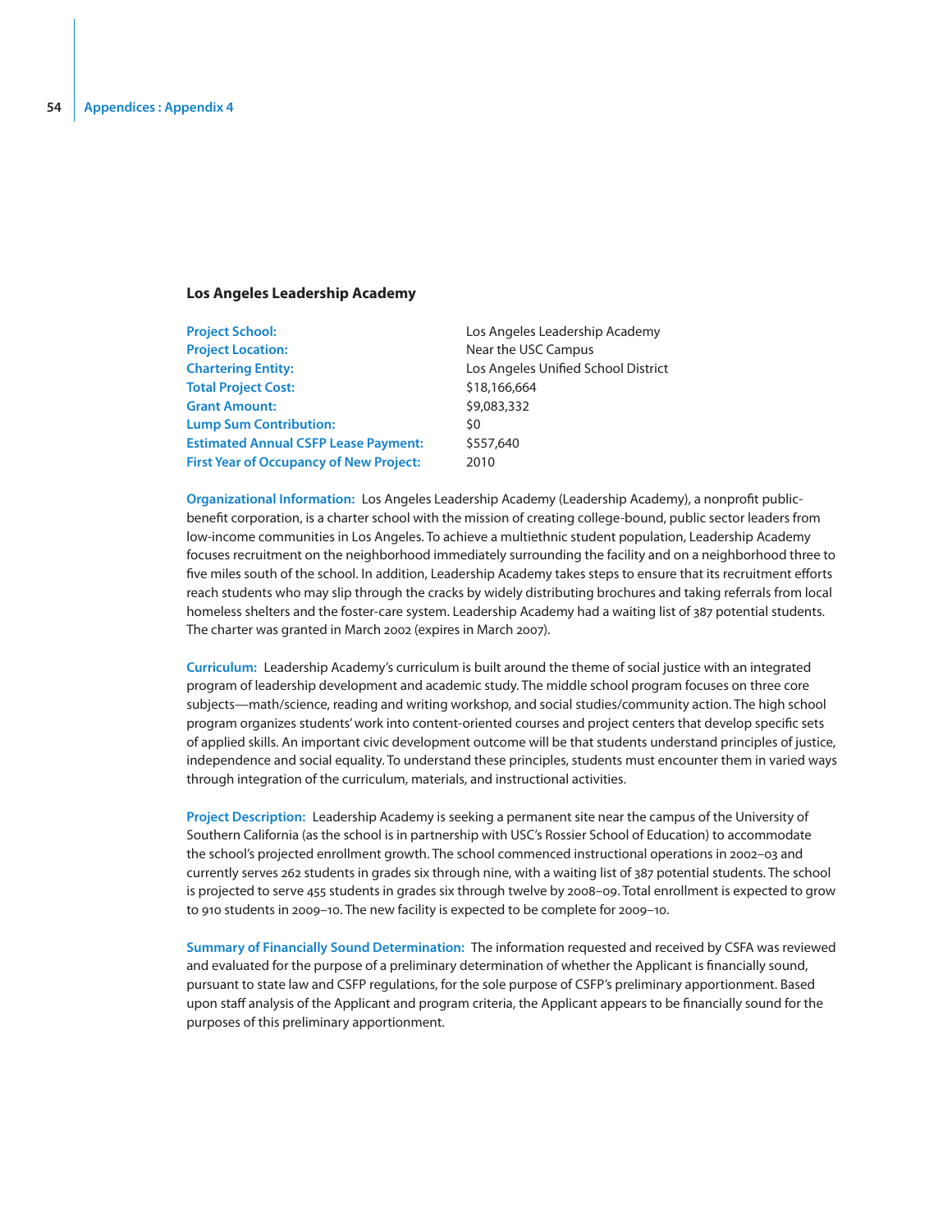### Los Angeles Leadership Academy

| | |
|---|---|
| **Project School:** | Los Angeles Leadership Academy |
| **Project Location:** | Near the USC Campus |
| **Chartering Entity:** | Los Angeles Unified School District |
| **Total Project Cost:** | $18,166,664 |
| **Grant Amount:** | $9,083,332 |
| **Lump Sum Contribution:** | $0 |
| **Estimated Annual CSFP Lease Payment:** | $557,640 |
| **First Year of Occupancy of New Project:** | 2010 |

**Organizational Information:** Los Angeles Leadership Academy (Leadership Academy), a nonprofit public-benefit corporation, is a charter school with the mission of creating college-bound, public sector leaders from low-income communities in Los Angeles. To achieve a multiethnic student population, Leadership Academy focuses recruitment on the neighborhood immediately surrounding the facility and on a neighborhood three to five miles south of the school. In addition, Leadership Academy takes steps to ensure that its recruitment efforts reach students who may slip through the cracks by widely distributing brochures and taking referrals from local homeless shelters and the foster-care system. Leadership Academy had a waiting list of 387 potential students. The charter was granted in March 2002 (expires in March 2007).

**Curriculum:** Leadership Academy's curriculum is built around the theme of social justice with an integrated program of leadership development and academic study. The middle school program focuses on three core subjects—math/science, reading and writing workshop, and social studies/community action. The high school program organizes students' work into content-oriented courses and project centers that develop specific sets of applied skills. An important civic development outcome will be that students understand principles of justice, independence and social equality. To understand these principles, students must encounter them in varied ways through integration of the curriculum, materials, and instructional activities.

**Project Description:** Leadership Academy is seeking a permanent site near the campus of the University of Southern California (as the school is in partnership with USC's Rossier School of Education) to accommodate the school's projected enrollment growth. The school commenced instructional operations in 2002–03 and currently serves 262 students in grades six through nine, with a waiting list of 387 potential students. The school is projected to serve 455 students in grades six through twelve by 2008–09. Total enrollment is expected to grow to 910 students in 2009–10. The new facility is expected to be complete for 2009–10.

**Summary of Financially Sound Determination:** The information requested and received by CSFA was reviewed and evaluated for the purpose of a preliminary determination of whether the Applicant is financially sound, pursuant to state law and CSFP regulations, for the sole purpose of CSFP's preliminary apportionment. Based upon staff analysis of the Applicant and program criteria, the Applicant appears to be financially sound for the purposes of this preliminary apportionment.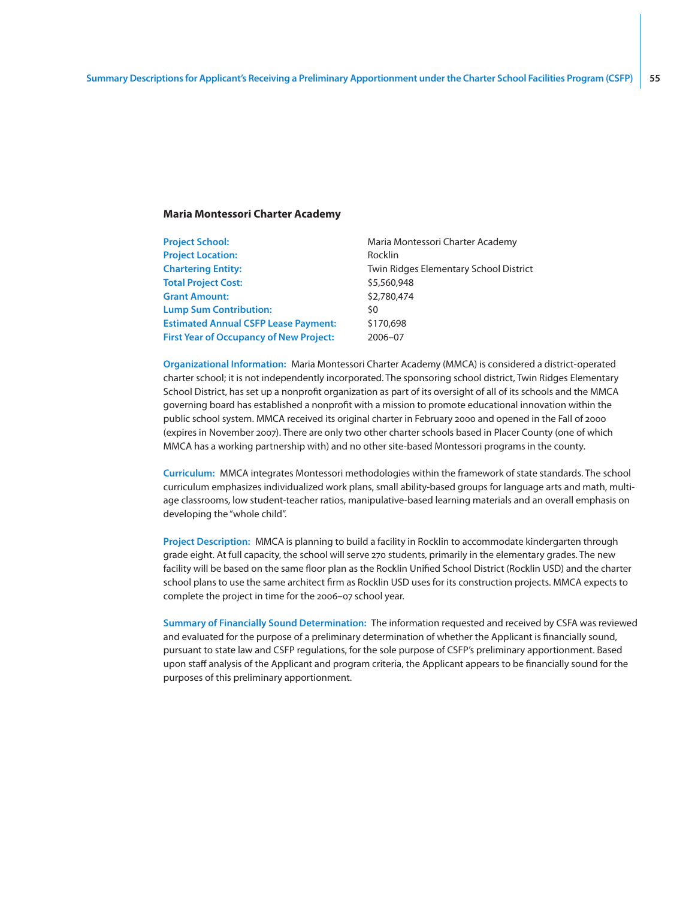## Maria Montessori Charter Academy

| | |
|---|---|
| **Project School:** | Maria Montessori Charter Academy |
| **Project Location:** | Rocklin |
| **Chartering Entity:** | Twin Ridges Elementary School District |
| **Total Project Cost:** | $5,560,948 |
| **Grant Amount:** | $2,780,474 |
| **Lump Sum Contribution:** | $0 |
| **Estimated Annual CSFP Lease Payment:** | $170,698 |
| **First Year of Occupancy of New Project:** | 2006–07 |

**Organizational Information:** Maria Montessori Charter Academy (MMCA) is considered a district-operated charter school; it is not independently incorporated. The sponsoring school district, Twin Ridges Elementary School District, has set up a nonprofit organization as part of its oversight of all of its schools and the MMCA governing board has established a nonprofit with a mission to promote educational innovation within the public school system. MMCA received its original charter in February 2000 and opened in the Fall of 2000 (expires in November 2007). There are only two other charter schools based in Placer County (one of which MMCA has a working partnership with) and no other site-based Montessori programs in the county.

**Curriculum:** MMCA integrates Montessori methodologies within the framework of state standards. The school curriculum emphasizes individualized work plans, small ability-based groups for language arts and math, multi-age classrooms, low student-teacher ratios, manipulative-based learning materials and an overall emphasis on developing the "whole child".

**Project Description:** MMCA is planning to build a facility in Rocklin to accommodate kindergarten through grade eight. At full capacity, the school will serve 270 students, primarily in the elementary grades. The new facility will be based on the same floor plan as the Rocklin Unified School District (Rocklin USD) and the charter school plans to use the same architect firm as Rocklin USD uses for its construction projects. MMCA expects to complete the project in time for the 2006–07 school year.

**Summary of Financially Sound Determination:** The information requested and received by CSFA was reviewed and evaluated for the purpose of a preliminary determination of whether the Applicant is financially sound, pursuant to state law and CSFP regulations, for the sole purpose of CSFP's preliminary apportionment. Based upon staff analysis of the Applicant and program criteria, the Applicant appears to be financially sound for the purposes of this preliminary apportionment.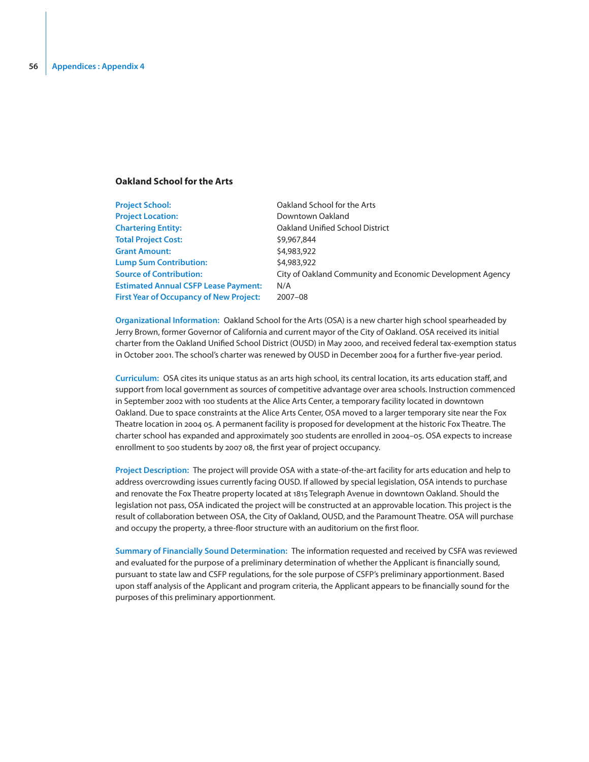### Oakland School for the Arts

| | |
|---|---|
| **Project School:** | Oakland School for the Arts |
| **Project Location:** | Downtown Oakland |
| **Chartering Entity:** | Oakland Unified School District |
| **Total Project Cost:** | $9,967,844 |
| **Grant Amount:** | $4,983,922 |
| **Lump Sum Contribution:** | $4,983,922 |
| **Source of Contribution:** | City of Oakland Community and Economic Development Agency |
| **Estimated Annual CSFP Lease Payment:** | N/A |
| **First Year of Occupancy of New Project:** | 2007–08 |

**Organizational Information:** Oakland School for the Arts (OSA) is a new charter high school spearheaded by Jerry Brown, former Governor of California and current mayor of the City of Oakland. OSA received its initial charter from the Oakland Unified School District (OUSD) in May 2000, and received federal tax-exemption status in October 2001. The school's charter was renewed by OUSD in December 2004 for a further five-year period.

**Curriculum:** OSA cites its unique status as an arts high school, its central location, its arts education staff, and support from local government as sources of competitive advantage over area schools. Instruction commenced in September 2002 with 100 students at the Alice Arts Center, a temporary facility located in downtown Oakland. Due to space constraints at the Alice Arts Center, OSA moved to a larger temporary site near the Fox Theatre location in 2004 05. A permanent facility is proposed for development at the historic Fox Theatre. The charter school has expanded and approximately 300 students are enrolled in 2004–05. OSA expects to increase enrollment to 500 students by 2007 08, the first year of project occupancy.

**Project Description:** The project will provide OSA with a state-of-the-art facility for arts education and help to address overcrowding issues currently facing OUSD. If allowed by special legislation, OSA intends to purchase and renovate the Fox Theatre property located at 1815 Telegraph Avenue in downtown Oakland. Should the legislation not pass, OSA indicated the project will be constructed at an approvable location. This project is the result of collaboration between OSA, the City of Oakland, OUSD, and the Paramount Theatre. OSA will purchase and occupy the property, a three-floor structure with an auditorium on the first floor.

**Summary of Financially Sound Determination:** The information requested and received by CSFA was reviewed and evaluated for the purpose of a preliminary determination of whether the Applicant is financially sound, pursuant to state law and CSFP regulations, for the sole purpose of CSFP's preliminary apportionment. Based upon staff analysis of the Applicant and program criteria, the Applicant appears to be financially sound for the purposes of this preliminary apportionment.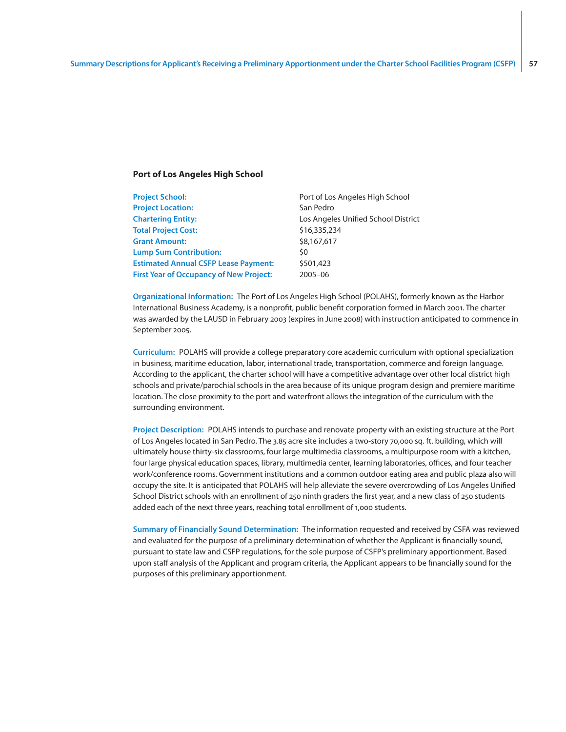### Port of Los Angeles High School

| | |
|---|---|
| **Project School:** | Port of Los Angeles High School |
| **Project Location:** | San Pedro |
| **Chartering Entity:** | Los Angeles Unified School District |
| **Total Project Cost:** | $16,335,234 |
| **Grant Amount:** | $8,167,617 |
| **Lump Sum Contribution:** | $0 |
| **Estimated Annual CSFP Lease Payment:** | $501,423 |
| **First Year of Occupancy of New Project:** | 2005–06 |

**Organizational Information:** The Port of Los Angeles High School (POLAHS), formerly known as the Harbor International Business Academy, is a nonprofit, public benefit corporation formed in March 2001. The charter was awarded by the LAUSD in February 2003 (expires in June 2008) with instruction anticipated to commence in September 2005.

**Curriculum:** POLAHS will provide a college preparatory core academic curriculum with optional specialization in business, maritime education, labor, international trade, transportation, commerce and foreign language. According to the applicant, the charter school will have a competitive advantage over other local district high schools and private/parochial schools in the area because of its unique program design and premiere maritime location. The close proximity to the port and waterfront allows the integration of the curriculum with the surrounding environment.

**Project Description:** POLAHS intends to purchase and renovate property with an existing structure at the Port of Los Angeles located in San Pedro. The 3.85 acre site includes a two-story 70,000 sq. ft. building, which will ultimately house thirty-six classrooms, four large multimedia classrooms, a multipurpose room with a kitchen, four large physical education spaces, library, multimedia center, learning laboratories, offices, and four teacher work/conference rooms. Government institutions and a common outdoor eating area and public plaza also will occupy the site. It is anticipated that POLAHS will help alleviate the severe overcrowding of Los Angeles Unified School District schools with an enrollment of 250 ninth graders the first year, and a new class of 250 students added each of the next three years, reaching total enrollment of 1,000 students.

**Summary of Financially Sound Determination:** The information requested and received by CSFA was reviewed and evaluated for the purpose of a preliminary determination of whether the Applicant is financially sound, pursuant to state law and CSFP regulations, for the sole purpose of CSFP's preliminary apportionment. Based upon staff analysis of the Applicant and program criteria, the Applicant appears to be financially sound for the purposes of this preliminary apportionment.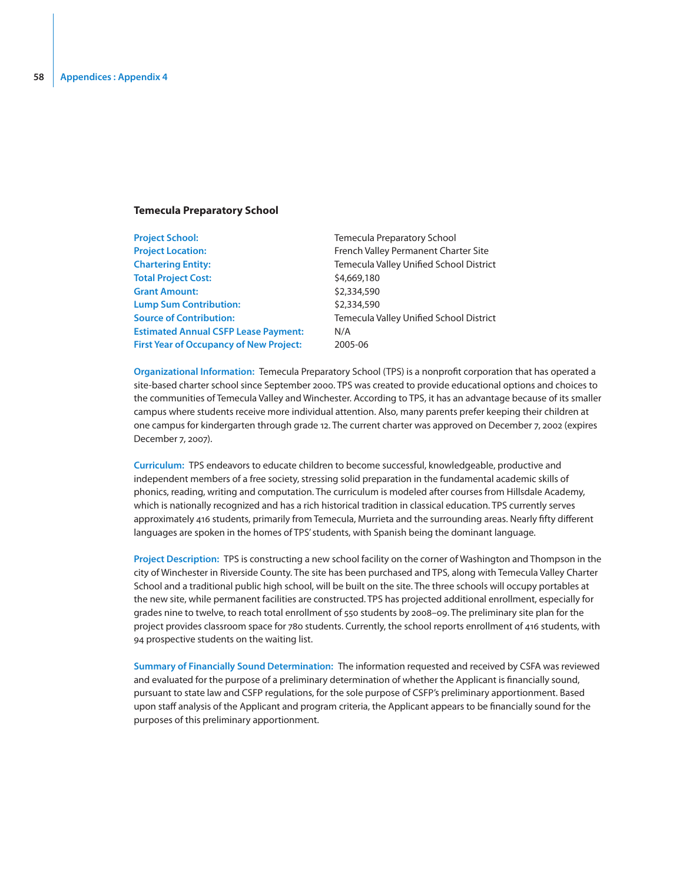### Temecula Preparatory School

**Project School:** Temecula Preparatory School
**Project Location:** French Valley Permanent Charter Site
**Chartering Entity:** Temecula Valley Unified School District
**Total Project Cost:** $4,669,180
**Grant Amount:** $2,334,590
**Lump Sum Contribution:** $2,334,590
**Source of Contribution:** Temecula Valley Unified School District
**Estimated Annual CSFP Lease Payment:** N/A
**First Year of Occupancy of New Project:** 2005-06

**Organizational Information:** Temecula Preparatory School (TPS) is a nonprofit corporation that has operated a site-based charter school since September 2000. TPS was created to provide educational options and choices to the communities of Temecula Valley and Winchester. According to TPS, it has an advantage because of its smaller campus where students receive more individual attention. Also, many parents prefer keeping their children at one campus for kindergarten through grade 12. The current charter was approved on December 7, 2002 (expires December 7, 2007).

**Curriculum:** TPS endeavors to educate children to become successful, knowledgeable, productive and independent members of a free society, stressing solid preparation in the fundamental academic skills of phonics, reading, writing and computation. The curriculum is modeled after courses from Hillsdale Academy, which is nationally recognized and has a rich historical tradition in classical education. TPS currently serves approximately 416 students, primarily from Temecula, Murrieta and the surrounding areas. Nearly fifty different languages are spoken in the homes of TPS' students, with Spanish being the dominant language.

**Project Description:** TPS is constructing a new school facility on the corner of Washington and Thompson in the city of Winchester in Riverside County. The site has been purchased and TPS, along with Temecula Valley Charter School and a traditional public high school, will be built on the site. The three schools will occupy portables at the new site, while permanent facilities are constructed. TPS has projected additional enrollment, especially for grades nine to twelve, to reach total enrollment of 550 students by 2008–09. The preliminary site plan for the project provides classroom space for 780 students. Currently, the school reports enrollment of 416 students, with 94 prospective students on the waiting list.

**Summary of Financially Sound Determination:** The information requested and received by CSFA was reviewed and evaluated for the purpose of a preliminary determination of whether the Applicant is financially sound, pursuant to state law and CSFP regulations, for the sole purpose of CSFP's preliminary apportionment. Based upon staff analysis of the Applicant and program criteria, the Applicant appears to be financially sound for the purposes of this preliminary apportionment.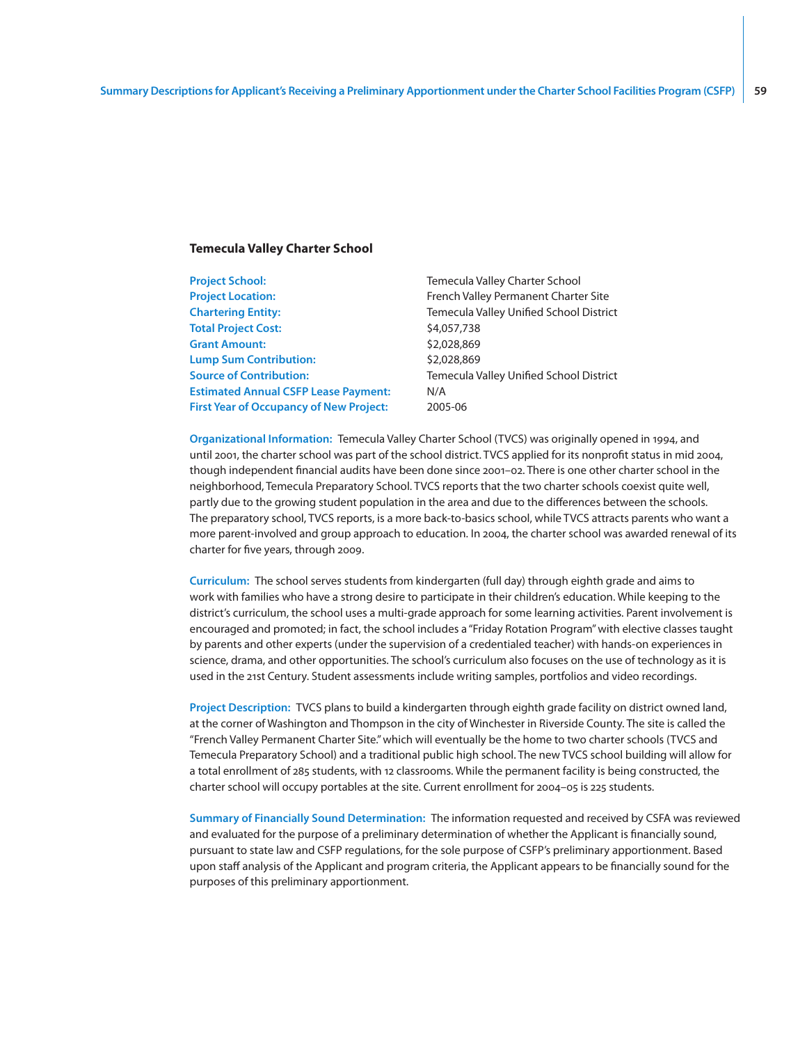### Temecula Valley Charter School

| | |
|---|---|
| **Project School:** | Temecula Valley Charter School |
| **Project Location:** | French Valley Permanent Charter Site |
| **Chartering Entity:** | Temecula Valley Unified School District |
| **Total Project Cost:** | $4,057,738 |
| **Grant Amount:** | $2,028,869 |
| **Lump Sum Contribution:** | $2,028,869 |
| **Source of Contribution:** | Temecula Valley Unified School District |
| **Estimated Annual CSFP Lease Payment:** | N/A |
| **First Year of Occupancy of New Project:** | 2005-06 |

**Organizational Information:** Temecula Valley Charter School (TVCS) was originally opened in 1994, and until 2001, the charter school was part of the school district. TVCS applied for its nonprofit status in mid 2004, though independent financial audits have been done since 2001–02. There is one other charter school in the neighborhood, Temecula Preparatory School. TVCS reports that the two charter schools coexist quite well, partly due to the growing student population in the area and due to the differences between the schools. The preparatory school, TVCS reports, is a more back-to-basics school, while TVCS attracts parents who want a more parent-involved and group approach to education. In 2004, the charter school was awarded renewal of its charter for five years, through 2009.

**Curriculum:** The school serves students from kindergarten (full day) through eighth grade and aims to work with families who have a strong desire to participate in their children's education. While keeping to the district's curriculum, the school uses a multi-grade approach for some learning activities. Parent involvement is encouraged and promoted; in fact, the school includes a "Friday Rotation Program" with elective classes taught by parents and other experts (under the supervision of a credentialed teacher) with hands-on experiences in science, drama, and other opportunities. The school's curriculum also focuses on the use of technology as it is used in the 21st Century. Student assessments include writing samples, portfolios and video recordings.

**Project Description:** TVCS plans to build a kindergarten through eighth grade facility on district owned land, at the corner of Washington and Thompson in the city of Winchester in Riverside County. The site is called the "French Valley Permanent Charter Site." which will eventually be the home to two charter schools (TVCS and Temecula Preparatory School) and a traditional public high school. The new TVCS school building will allow for a total enrollment of 285 students, with 12 classrooms. While the permanent facility is being constructed, the charter school will occupy portables at the site. Current enrollment for 2004–05 is 225 students.

**Summary of Financially Sound Determination:** The information requested and received by CSFA was reviewed and evaluated for the purpose of a preliminary determination of whether the Applicant is financially sound, pursuant to state law and CSFP regulations, for the sole purpose of CSFP's preliminary apportionment. Based upon staff analysis of the Applicant and program criteria, the Applicant appears to be financially sound for the purposes of this preliminary apportionment.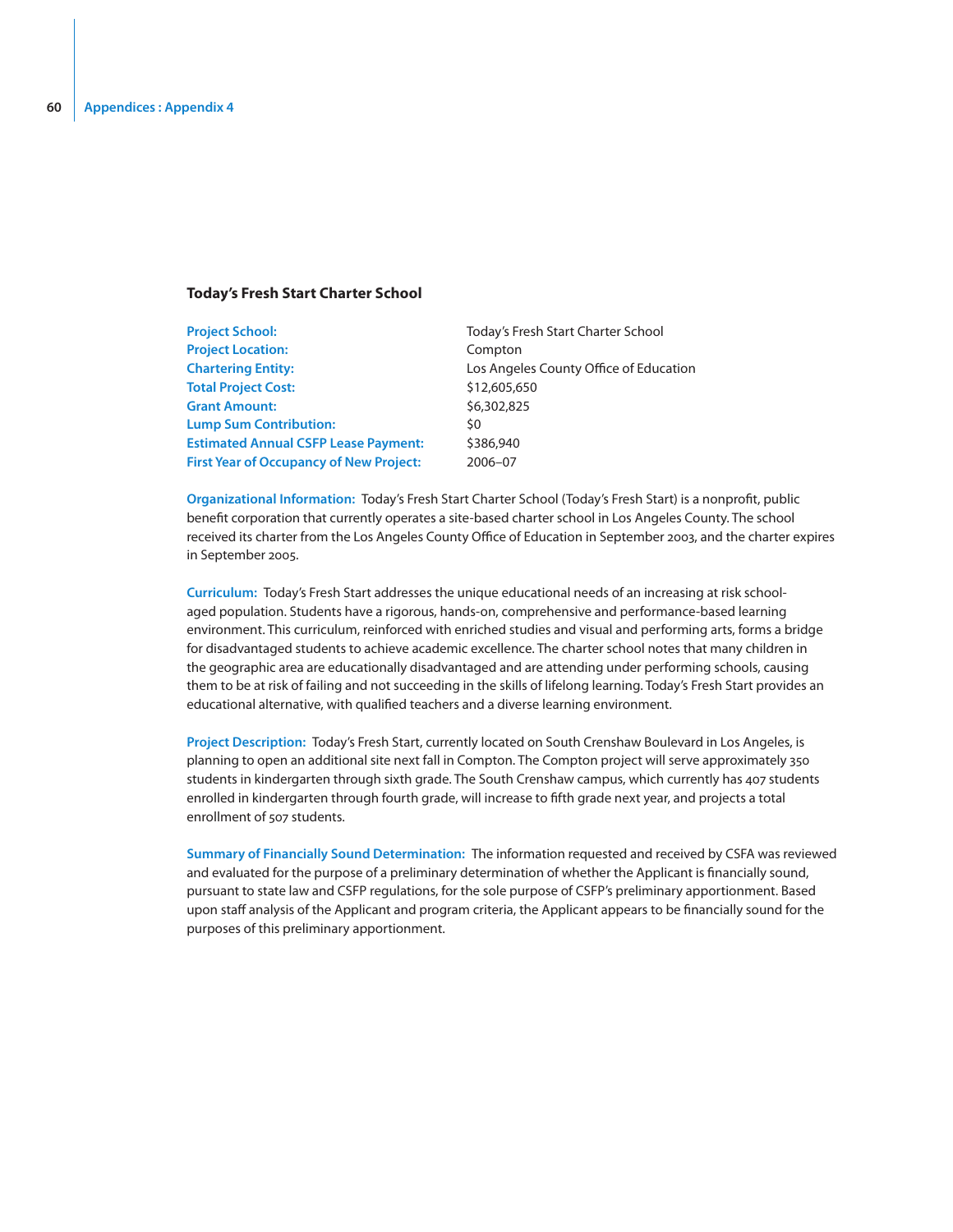### Today's Fresh Start Charter School

| | |
|---|---|
| **Project School:** | Today's Fresh Start Charter School |
| **Project Location:** | Compton |
| **Chartering Entity:** | Los Angeles County Office of Education |
| **Total Project Cost:** | $12,605,650 |
| **Grant Amount:** | $6,302,825 |
| **Lump Sum Contribution:** | $0 |
| **Estimated Annual CSFP Lease Payment:** | $386,940 |
| **First Year of Occupancy of New Project:** | 2006–07 |

**Organizational Information:** Today's Fresh Start Charter School (Today's Fresh Start) is a nonprofit, public benefit corporation that currently operates a site-based charter school in Los Angeles County. The school received its charter from the Los Angeles County Office of Education in September 2003, and the charter expires in September 2005.

**Curriculum:** Today's Fresh Start addresses the unique educational needs of an increasing at risk school-aged population. Students have a rigorous, hands-on, comprehensive and performance-based learning environment. This curriculum, reinforced with enriched studies and visual and performing arts, forms a bridge for disadvantaged students to achieve academic excellence. The charter school notes that many children in the geographic area are educationally disadvantaged and are attending under performing schools, causing them to be at risk of failing and not succeeding in the skills of lifelong learning. Today's Fresh Start provides an educational alternative, with qualified teachers and a diverse learning environment.

**Project Description:** Today's Fresh Start, currently located on South Crenshaw Boulevard in Los Angeles, is planning to open an additional site next fall in Compton. The Compton project will serve approximately 350 students in kindergarten through sixth grade. The South Crenshaw campus, which currently has 407 students enrolled in kindergarten through fourth grade, will increase to fifth grade next year, and projects a total enrollment of 507 students.

**Summary of Financially Sound Determination:** The information requested and received by CSFA was reviewed and evaluated for the purpose of a preliminary determination of whether the Applicant is financially sound, pursuant to state law and CSFP regulations, for the sole purpose of CSFP's preliminary apportionment. Based upon staff analysis of the Applicant and program criteria, the Applicant appears to be financially sound for the purposes of this preliminary apportionment.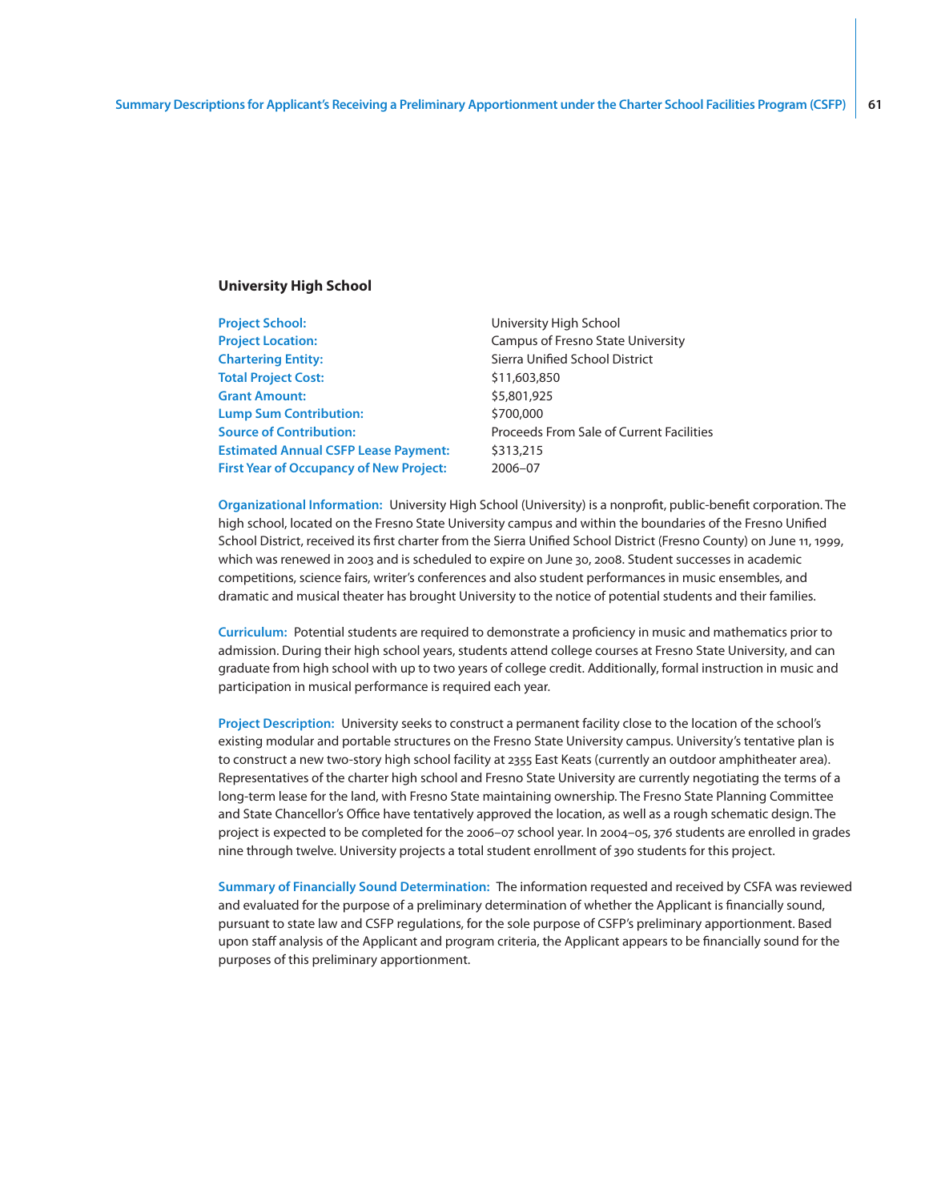## University High School

| | |
|---|---|
| **Project School:** | University High School |
| **Project Location:** | Campus of Fresno State University |
| **Chartering Entity:** | Sierra Unified School District |
| **Total Project Cost:** | $11,603,850 |
| **Grant Amount:** | $5,801,925 |
| **Lump Sum Contribution:** | $700,000 |
| **Source of Contribution:** | Proceeds From Sale of Current Facilities |
| **Estimated Annual CSFP Lease Payment:** | $313,215 |
| **First Year of Occupancy of New Project:** | 2006–07 |

**Organizational Information:** University High School (University) is a nonprofit, public-benefit corporation. The high school, located on the Fresno State University campus and within the boundaries of the Fresno Unified School District, received its first charter from the Sierra Unified School District (Fresno County) on June 11, 1999, which was renewed in 2003 and is scheduled to expire on June 30, 2008. Student successes in academic competitions, science fairs, writer's conferences and also student performances in music ensembles, and dramatic and musical theater has brought University to the notice of potential students and their families.

**Curriculum:** Potential students are required to demonstrate a proficiency in music and mathematics prior to admission. During their high school years, students attend college courses at Fresno State University, and can graduate from high school with up to two years of college credit. Additionally, formal instruction in music and participation in musical performance is required each year.

**Project Description:** University seeks to construct a permanent facility close to the location of the school's existing modular and portable structures on the Fresno State University campus. University's tentative plan is to construct a new two-story high school facility at 2355 East Keats (currently an outdoor amphitheater area). Representatives of the charter high school and Fresno State University are currently negotiating the terms of a long-term lease for the land, with Fresno State maintaining ownership. The Fresno State Planning Committee and State Chancellor's Office have tentatively approved the location, as well as a rough schematic design. The project is expected to be completed for the 2006–07 school year. In 2004–05, 376 students are enrolled in grades nine through twelve. University projects a total student enrollment of 390 students for this project.

**Summary of Financially Sound Determination:** The information requested and received by CSFA was reviewed and evaluated for the purpose of a preliminary determination of whether the Applicant is financially sound, pursuant to state law and CSFP regulations, for the sole purpose of CSFP's preliminary apportionment. Based upon staff analysis of the Applicant and program criteria, the Applicant appears to be financially sound for the purposes of this preliminary apportionment.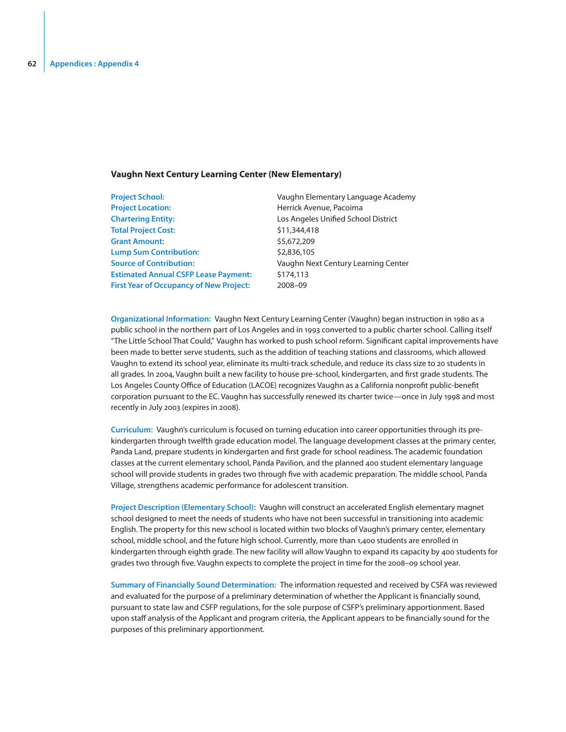### Vaughn Next Century Learning Center (New Elementary)

| | |
|---|---|
| **Project School:** | Vaughn Elementary Language Academy |
| **Project Location:** | Herrick Avenue, Pacoima |
| **Chartering Entity:** | Los Angeles Unified School District |
| **Total Project Cost:** | $11,344,418 |
| **Grant Amount:** | $5,672,209 |
| **Lump Sum Contribution:** | $2,836,105 |
| **Source of Contribution:** | Vaughn Next Century Learning Center |
| **Estimated Annual CSFP Lease Payment:** | $174,113 |
| **First Year of Occupancy of New Project:** | 2008–09 |

**Organizational Information:** Vaughn Next Century Learning Center (Vaughn) began instruction in 1980 as a public school in the northern part of Los Angeles and in 1993 converted to a public charter school. Calling itself "The Little School That Could," Vaughn has worked to push school reform. Significant capital improvements have been made to better serve students, such as the addition of teaching stations and classrooms, which allowed Vaughn to extend its school year, eliminate its multi-track schedule, and reduce its class size to 20 students in all grades. In 2004, Vaughn built a new facility to house pre-school, kindergarten, and first grade students. The Los Angeles County Office of Education (LACOE) recognizes Vaughn as a California nonprofit public-benefit corporation pursuant to the EC. Vaughn has successfully renewed its charter twice—once in July 1998 and most recently in July 2003 (expires in 2008).

**Curriculum:** Vaughn's curriculum is focused on turning education into career opportunities through its pre-kindergarten through twelfth grade education model. The language development classes at the primary center, Panda Land, prepare students in kindergarten and first grade for school readiness. The academic foundation classes at the current elementary school, Panda Pavilion, and the planned 400 student elementary language school will provide students in grades two through five with academic preparation. The middle school, Panda Village, strengthens academic performance for adolescent transition.

**Project Description (Elementary School):** Vaughn will construct an accelerated English elementary magnet school designed to meet the needs of students who have not been successful in transitioning into academic English. The property for this new school is located within two blocks of Vaughn's primary center, elementary school, middle school, and the future high school. Currently, more than 1,400 students are enrolled in kindergarten through eighth grade. The new facility will allow Vaughn to expand its capacity by 400 students for grades two through five. Vaughn expects to complete the project in time for the 2008–09 school year.

**Summary of Financially Sound Determination:** The information requested and received by CSFA was reviewed and evaluated for the purpose of a preliminary determination of whether the Applicant is financially sound, pursuant to state law and CSFP regulations, for the sole purpose of CSFP's preliminary apportionment. Based upon staff analysis of the Applicant and program criteria, the Applicant appears to be financially sound for the purposes of this preliminary apportionment.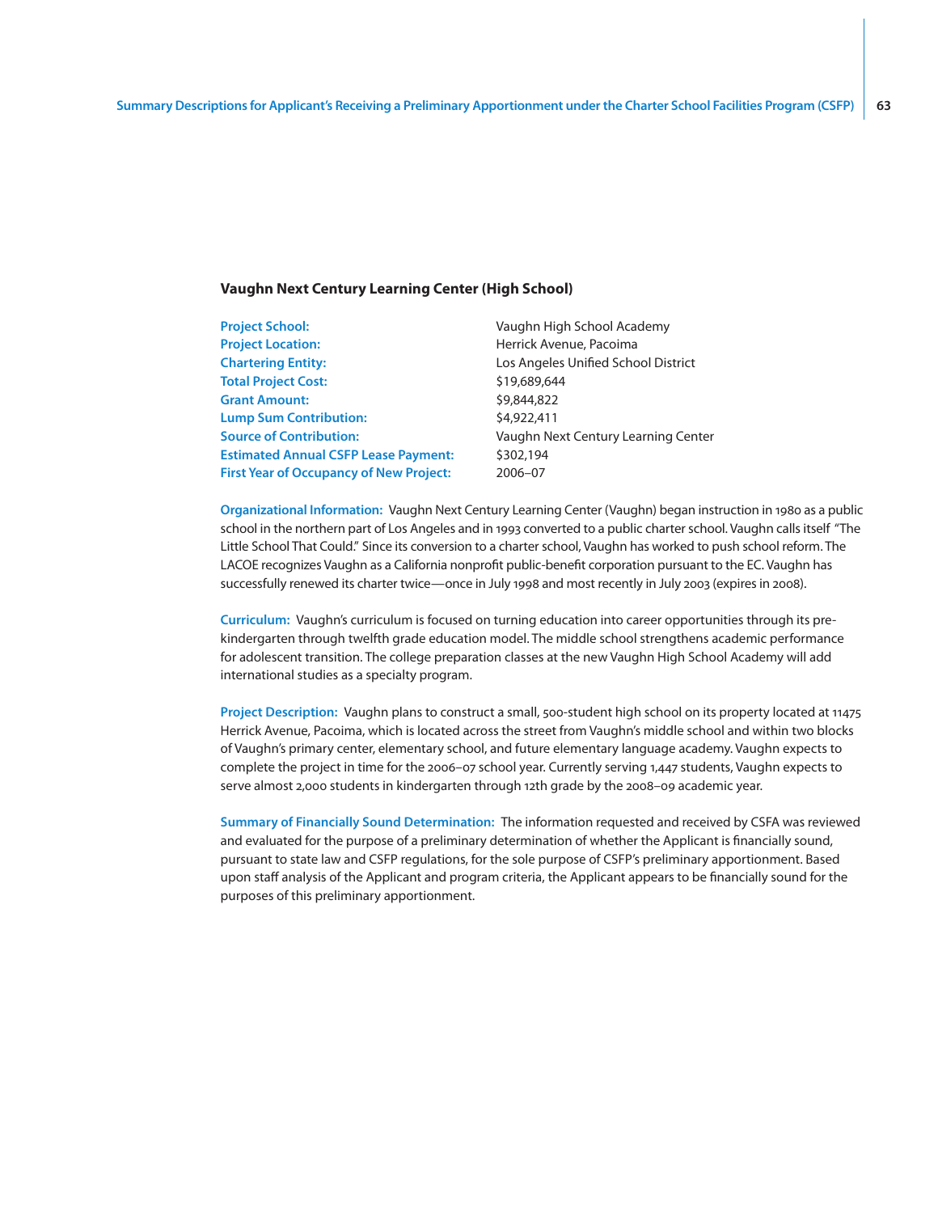### Vaughn Next Century Learning Center (High School)

| | |
|---|---|
| **Project School:** | Vaughn High School Academy |
| **Project Location:** | Herrick Avenue, Pacoima |
| **Chartering Entity:** | Los Angeles Unified School District |
| **Total Project Cost:** | $19,689,644 |
| **Grant Amount:** | $9,844,822 |
| **Lump Sum Contribution:** | $4,922,411 |
| **Source of Contribution:** | Vaughn Next Century Learning Center |
| **Estimated Annual CSFP Lease Payment:** | $302,194 |
| **First Year of Occupancy of New Project:** | 2006–07 |

**Organizational Information:** Vaughn Next Century Learning Center (Vaughn) began instruction in 1980 as a public school in the northern part of Los Angeles and in 1993 converted to a public charter school. Vaughn calls itself "The Little School That Could." Since its conversion to a charter school, Vaughn has worked to push school reform. The LACOE recognizes Vaughn as a California nonprofit public-benefit corporation pursuant to the EC. Vaughn has successfully renewed its charter twice—once in July 1998 and most recently in July 2003 (expires in 2008).

**Curriculum:** Vaughn's curriculum is focused on turning education into career opportunities through its pre-kindergarten through twelfth grade education model. The middle school strengthens academic performance for adolescent transition. The college preparation classes at the new Vaughn High School Academy will add international studies as a specialty program.

**Project Description:** Vaughn plans to construct a small, 500-student high school on its property located at 11475 Herrick Avenue, Pacoima, which is located across the street from Vaughn's middle school and within two blocks of Vaughn's primary center, elementary school, and future elementary language academy. Vaughn expects to complete the project in time for the 2006–07 school year. Currently serving 1,447 students, Vaughn expects to serve almost 2,000 students in kindergarten through 12th grade by the 2008–09 academic year.

**Summary of Financially Sound Determination:** The information requested and received by CSFA was reviewed and evaluated for the purpose of a preliminary determination of whether the Applicant is financially sound, pursuant to state law and CSFP regulations, for the sole purpose of CSFP's preliminary apportionment. Based upon staff analysis of the Applicant and program criteria, the Applicant appears to be financially sound for the purposes of this preliminary apportionment.